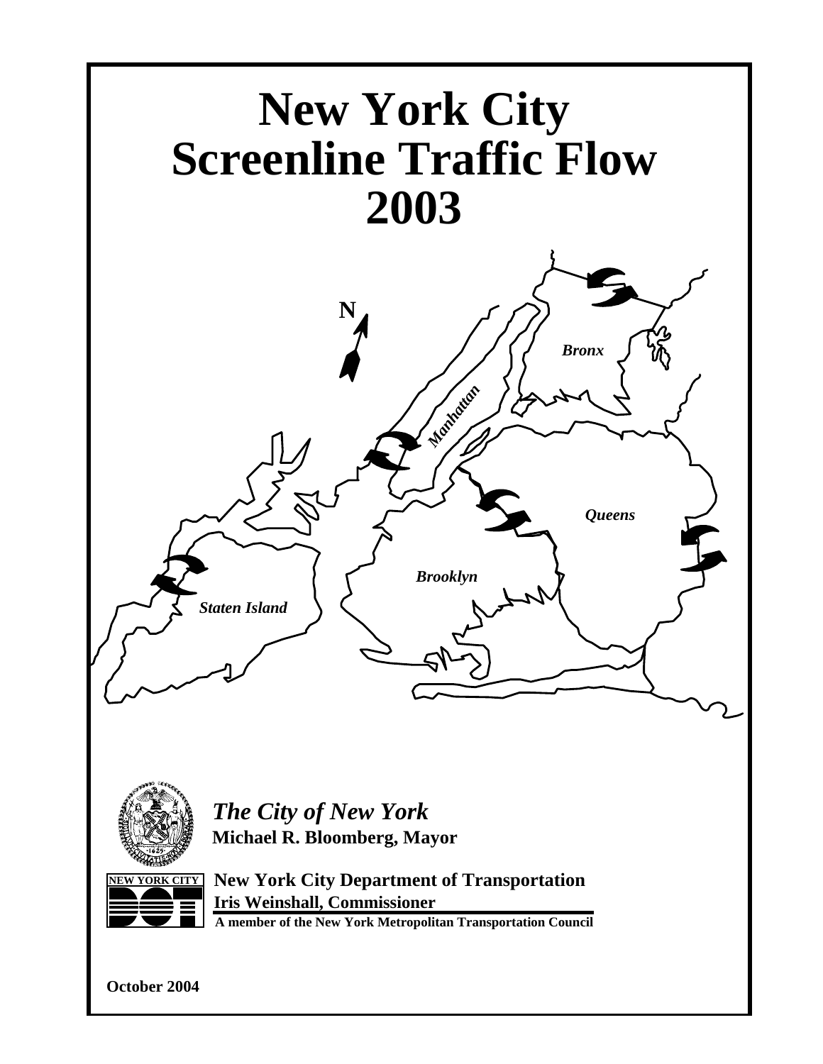# New York City Screenline Traffic Flow 2003

*The City of New York*

**Michael R. Bloomberg, Mayor**

**New York City Department of Transportation**

**Iris Weinshall, Commissioner**

**A member of the New York Metropolitan Transportation Council**

**October 2004**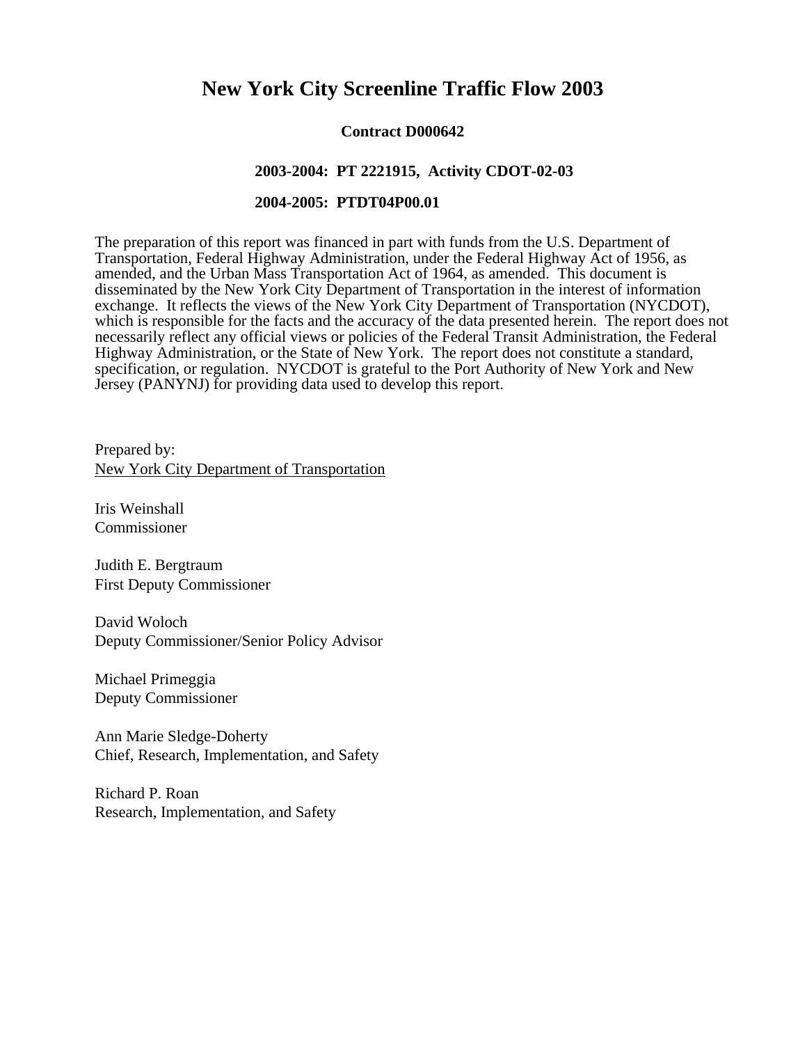# New York City Screenline Traffic Flow 2003

**Contract D000642**

**2003-2004: PT 2221915, Activity CDOT-02-03**

**2004-2005: PTDT04P00.01**

The preparation of this report was financed in part with funds from the U.S. Department of Transportation, Federal Highway Administration, under the Federal Highway Act of 1956, as amended, and the Urban Mass Transportation Act of 1964, as amended. This document is disseminated by the New York City Department of Transportation in the interest of information exchange. It reflects the views of the New York City Department of Transportation (NYCDOT), which is responsible for the facts and the accuracy of the data presented herein. The report does not necessarily reflect any official views or policies of the Federal Transit Administration, the Federal Highway Administration, or the State of New York. The report does not constitute a standard, specification, or regulation. NYCDOT is grateful to the Port Authority of New York and New Jersey (PANYNJ) for providing data used to develop this report.

Prepared by:
New York City Department of Transportation

Iris Weinshall
Commissioner

Judith E. Bergtraum
First Deputy Commissioner

David Woloch
Deputy Commissioner/Senior Policy Advisor

Michael Primeggia
Deputy Commissioner

Ann Marie Sledge-Doherty
Chief, Research, Implementation, and Safety

Richard P. Roan
Research, Implementation, and Safety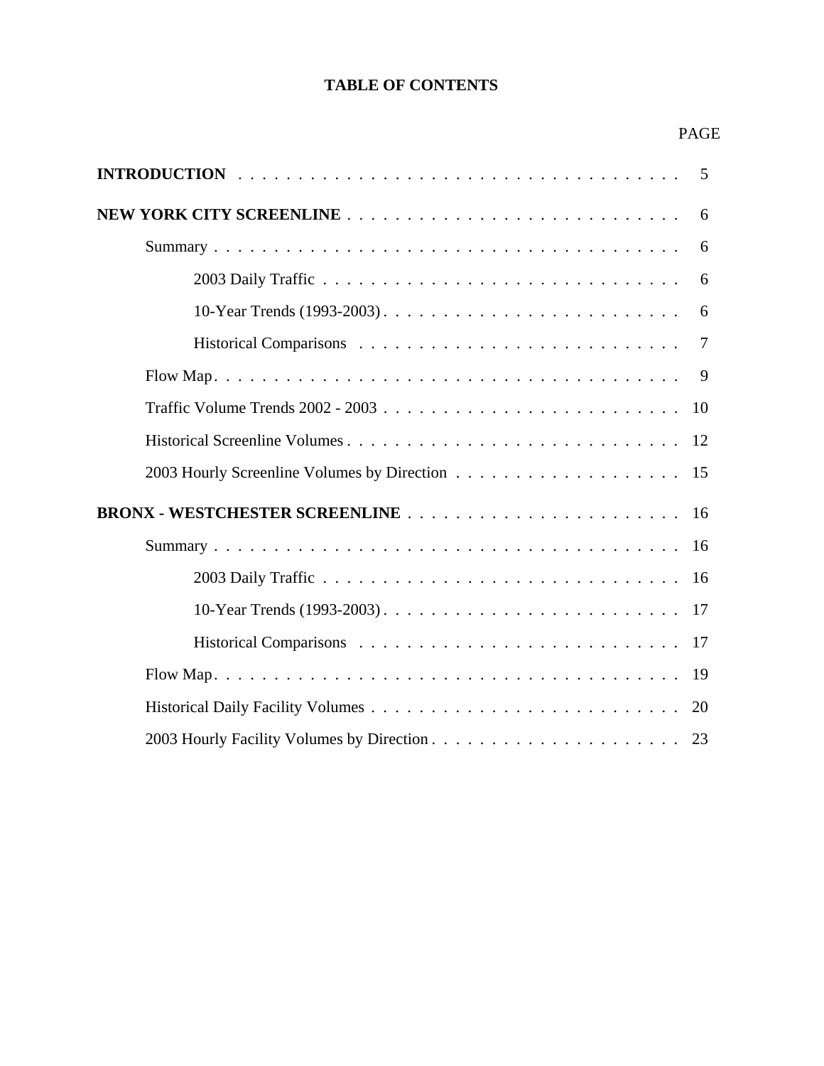# TABLE OF CONTENTS

| | PAGE |
|---|---|
| **INTRODUCTION** | 5 |
| **NEW YORK CITY SCREENLINE** | 6 |
| Summary | 6 |
| 2003 Daily Traffic | 6 |
| 10-Year Trends (1993-2003) | 6 |
| Historical Comparisons | 7 |
| Flow Map | 9 |
| Traffic Volume Trends 2002 - 2003 | 10 |
| Historical Screenline Volumes | 12 |
| 2003 Hourly Screenline Volumes by Direction | 15 |
| **BRONX - WESTCHESTER SCREENLINE** | 16 |
| Summary | 16 |
| 2003 Daily Traffic | 16 |
| 10-Year Trends (1993-2003) | 17 |
| Historical Comparisons | 17 |
| Flow Map | 19 |
| Historical Daily Facility Volumes | 20 |
| 2003 Hourly Facility Volumes by Direction | 23 |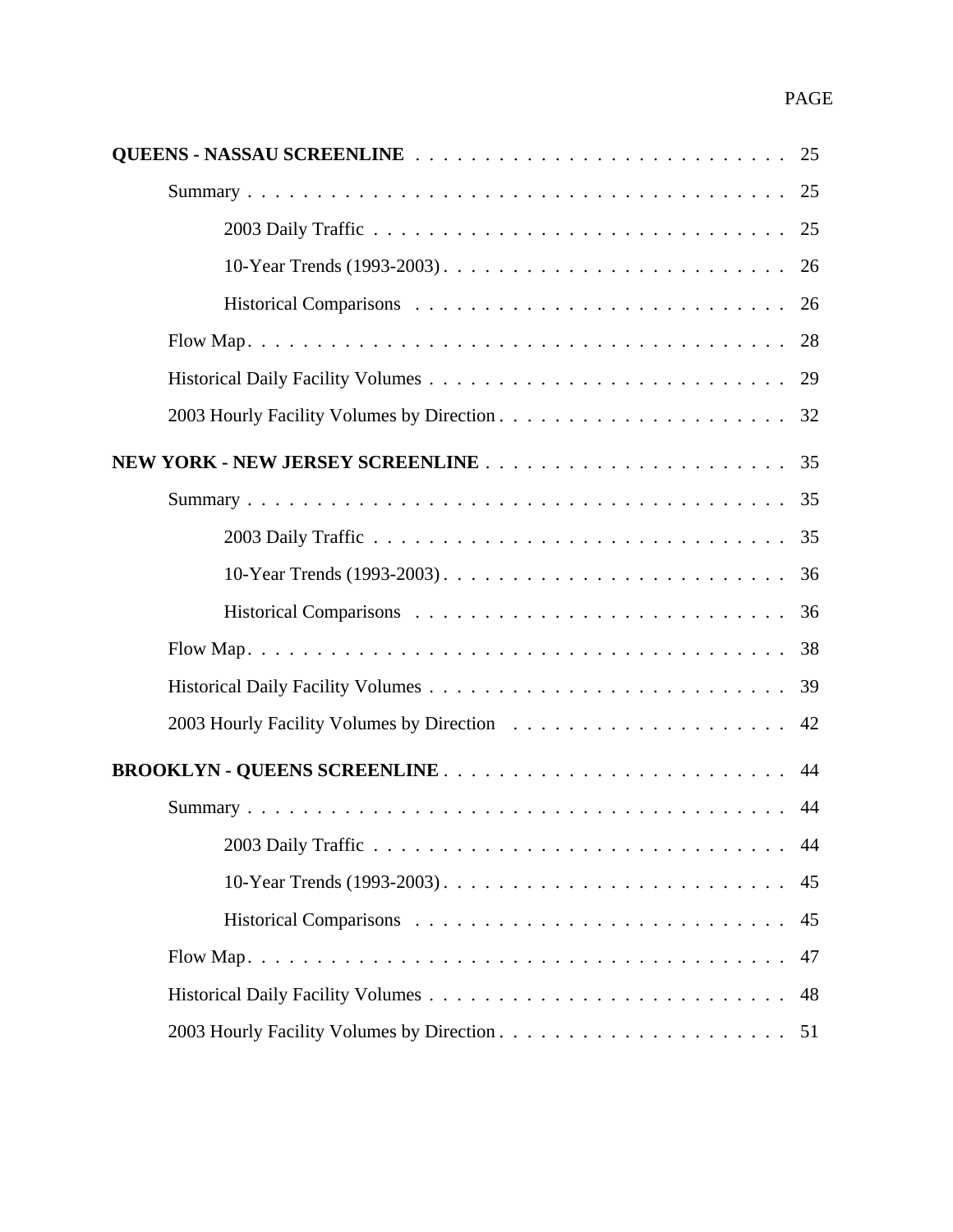| | PAGE |
|---|---|
| **QUEENS - NASSAU SCREENLINE** | 25 |
| Summary | 25 |
| 2003 Daily Traffic | 25 |
| 10-Year Trends (1993-2003) | 26 |
| Historical Comparisons | 26 |
| Flow Map | 28 |
| Historical Daily Facility Volumes | 29 |
| 2003 Hourly Facility Volumes by Direction | 32 |
| **NEW YORK - NEW JERSEY SCREENLINE** | 35 |
| Summary | 35 |
| 2003 Daily Traffic | 35 |
| 10-Year Trends (1993-2003) | 36 |
| Historical Comparisons | 36 |
| Flow Map | 38 |
| Historical Daily Facility Volumes | 39 |
| 2003 Hourly Facility Volumes by Direction | 42 |
| **BROOKLYN - QUEENS SCREENLINE** | 44 |
| Summary | 44 |
| 2003 Daily Traffic | 44 |
| 10-Year Trends (1993-2003) | 45 |
| Historical Comparisons | 45 |
| Flow Map | 47 |
| Historical Daily Facility Volumes | 48 |
| 2003 Hourly Facility Volumes by Direction | 51 |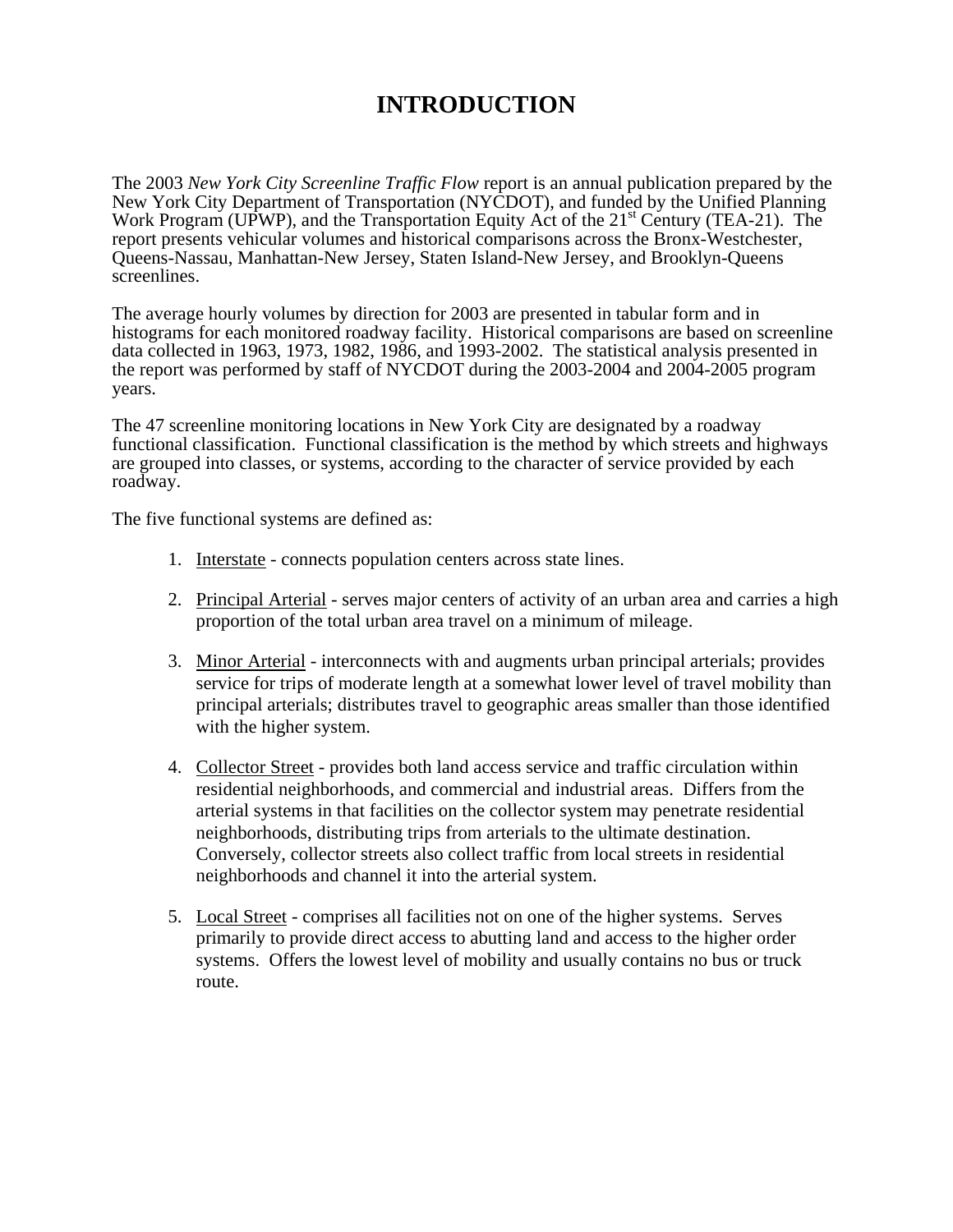# INTRODUCTION

The 2003 *New York City Screenline Traffic Flow* report is an annual publication prepared by the New York City Department of Transportation (NYCDOT), and funded by the Unified Planning Work Program (UPWP), and the Transportation Equity Act of the 21st Century (TEA-21). The report presents vehicular volumes and historical comparisons across the Bronx-Westchester, Queens-Nassau, Manhattan-New Jersey, Staten Island-New Jersey, and Brooklyn-Queens screenlines.

The average hourly volumes by direction for 2003 are presented in tabular form and in histograms for each monitored roadway facility. Historical comparisons are based on screenline data collected in 1963, 1973, 1982, 1986, and 1993-2002. The statistical analysis presented in the report was performed by staff of NYCDOT during the 2003-2004 and 2004-2005 program years.

The 47 screenline monitoring locations in New York City are designated by a roadway functional classification. Functional classification is the method by which streets and highways are grouped into classes, or systems, according to the character of service provided by each roadway.

The five functional systems are defined as:

1. <u>Interstate</u> - connects population centers across state lines.

2. <u>Principal Arterial</u> - serves major centers of activity of an urban area and carries a high proportion of the total urban area travel on a minimum of mileage.

3. <u>Minor Arterial</u> - interconnects with and augments urban principal arterials; provides service for trips of moderate length at a somewhat lower level of travel mobility than principal arterials; distributes travel to geographic areas smaller than those identified with the higher system.

4. <u>Collector Street</u> - provides both land access service and traffic circulation within residential neighborhoods, and commercial and industrial areas. Differs from the arterial systems in that facilities on the collector system may penetrate residential neighborhoods, distributing trips from arterials to the ultimate destination. Conversely, collector streets also collect traffic from local streets in residential neighborhoods and channel it into the arterial system.

5. <u>Local Street</u> - comprises all facilities not on one of the higher systems. Serves primarily to provide direct access to abutting land and access to the higher order systems. Offers the lowest level of mobility and usually contains no bus or truck route.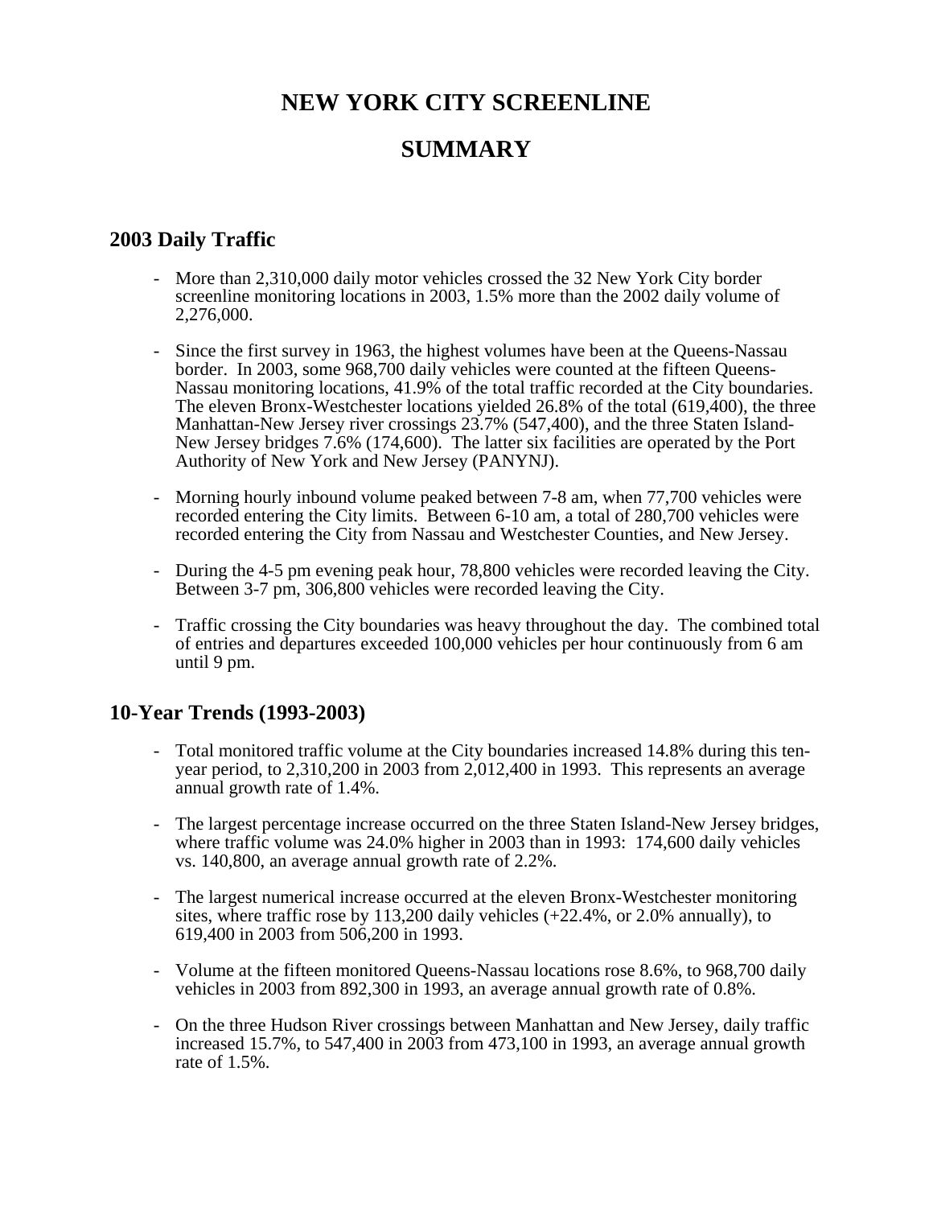# NEW YORK CITY SCREENLINE

# SUMMARY

## 2003 Daily Traffic

- More than 2,310,000 daily motor vehicles crossed the 32 New York City border screenline monitoring locations in 2003, 1.5% more than the 2002 daily volume of 2,276,000.

- Since the first survey in 1963, the highest volumes have been at the Queens-Nassau border. In 2003, some 968,700 daily vehicles were counted at the fifteen Queens-Nassau monitoring locations, 41.9% of the total traffic recorded at the City boundaries. The eleven Bronx-Westchester locations yielded 26.8% of the total (619,400), the three Manhattan-New Jersey river crossings 23.7% (547,400), and the three Staten Island-New Jersey bridges 7.6% (174,600). The latter six facilities are operated by the Port Authority of New York and New Jersey (PANYNJ).

- Morning hourly inbound volume peaked between 7-8 am, when 77,700 vehicles were recorded entering the City limits. Between 6-10 am, a total of 280,700 vehicles were recorded entering the City from Nassau and Westchester Counties, and New Jersey.

- During the 4-5 pm evening peak hour, 78,800 vehicles were recorded leaving the City. Between 3-7 pm, 306,800 vehicles were recorded leaving the City.

- Traffic crossing the City boundaries was heavy throughout the day. The combined total of entries and departures exceeded 100,000 vehicles per hour continuously from 6 am until 9 pm.

## 10-Year Trends (1993-2003)

- Total monitored traffic volume at the City boundaries increased 14.8% during this ten-year period, to 2,310,200 in 2003 from 2,012,400 in 1993. This represents an average annual growth rate of 1.4%.

- The largest percentage increase occurred on the three Staten Island-New Jersey bridges, where traffic volume was 24.0% higher in 2003 than in 1993: 174,600 daily vehicles vs. 140,800, an average annual growth rate of 2.2%.

- The largest numerical increase occurred at the eleven Bronx-Westchester monitoring sites, where traffic rose by 113,200 daily vehicles (+22.4%, or 2.0% annually), to 619,400 in 2003 from 506,200 in 1993.

- Volume at the fifteen monitored Queens-Nassau locations rose 8.6%, to 968,700 daily vehicles in 2003 from 892,300 in 1993, an average annual growth rate of 0.8%.

- On the three Hudson River crossings between Manhattan and New Jersey, daily traffic increased 15.7%, to 547,400 in 2003 from 473,100 in 1993, an average annual growth rate of 1.5%.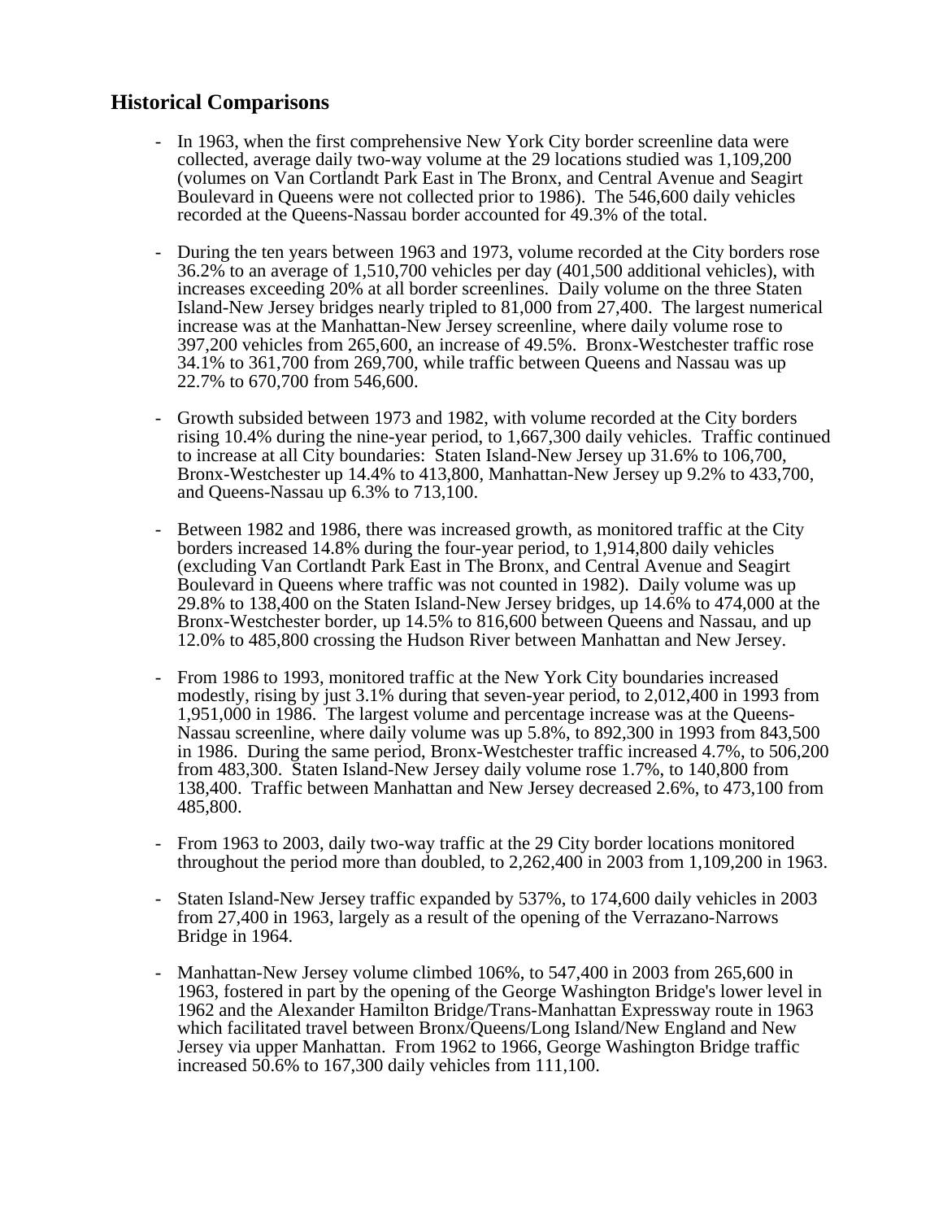## Historical Comparisons

- In 1963, when the first comprehensive New York City border screenline data were collected, average daily two-way volume at the 29 locations studied was 1,109,200 (volumes on Van Cortlandt Park East in The Bronx, and Central Avenue and Seagirt Boulevard in Queens were not collected prior to 1986). The 546,600 daily vehicles recorded at the Queens-Nassau border accounted for 49.3% of the total.

- During the ten years between 1963 and 1973, volume recorded at the City borders rose 36.2% to an average of 1,510,700 vehicles per day (401,500 additional vehicles), with increases exceeding 20% at all border screenlines. Daily volume on the three Staten Island-New Jersey bridges nearly tripled to 81,000 from 27,400. The largest numerical increase was at the Manhattan-New Jersey screenline, where daily volume rose to 397,200 vehicles from 265,600, an increase of 49.5%. Bronx-Westchester traffic rose 34.1% to 361,700 from 269,700, while traffic between Queens and Nassau was up 22.7% to 670,700 from 546,600.

- Growth subsided between 1973 and 1982, with volume recorded at the City borders rising 10.4% during the nine-year period, to 1,667,300 daily vehicles. Traffic continued to increase at all City boundaries: Staten Island-New Jersey up 31.6% to 106,700, Bronx-Westchester up 14.4% to 413,800, Manhattan-New Jersey up 9.2% to 433,700, and Queens-Nassau up 6.3% to 713,100.

- Between 1982 and 1986, there was increased growth, as monitored traffic at the City borders increased 14.8% during the four-year period, to 1,914,800 daily vehicles (excluding Van Cortlandt Park East in The Bronx, and Central Avenue and Seagirt Boulevard in Queens where traffic was not counted in 1982). Daily volume was up 29.8% to 138,400 on the Staten Island-New Jersey bridges, up 14.6% to 474,000 at the Bronx-Westchester border, up 14.5% to 816,600 between Queens and Nassau, and up 12.0% to 485,800 crossing the Hudson River between Manhattan and New Jersey.

- From 1986 to 1993, monitored traffic at the New York City boundaries increased modestly, rising by just 3.1% during that seven-year period, to 2,012,400 in 1993 from 1,951,000 in 1986. The largest volume and percentage increase was at the Queens-Nassau screenline, where daily volume was up 5.8%, to 892,300 in 1993 from 843,500 in 1986. During the same period, Bronx-Westchester traffic increased 4.7%, to 506,200 from 483,300. Staten Island-New Jersey daily volume rose 1.7%, to 140,800 from 138,400. Traffic between Manhattan and New Jersey decreased 2.6%, to 473,100 from 485,800.

- From 1963 to 2003, daily two-way traffic at the 29 City border locations monitored throughout the period more than doubled, to 2,262,400 in 2003 from 1,109,200 in 1963.

- Staten Island-New Jersey traffic expanded by 537%, to 174,600 daily vehicles in 2003 from 27,400 in 1963, largely as a result of the opening of the Verrazano-Narrows Bridge in 1964.

- Manhattan-New Jersey volume climbed 106%, to 547,400 in 2003 from 265,600 in 1963, fostered in part by the opening of the George Washington Bridge's lower level in 1962 and the Alexander Hamilton Bridge/Trans-Manhattan Expressway route in 1963 which facilitated travel between Bronx/Queens/Long Island/New England and New Jersey via upper Manhattan. From 1962 to 1966, George Washington Bridge traffic increased 50.6% to 167,300 daily vehicles from 111,100.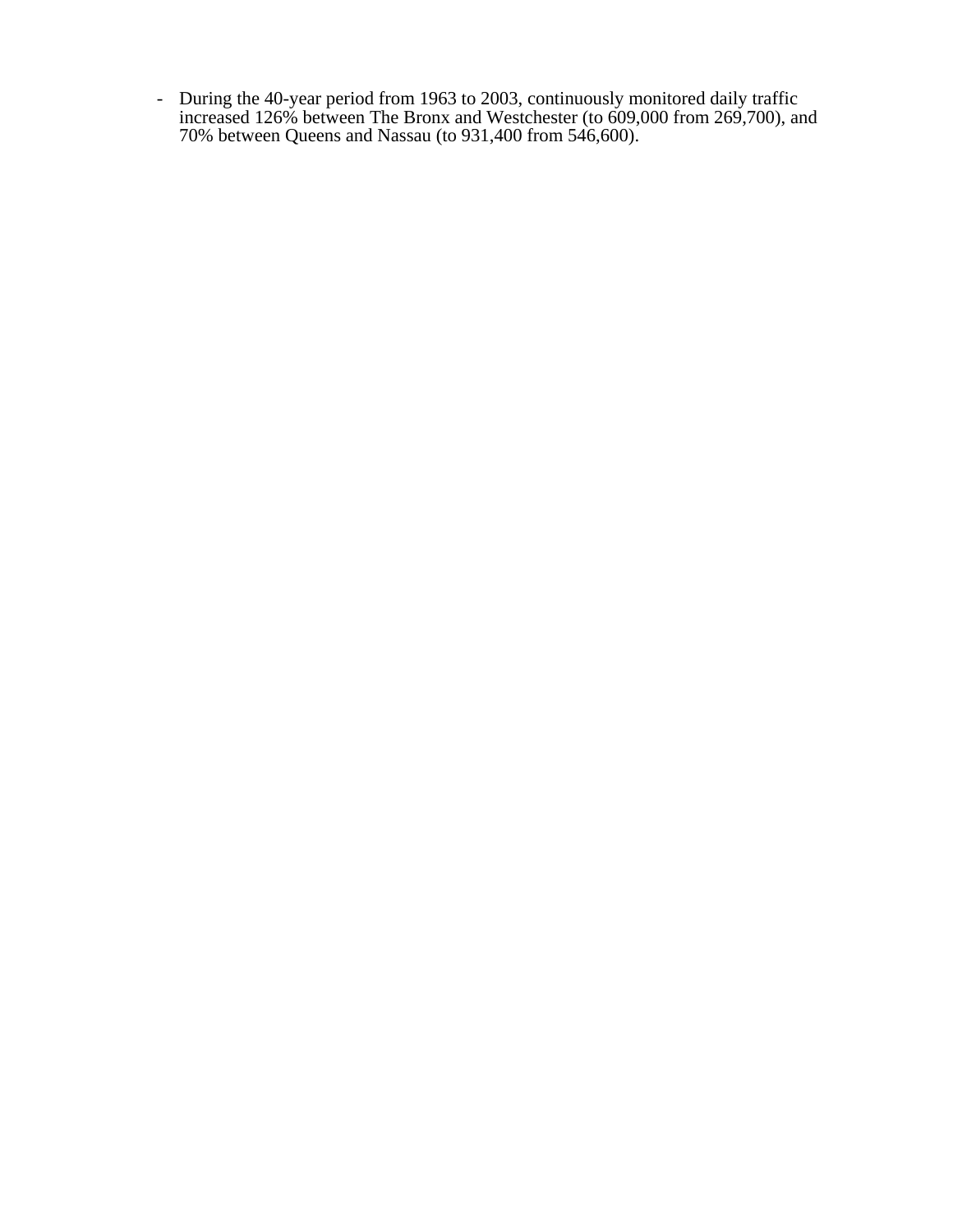- During the 40-year period from 1963 to 2003, continuously monitored daily traffic increased 126% between The Bronx and Westchester (to 609,000 from 269,700), and 70% between Queens and Nassau (to 931,400 from 546,600).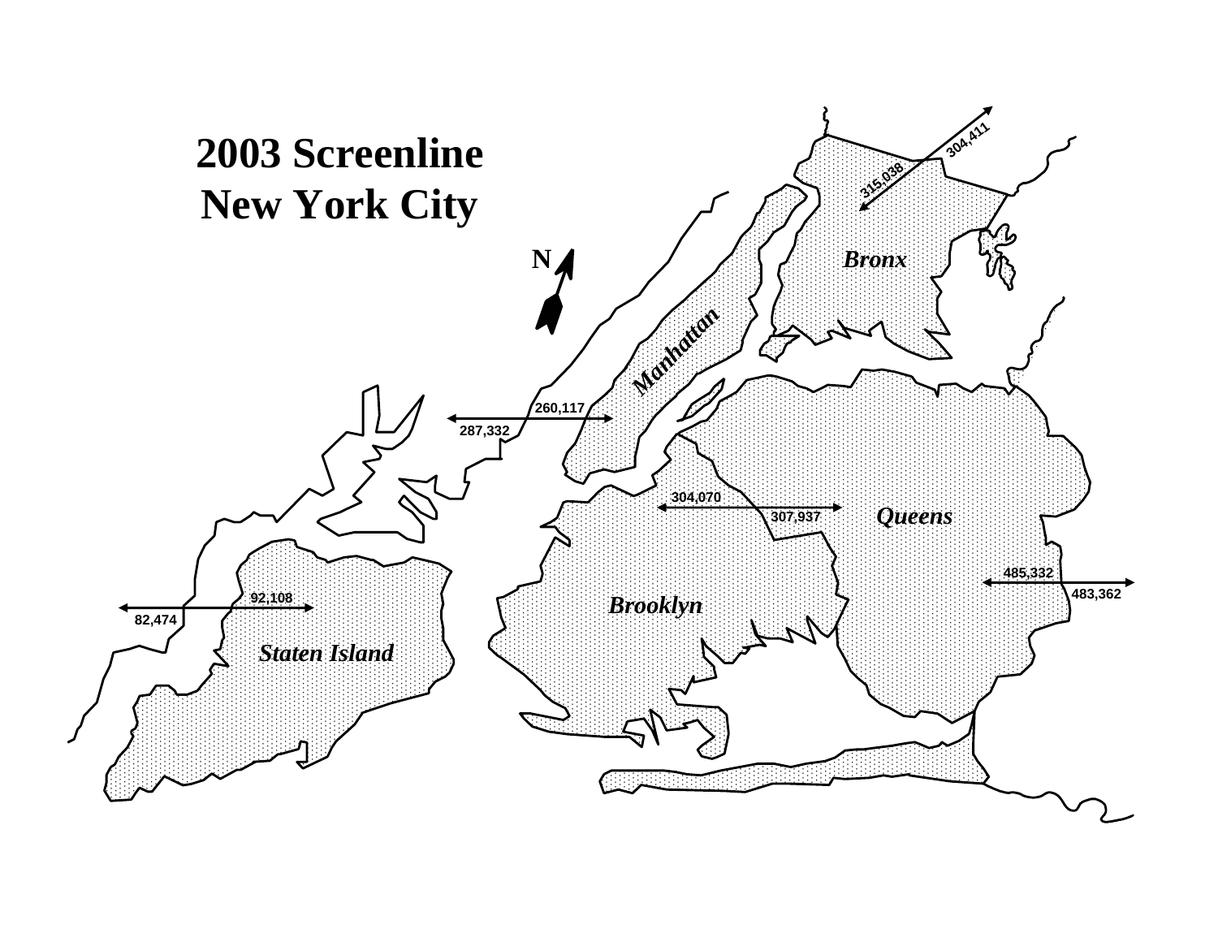# 2003 Screenline New York City

N

Bronx

315,038

304,411

Manhattan

260,117

287,332

Queens

304,070

307,937

Brooklyn

485,332

483,362

Staten Island

92,108

82,474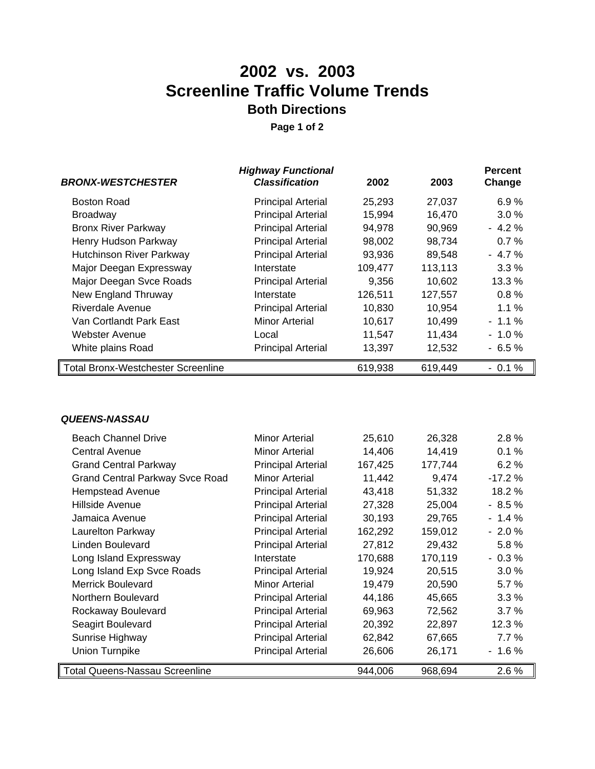# 2002 vs. 2003
# Screenline Traffic Volume Trends
## Both Directions

**Page 1 of 2**

| ***BRONX-WESTCHESTER*** | ***Highway Functional Classification*** | **2002** | **2003** | **Percent Change** |
|---|---|---|---|---|
| Boston Road | Principal Arterial | 25,293 | 27,037 | 6.9 % |
| Broadway | Principal Arterial | 15,994 | 16,470 | 3.0 % |
| Bronx River Parkway | Principal Arterial | 94,978 | 90,969 | - 4.2 % |
| Henry Hudson Parkway | Principal Arterial | 98,002 | 98,734 | 0.7 % |
| Hutchinson River Parkway | Principal Arterial | 93,936 | 89,548 | - 4.7 % |
| Major Deegan Expressway | Interstate | 109,477 | 113,113 | 3.3 % |
| Major Deegan Svce Roads | Principal Arterial | 9,356 | 10,602 | 13.3 % |
| New England Thruway | Interstate | 126,511 | 127,557 | 0.8 % |
| Riverdale Avenue | Principal Arterial | 10,830 | 10,954 | 1.1 % |
| Van Cortlandt Park East | Minor Arterial | 10,617 | 10,499 | - 1.1 % |
| Webster Avenue | Local | 11,547 | 11,434 | - 1.0 % |
| White plains Road | Principal Arterial | 13,397 | 12,532 | - 6.5 % |
| Total Bronx-Westchester Screenline | | 619,938 | 619,449 | - 0.1 % |

| ***QUEENS-NASSAU*** | | | | |
|---|---|---|---|---|
| Beach Channel Drive | Minor Arterial | 25,610 | 26,328 | 2.8 % |
| Central Avenue | Minor Arterial | 14,406 | 14,419 | 0.1 % |
| Grand Central Parkway | Principal Arterial | 167,425 | 177,744 | 6.2 % |
| Grand Central Parkway Svce Road | Minor Arterial | 11,442 | 9,474 | -17.2 % |
| Hempstead Avenue | Principal Arterial | 43,418 | 51,332 | 18.2 % |
| Hillside Avenue | Principal Arterial | 27,328 | 25,004 | - 8.5 % |
| Jamaica Avenue | Principal Arterial | 30,193 | 29,765 | - 1.4 % |
| Laurelton Parkway | Principal Arterial | 162,292 | 159,012 | - 2.0 % |
| Linden Boulevard | Principal Arterial | 27,812 | 29,432 | 5.8 % |
| Long Island Expressway | Interstate | 170,688 | 170,119 | - 0.3 % |
| Long Island Exp Svce Roads | Principal Arterial | 19,924 | 20,515 | 3.0 % |
| Merrick Boulevard | Minor Arterial | 19,479 | 20,590 | 5.7 % |
| Northern Boulevard | Principal Arterial | 44,186 | 45,665 | 3.3 % |
| Rockaway Boulevard | Principal Arterial | 69,963 | 72,562 | 3.7 % |
| Seagirt Boulevard | Principal Arterial | 20,392 | 22,897 | 12.3 % |
| Sunrise Highway | Principal Arterial | 62,842 | 67,665 | 7.7 % |
| Union Turnpike | Principal Arterial | 26,606 | 26,171 | - 1.6 % |
| Total Queens-Nassau Screenline | | 944,006 | 968,694 | 2.6 % |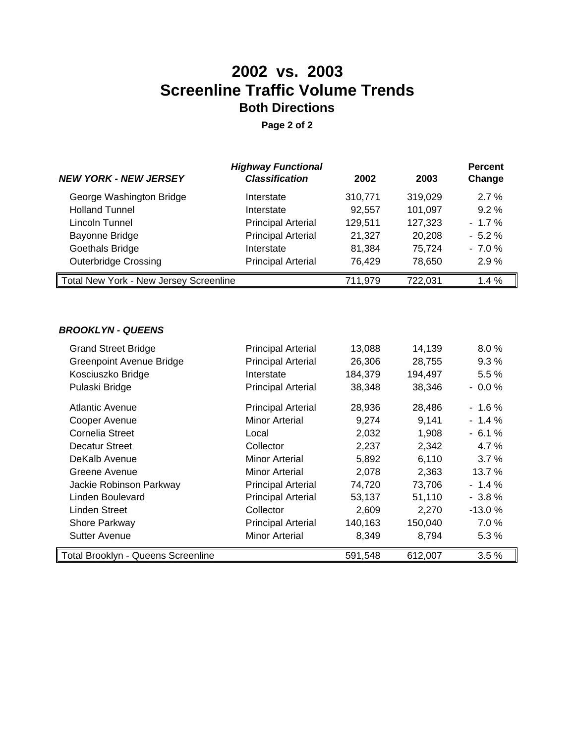# 2002 vs. 2003
# Screenline Traffic Volume Trends
## Both Directions

**Page 2 of 2**

| ***NEW YORK - NEW JERSEY*** | ***Highway Functional Classification*** | **2002** | **2003** | **Percent Change** |
|---|---|---|---|---|
| George Washington Bridge | Interstate | 310,771 | 319,029 | 2.7 % |
| Holland Tunnel | Interstate | 92,557 | 101,097 | 9.2 % |
| Lincoln Tunnel | Principal Arterial | 129,511 | 127,323 | - 1.7 % |
| Bayonne Bridge | Principal Arterial | 21,327 | 20,208 | - 5.2 % |
| Goethals Bridge | Interstate | 81,384 | 75,724 | - 7.0 % |
| Outerbridge Crossing | Principal Arterial | 76,429 | 78,650 | 2.9 % |
| Total New York - New Jersey Screenline | | 711,979 | 722,031 | 1.4 % |

| ***BROOKLYN - QUEENS*** | ***Highway Functional Classification*** | **2002** | **2003** | **Percent Change** |
|---|---|---|---|---|
| Grand Street Bridge | Principal Arterial | 13,088 | 14,139 | 8.0 % |
| Greenpoint Avenue Bridge | Principal Arterial | 26,306 | 28,755 | 9.3 % |
| Kosciuszko Bridge | Interstate | 184,379 | 194,497 | 5.5 % |
| Pulaski Bridge | Principal Arterial | 38,348 | 38,346 | - 0.0 % |
| Atlantic Avenue | Principal Arterial | 28,936 | 28,486 | - 1.6 % |
| Cooper Avenue | Minor Arterial | 9,274 | 9,141 | - 1.4 % |
| Cornelia Street | Local | 2,032 | 1,908 | - 6.1 % |
| Decatur Street | Collector | 2,237 | 2,342 | 4.7 % |
| DeKalb Avenue | Minor Arterial | 5,892 | 6,110 | 3.7 % |
| Greene Avenue | Minor Arterial | 2,078 | 2,363 | 13.7 % |
| Jackie Robinson Parkway | Principal Arterial | 74,720 | 73,706 | - 1.4 % |
| Linden Boulevard | Principal Arterial | 53,137 | 51,110 | - 3.8 % |
| Linden Street | Collector | 2,609 | 2,270 | -13.0 % |
| Shore Parkway | Principal Arterial | 140,163 | 150,040 | 7.0 % |
| Sutter Avenue | Minor Arterial | 8,349 | 8,794 | 5.3 % |
| Total Brooklyn - Queens Screenline | | 591,548 | 612,007 | 3.5 % |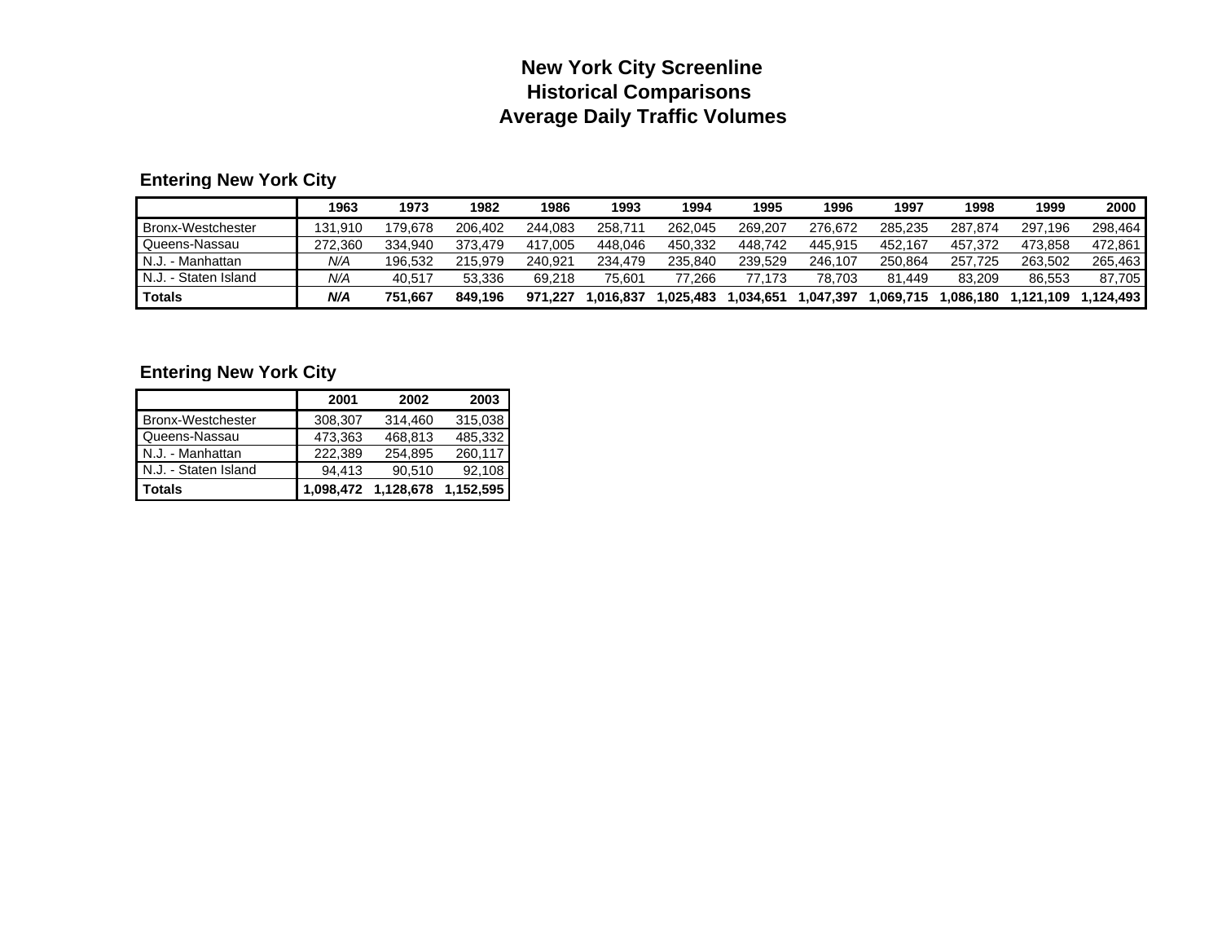# New York City Screenline
# Historical Comparisons
# Average Daily Traffic Volumes

### Entering New York City

| | 1963 | 1973 | 1982 | 1986 | 1993 | 1994 | 1995 | 1996 | 1997 | 1998 | 1999 | 2000 |
|---|---|---|---|---|---|---|---|---|---|---|---|---|
| Bronx-Westchester | 131,910 | 179,678 | 206,402 | 244,083 | 258,711 | 262,045 | 269,207 | 276,672 | 285,235 | 287,874 | 297,196 | 298,464 |
| Queens-Nassau | 272,360 | 334,940 | 373,479 | 417,005 | 448,046 | 450,332 | 448,742 | 445,915 | 452,167 | 457,372 | 473,858 | 472,861 |
| N.J. - Manhattan | *N/A* | 196,532 | 215,979 | 240,921 | 234,479 | 235,840 | 239,529 | 246,107 | 250,864 | 257,725 | 263,502 | 265,463 |
| N.J. - Staten Island | *N/A* | 40,517 | 53,336 | 69,218 | 75,601 | 77,266 | 77,173 | 78,703 | 81,449 | 83,209 | 86,553 | 87,705 |
| **Totals** | ***N/A*** | **751,667** | **849,196** | **971,227** | **1,016,837** | **1,025,483** | **1,034,651** | **1,047,397** | **1,069,715** | **1,086,180** | **1,121,109** | **1,124,493** |

### Entering New York City

| | 2001 | 2002 | 2003 |
|---|---|---|---|
| Bronx-Westchester | 308,307 | 314,460 | 315,038 |
| Queens-Nassau | 473,363 | 468,813 | 485,332 |
| N.J. - Manhattan | 222,389 | 254,895 | 260,117 |
| N.J. - Staten Island | 94,413 | 90,510 | 92,108 |
| **Totals** | **1,098,472** | **1,128,678** | **1,152,595** |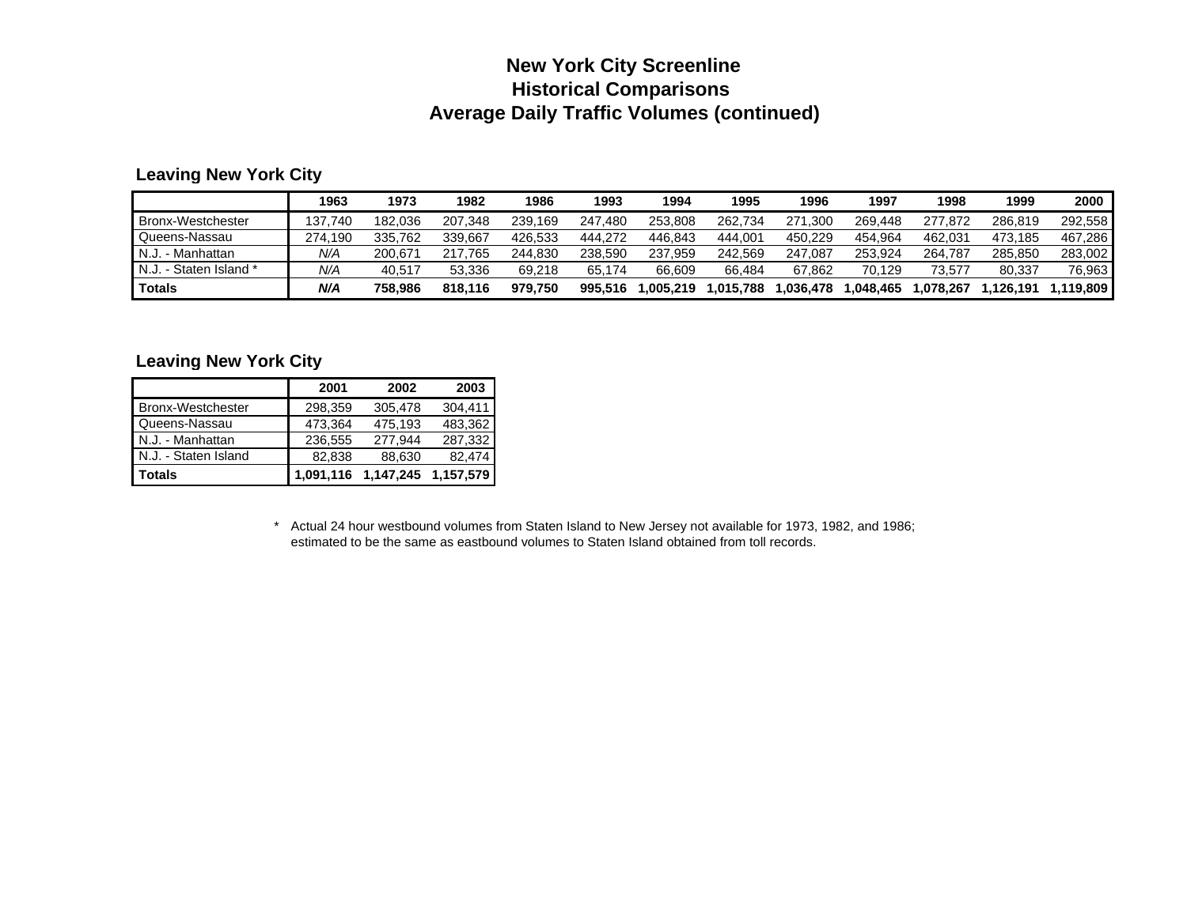# New York City Screenline
# Historical Comparisons
# Average Daily Traffic Volumes (continued)

### Leaving New York City

| | 1963 | 1973 | 1982 | 1986 | 1993 | 1994 | 1995 | 1996 | 1997 | 1998 | 1999 | 2000 |
|---|---|---|---|---|---|---|---|---|---|---|---|---|
| Bronx-Westchester | 137,740 | 182,036 | 207,348 | 239,169 | 247,480 | 253,808 | 262,734 | 271,300 | 269,448 | 277,872 | 286,819 | 292,558 |
| Queens-Nassau | 274,190 | 335,762 | 339,667 | 426,533 | 444,272 | 446,843 | 444,001 | 450,229 | 454,964 | 462,031 | 473,185 | 467,286 |
| N.J. - Manhattan | *N/A* | 200,671 | 217,765 | 244,830 | 238,590 | 237,959 | 242,569 | 247,087 | 253,924 | 264,787 | 285,850 | 283,002 |
| N.J. - Staten Island * | *N/A* | 40,517 | 53,336 | 69,218 | 65,174 | 66,609 | 66,484 | 67,862 | 70,129 | 73,577 | 80,337 | 76,963 |
| **Totals** | ***N/A*** | **758,986** | **818,116** | **979,750** | **995,516** | **1,005,219** | **1,015,788** | **1,036,478** | **1,048,465** | **1,078,267** | **1,126,191** | **1,119,809** |

### Leaving New York City

| | 2001 | 2002 | 2003 |
|---|---|---|---|
| Bronx-Westchester | 298,359 | 305,478 | 304,411 |
| Queens-Nassau | 473,364 | 475,193 | 483,362 |
| N.J. - Manhattan | 236,555 | 277,944 | 287,332 |
| N.J. - Staten Island | 82,838 | 88,630 | 82,474 |
| **Totals** | **1,091,116** | **1,147,245** | **1,157,579** |

\* Actual 24 hour westbound volumes from Staten Island to New Jersey not available for 1973, 1982, and 1986; estimated to be the same as eastbound volumes to Staten Island obtained from toll records.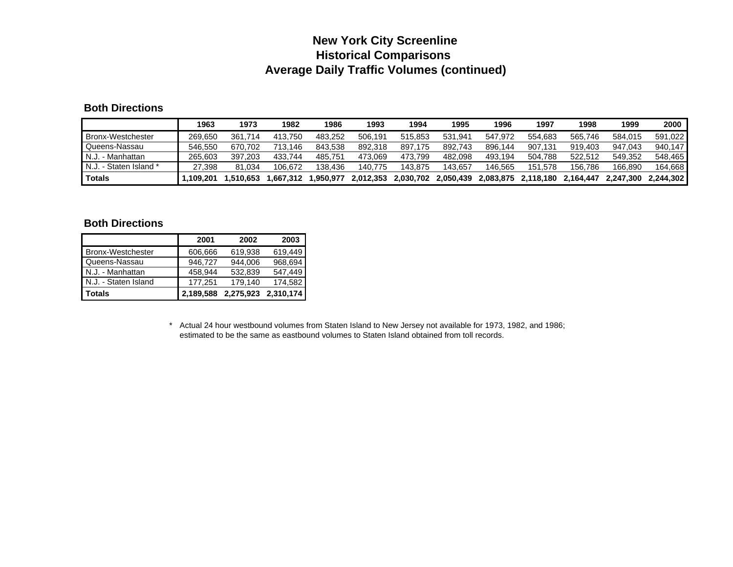# New York City Screenline
# Historical Comparisons
# Average Daily Traffic Volumes (continued)

**Both Directions**

| | 1963 | 1973 | 1982 | 1986 | 1993 | 1994 | 1995 | 1996 | 1997 | 1998 | 1999 | 2000 |
|---|---|---|---|---|---|---|---|---|---|---|---|---|
| Bronx-Westchester | 269,650 | 361,714 | 413,750 | 483,252 | 506,191 | 515,853 | 531,941 | 547,972 | 554,683 | 565,746 | 584,015 | 591,022 |
| Queens-Nassau | 546,550 | 670,702 | 713,146 | 843,538 | 892,318 | 897,175 | 892,743 | 896,144 | 907,131 | 919,403 | 947,043 | 940,147 |
| N.J. - Manhattan | 265,603 | 397,203 | 433,744 | 485,751 | 473,069 | 473,799 | 482,098 | 493,194 | 504,788 | 522,512 | 549,352 | 548,465 |
| N.J. - Staten Island * | 27,398 | 81,034 | 106,672 | 138,436 | 140,775 | 143,875 | 143,657 | 146,565 | 151,578 | 156,786 | 166,890 | 164,668 |
| **Totals** | **1,109,201** | **1,510,653** | **1,667,312** | **1,950,977** | **2,012,353** | **2,030,702** | **2,050,439** | **2,083,875** | **2,118,180** | **2,164,447** | **2,247,300** | **2,244,302** |

**Both Directions**

| | 2001 | 2002 | 2003 |
|---|---|---|---|
| Bronx-Westchester | 606,666 | 619,938 | 619,449 |
| Queens-Nassau | 946,727 | 944,006 | 968,694 |
| N.J. - Manhattan | 458,944 | 532,839 | 547,449 |
| N.J. - Staten Island | 177,251 | 179,140 | 174,582 |
| **Totals** | **2,189,588** | **2,275,923** | **2,310,174** |

\* Actual 24 hour westbound volumes from Staten Island to New Jersey not available for 1973, 1982, and 1986; estimated to be the same as eastbound volumes to Staten Island obtained from toll records.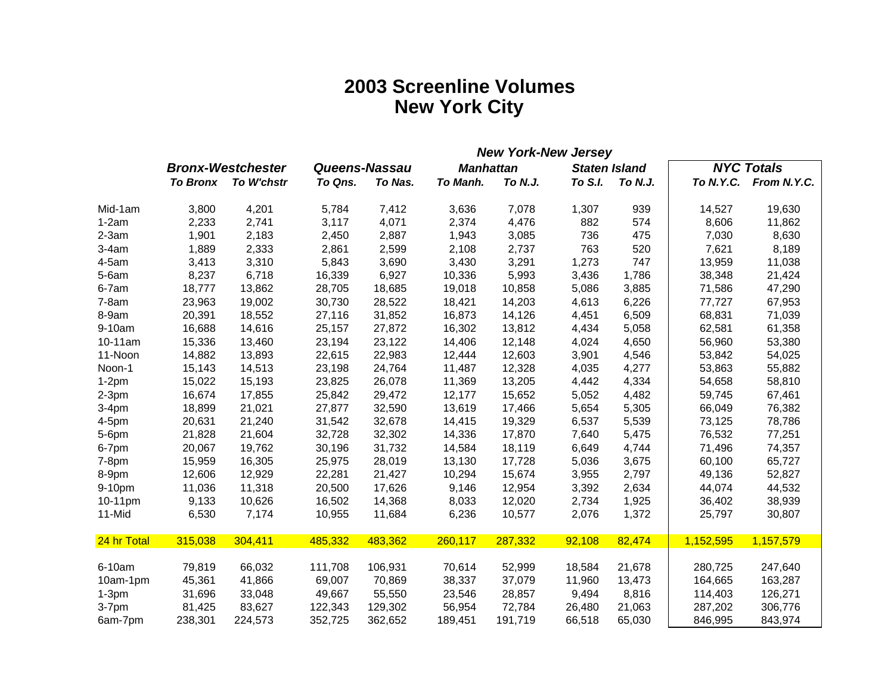# 2003 Screenline Volumes
# New York City

| | Bronx-Westchester | | Queens-Nassau | | New York-New Jersey Manhattan | | New York-New Jersey Staten Island | | NYC Totals | |
|---|---|---|---|---|---|---|---|---|---|---|
| | *To Bronx* | *To W'chstr* | *To Qns.* | *To Nas.* | *To Manh.* | *To N.J.* | *To S.I.* | *To N.J.* | *To N.Y.C.* | *From N.Y.C.* |
| Mid-1am | 3,800 | 4,201 | 5,784 | 7,412 | 3,636 | 7,078 | 1,307 | 939 | 14,527 | 19,630 |
| 1-2am | 2,233 | 2,741 | 3,117 | 4,071 | 2,374 | 4,476 | 882 | 574 | 8,606 | 11,862 |
| 2-3am | 1,901 | 2,183 | 2,450 | 2,887 | 1,943 | 3,085 | 736 | 475 | 7,030 | 8,630 |
| 3-4am | 1,889 | 2,333 | 2,861 | 2,599 | 2,108 | 2,737 | 763 | 520 | 7,621 | 8,189 |
| 4-5am | 3,413 | 3,310 | 5,843 | 3,690 | 3,430 | 3,291 | 1,273 | 747 | 13,959 | 11,038 |
| 5-6am | 8,237 | 6,718 | 16,339 | 6,927 | 10,336 | 5,993 | 3,436 | 1,786 | 38,348 | 21,424 |
| 6-7am | 18,777 | 13,862 | 28,705 | 18,685 | 19,018 | 10,858 | 5,086 | 3,885 | 71,586 | 47,290 |
| 7-8am | 23,963 | 19,002 | 30,730 | 28,522 | 18,421 | 14,203 | 4,613 | 6,226 | 77,727 | 67,953 |
| 8-9am | 20,391 | 18,552 | 27,116 | 31,852 | 16,873 | 14,126 | 4,451 | 6,509 | 68,831 | 71,039 |
| 9-10am | 16,688 | 14,616 | 25,157 | 27,872 | 16,302 | 13,812 | 4,434 | 5,058 | 62,581 | 61,358 |
| 10-11am | 15,336 | 13,460 | 23,194 | 23,122 | 14,406 | 12,148 | 4,024 | 4,650 | 56,960 | 53,380 |
| 11-Noon | 14,882 | 13,893 | 22,615 | 22,983 | 12,444 | 12,603 | 3,901 | 4,546 | 53,842 | 54,025 |
| Noon-1 | 15,143 | 14,513 | 23,198 | 24,764 | 11,487 | 12,328 | 4,035 | 4,277 | 53,863 | 55,882 |
| 1-2pm | 15,022 | 15,193 | 23,825 | 26,078 | 11,369 | 13,205 | 4,442 | 4,334 | 54,658 | 58,810 |
| 2-3pm | 16,674 | 17,855 | 25,842 | 29,472 | 12,177 | 15,652 | 5,052 | 4,482 | 59,745 | 67,461 |
| 3-4pm | 18,899 | 21,021 | 27,877 | 32,590 | 13,619 | 17,466 | 5,654 | 5,305 | 66,049 | 76,382 |
| 4-5pm | 20,631 | 21,240 | 31,542 | 32,678 | 14,415 | 19,329 | 6,537 | 5,539 | 73,125 | 78,786 |
| 5-6pm | 21,828 | 21,604 | 32,728 | 32,302 | 14,336 | 17,870 | 7,640 | 5,475 | 76,532 | 77,251 |
| 6-7pm | 20,067 | 19,762 | 30,196 | 31,732 | 14,584 | 18,119 | 6,649 | 4,744 | 71,496 | 74,357 |
| 7-8pm | 15,959 | 16,305 | 25,975 | 28,019 | 13,130 | 17,728 | 5,036 | 3,675 | 60,100 | 65,727 |
| 8-9pm | 12,606 | 12,929 | 22,281 | 21,427 | 10,294 | 15,674 | 3,955 | 2,797 | 49,136 | 52,827 |
| 9-10pm | 11,036 | 11,318 | 20,500 | 17,626 | 9,146 | 12,954 | 3,392 | 2,634 | 44,074 | 44,532 |
| 10-11pm | 9,133 | 10,626 | 16,502 | 14,368 | 8,033 | 12,020 | 2,734 | 1,925 | 36,402 | 38,939 |
| 11-Mid | 6,530 | 7,174 | 10,955 | 11,684 | 6,236 | 10,577 | 2,076 | 1,372 | 25,797 | 30,807 |
| 24 hr Total | 315,038 | 304,411 | 485,332 | 483,362 | 260,117 | 287,332 | 92,108 | 82,474 | 1,152,595 | 1,157,579 |
| 6-10am | 79,819 | 66,032 | 111,708 | 106,931 | 70,614 | 52,999 | 18,584 | 21,678 | 280,725 | 247,640 |
| 10am-1pm | 45,361 | 41,866 | 69,007 | 70,869 | 38,337 | 37,079 | 11,960 | 13,473 | 164,665 | 163,287 |
| 1-3pm | 31,696 | 33,048 | 49,667 | 55,550 | 23,546 | 28,857 | 9,494 | 8,816 | 114,403 | 126,271 |
| 3-7pm | 81,425 | 83,627 | 122,343 | 129,302 | 56,954 | 72,784 | 26,480 | 21,063 | 287,202 | 306,776 |
| 6am-7pm | 238,301 | 224,573 | 352,725 | 362,652 | 189,451 | 191,719 | 66,518 | 65,030 | 846,995 | 843,974 |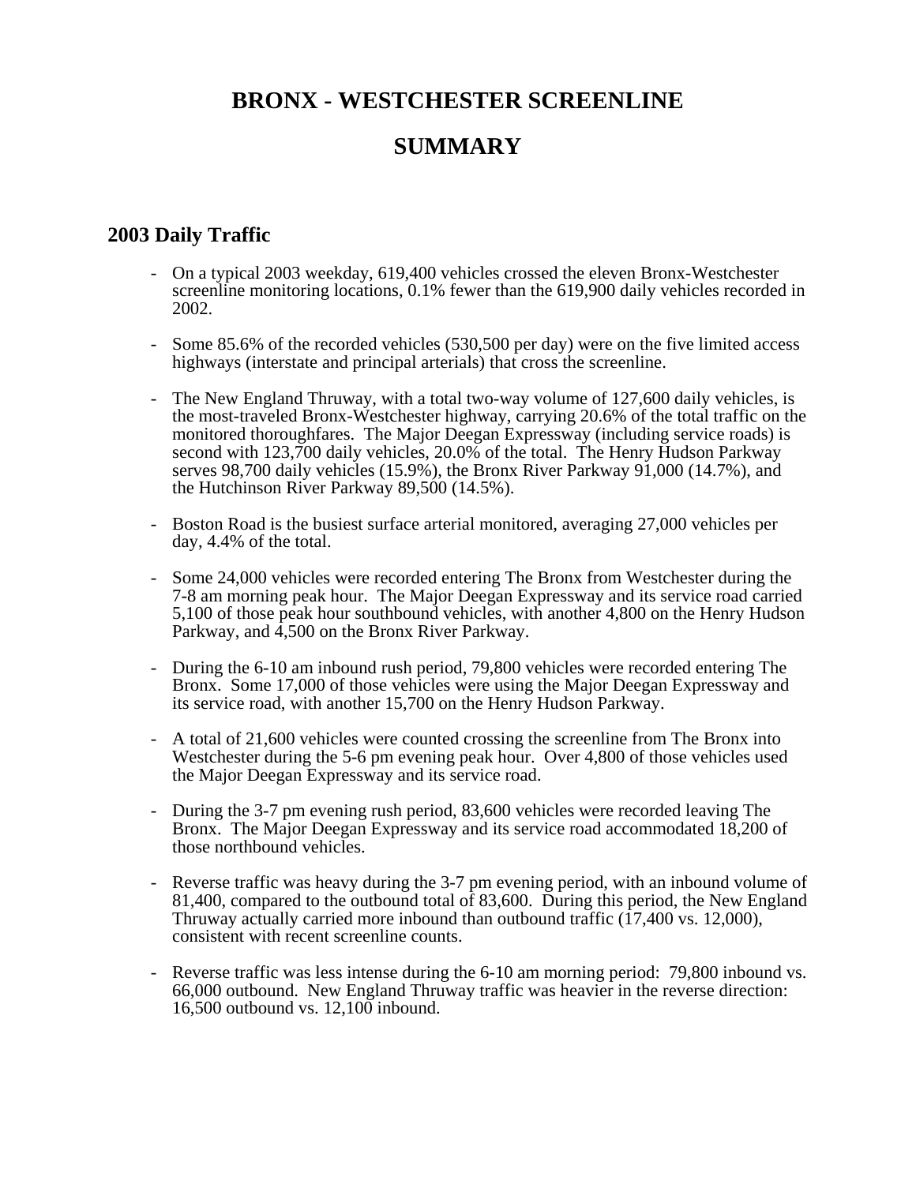# BRONX - WESTCHESTER SCREENLINE

# SUMMARY

## 2003 Daily Traffic

- On a typical 2003 weekday, 619,400 vehicles crossed the eleven Bronx-Westchester screenline monitoring locations, 0.1% fewer than the 619,900 daily vehicles recorded in 2002.

- Some 85.6% of the recorded vehicles (530,500 per day) were on the five limited access highways (interstate and principal arterials) that cross the screenline.

- The New England Thruway, with a total two-way volume of 127,600 daily vehicles, is the most-traveled Bronx-Westchester highway, carrying 20.6% of the total traffic on the monitored thoroughfares. The Major Deegan Expressway (including service roads) is second with 123,700 daily vehicles, 20.0% of the total. The Henry Hudson Parkway serves 98,700 daily vehicles (15.9%), the Bronx River Parkway 91,000 (14.7%), and the Hutchinson River Parkway 89,500 (14.5%).

- Boston Road is the busiest surface arterial monitored, averaging 27,000 vehicles per day, 4.4% of the total.

- Some 24,000 vehicles were recorded entering The Bronx from Westchester during the 7-8 am morning peak hour. The Major Deegan Expressway and its service road carried 5,100 of those peak hour southbound vehicles, with another 4,800 on the Henry Hudson Parkway, and 4,500 on the Bronx River Parkway.

- During the 6-10 am inbound rush period, 79,800 vehicles were recorded entering The Bronx. Some 17,000 of those vehicles were using the Major Deegan Expressway and its service road, with another 15,700 on the Henry Hudson Parkway.

- A total of 21,600 vehicles were counted crossing the screenline from The Bronx into Westchester during the 5-6 pm evening peak hour. Over 4,800 of those vehicles used the Major Deegan Expressway and its service road.

- During the 3-7 pm evening rush period, 83,600 vehicles were recorded leaving The Bronx. The Major Deegan Expressway and its service road accommodated 18,200 of those northbound vehicles.

- Reverse traffic was heavy during the 3-7 pm evening period, with an inbound volume of 81,400, compared to the outbound total of 83,600. During this period, the New England Thruway actually carried more inbound than outbound traffic (17,400 vs. 12,000), consistent with recent screenline counts.

- Reverse traffic was less intense during the 6-10 am morning period: 79,800 inbound vs. 66,000 outbound. New England Thruway traffic was heavier in the reverse direction: 16,500 outbound vs. 12,100 inbound.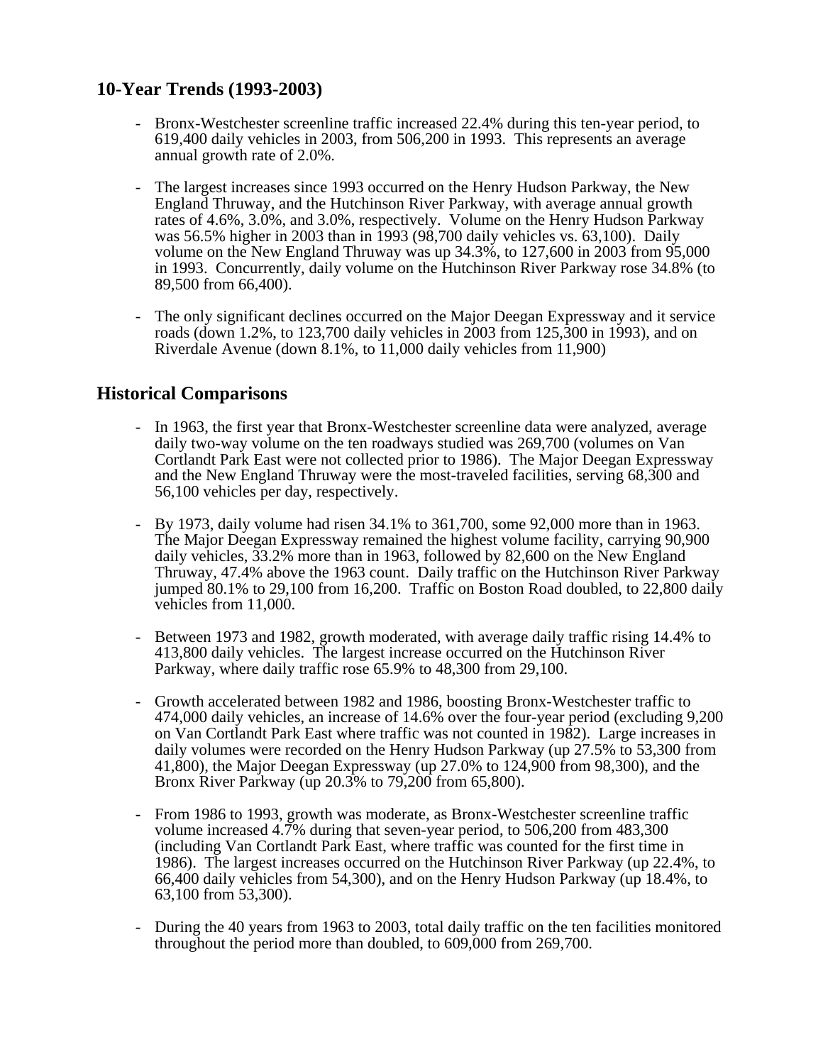## 10-Year Trends (1993-2003)

- Bronx-Westchester screenline traffic increased 22.4% during this ten-year period, to 619,400 daily vehicles in 2003, from 506,200 in 1993. This represents an average annual growth rate of 2.0%.

- The largest increases since 1993 occurred on the Henry Hudson Parkway, the New England Thruway, and the Hutchinson River Parkway, with average annual growth rates of 4.6%, 3.0%, and 3.0%, respectively. Volume on the Henry Hudson Parkway was 56.5% higher in 2003 than in 1993 (98,700 daily vehicles vs. 63,100). Daily volume on the New England Thruway was up 34.3%, to 127,600 in 2003 from 95,000 in 1993. Concurrently, daily volume on the Hutchinson River Parkway rose 34.8% (to 89,500 from 66,400).

- The only significant declines occurred on the Major Deegan Expressway and it service roads (down 1.2%, to 123,700 daily vehicles in 2003 from 125,300 in 1993), and on Riverdale Avenue (down 8.1%, to 11,000 daily vehicles from 11,900)

## Historical Comparisons

- In 1963, the first year that Bronx-Westchester screenline data were analyzed, average daily two-way volume on the ten roadways studied was 269,700 (volumes on Van Cortlandt Park East were not collected prior to 1986). The Major Deegan Expressway and the New England Thruway were the most-traveled facilities, serving 68,300 and 56,100 vehicles per day, respectively.

- By 1973, daily volume had risen 34.1% to 361,700, some 92,000 more than in 1963. The Major Deegan Expressway remained the highest volume facility, carrying 90,900 daily vehicles, 33.2% more than in 1963, followed by 82,600 on the New England Thruway, 47.4% above the 1963 count. Daily traffic on the Hutchinson River Parkway jumped 80.1% to 29,100 from 16,200. Traffic on Boston Road doubled, to 22,800 daily vehicles from 11,000.

- Between 1973 and 1982, growth moderated, with average daily traffic rising 14.4% to 413,800 daily vehicles. The largest increase occurred on the Hutchinson River Parkway, where daily traffic rose 65.9% to 48,300 from 29,100.

- Growth accelerated between 1982 and 1986, boosting Bronx-Westchester traffic to 474,000 daily vehicles, an increase of 14.6% over the four-year period (excluding 9,200 on Van Cortlandt Park East where traffic was not counted in 1982). Large increases in daily volumes were recorded on the Henry Hudson Parkway (up 27.5% to 53,300 from 41,800), the Major Deegan Expressway (up 27.0% to 124,900 from 98,300), and the Bronx River Parkway (up 20.3% to 79,200 from 65,800).

- From 1986 to 1993, growth was moderate, as Bronx-Westchester screenline traffic volume increased 4.7% during that seven-year period, to 506,200 from 483,300 (including Van Cortlandt Park East, where traffic was counted for the first time in 1986). The largest increases occurred on the Hutchinson River Parkway (up 22.4%, to 66,400 daily vehicles from 54,300), and on the Henry Hudson Parkway (up 18.4%, to 63,100 from 53,300).

- During the 40 years from 1963 to 2003, total daily traffic on the ten facilities monitored throughout the period more than doubled, to 609,000 from 269,700.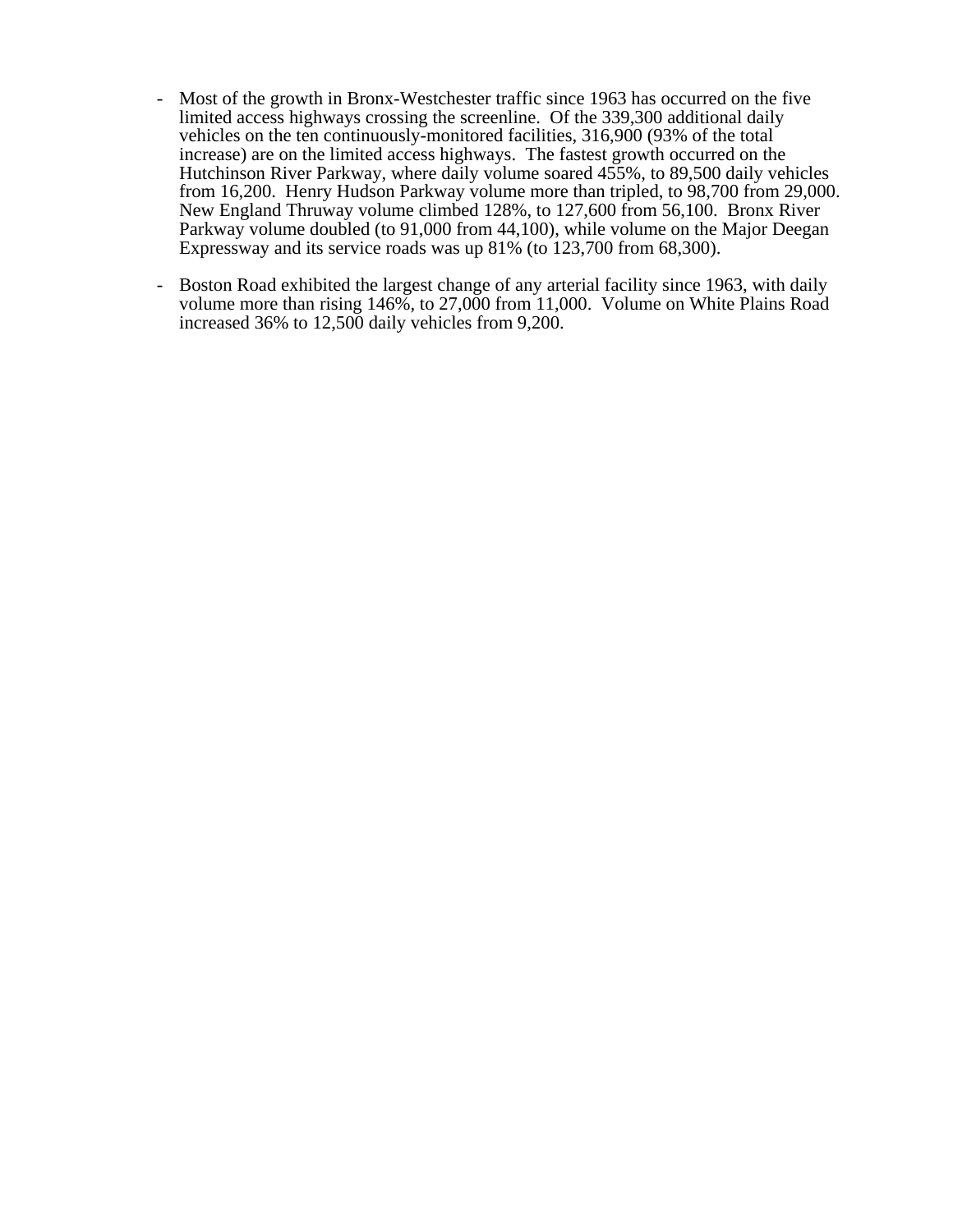- Most of the growth in Bronx-Westchester traffic since 1963 has occurred on the five limited access highways crossing the screenline. Of the 339,300 additional daily vehicles on the ten continuously-monitored facilities, 316,900 (93% of the total increase) are on the limited access highways. The fastest growth occurred on the Hutchinson River Parkway, where daily volume soared 455%, to 89,500 daily vehicles from 16,200. Henry Hudson Parkway volume more than tripled, to 98,700 from 29,000. New England Thruway volume climbed 128%, to 127,600 from 56,100. Bronx River Parkway volume doubled (to 91,000 from 44,100), while volume on the Major Deegan Expressway and its service roads was up 81% (to 123,700 from 68,300).

- Boston Road exhibited the largest change of any arterial facility since 1963, with daily volume more than rising 146%, to 27,000 from 11,000. Volume on White Plains Road increased 36% to 12,500 daily vehicles from 9,200.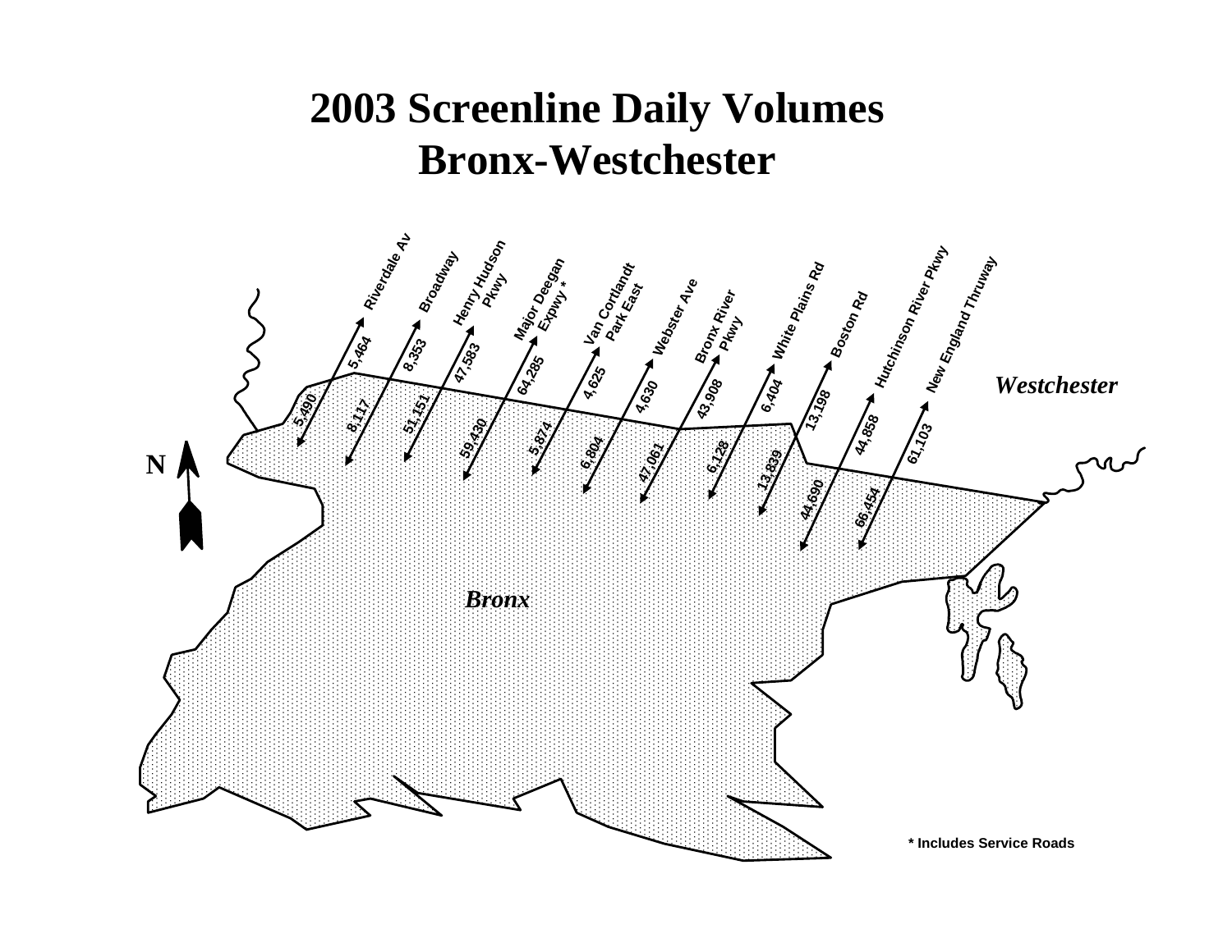# 2003 Screenline Daily Volumes
# Bronx-Westchester

| Roadway | Northbound (toward Westchester) | Southbound (toward Bronx) |
| --- | --- | --- |
| Riverdale Av | 5,464 | 5,490 |
| Broadway | 8,353 | 8,117 |
| Henry Hudson Pkwy | 47,583 | 51,151 |
| Major Deegan Expwy * | 64,285 | 59,430 |
| Van Cortlandt Park East | 4,625 | 5,874 |
| Webster Ave | 4,630 | 6,804 |
| Bronx River Pkwy | 43,908 | 47,061 |
| White Plains Rd | 6,404 | 6,128 |
| Boston Rd | 13,198 | 13,839 |
| Hutchinson River Pkwy | 44,858 | 44,690 |
| New England Thruway | 61,103 | 66,454 |

*Westchester*

*Bronx*

N

**\* Includes Service Roads**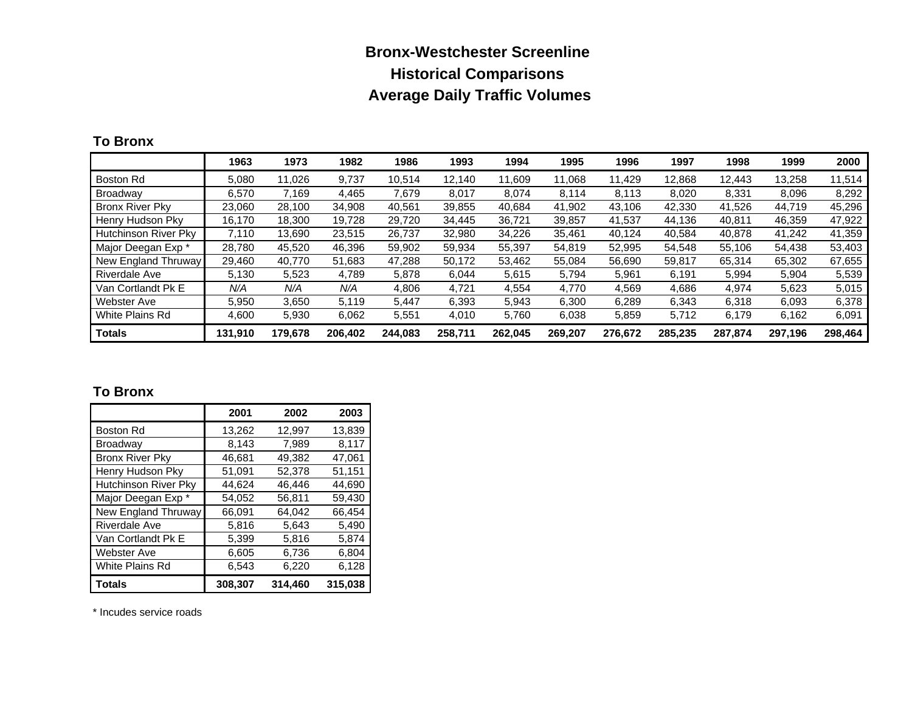# Bronx-Westchester Screenline

## Historical Comparisons

## Average Daily Traffic Volumes

### To Bronx

| | 1963 | 1973 | 1982 | 1986 | 1993 | 1994 | 1995 | 1996 | 1997 | 1998 | 1999 | 2000 |
|---|---|---|---|---|---|---|---|---|---|---|---|---|
| Boston Rd | 5,080 | 11,026 | 9,737 | 10,514 | 12,140 | 11,609 | 11,068 | 11,429 | 12,868 | 12,443 | 13,258 | 11,514 |
| Broadway | 6,570 | 7,169 | 4,465 | 7,679 | 8,017 | 8,074 | 8,114 | 8,113 | 8,020 | 8,331 | 8,096 | 8,292 |
| Bronx River Pky | 23,060 | 28,100 | 34,908 | 40,561 | 39,855 | 40,684 | 41,902 | 43,106 | 42,330 | 41,526 | 44,719 | 45,296 |
| Henry Hudson Pky | 16,170 | 18,300 | 19,728 | 29,720 | 34,445 | 36,721 | 39,857 | 41,537 | 44,136 | 40,811 | 46,359 | 47,922 |
| Hutchinson River Pky | 7,110 | 13,690 | 23,515 | 26,737 | 32,980 | 34,226 | 35,461 | 40,124 | 40,584 | 40,878 | 41,242 | 41,359 |
| Major Deegan Exp * | 28,780 | 45,520 | 46,396 | 59,902 | 59,934 | 55,397 | 54,819 | 52,995 | 54,548 | 55,106 | 54,438 | 53,403 |
| New England Thruway | 29,460 | 40,770 | 51,683 | 47,288 | 50,172 | 53,462 | 55,084 | 56,690 | 59,817 | 65,314 | 65,302 | 67,655 |
| Riverdale Ave | 5,130 | 5,523 | 4,789 | 5,878 | 6,044 | 5,615 | 5,794 | 5,961 | 6,191 | 5,994 | 5,904 | 5,539 |
| Van Cortlandt Pk E | *N/A* | *N/A* | *N/A* | 4,806 | 4,721 | 4,554 | 4,770 | 4,569 | 4,686 | 4,974 | 5,623 | 5,015 |
| Webster Ave | 5,950 | 3,650 | 5,119 | 5,447 | 6,393 | 5,943 | 6,300 | 6,289 | 6,343 | 6,318 | 6,093 | 6,378 |
| White Plains Rd | 4,600 | 5,930 | 6,062 | 5,551 | 4,010 | 5,760 | 6,038 | 5,859 | 5,712 | 6,179 | 6,162 | 6,091 |
| **Totals** | **131,910** | **179,678** | **206,402** | **244,083** | **258,711** | **262,045** | **269,207** | **276,672** | **285,235** | **287,874** | **297,196** | **298,464** |

### To Bronx

| | 2001 | 2002 | 2003 |
|---|---|---|---|
| Boston Rd | 13,262 | 12,997 | 13,839 |
| Broadway | 8,143 | 7,989 | 8,117 |
| Bronx River Pky | 46,681 | 49,382 | 47,061 |
| Henry Hudson Pky | 51,091 | 52,378 | 51,151 |
| Hutchinson River Pky | 44,624 | 46,446 | 44,690 |
| Major Deegan Exp * | 54,052 | 56,811 | 59,430 |
| New England Thruway | 66,091 | 64,042 | 66,454 |
| Riverdale Ave | 5,816 | 5,643 | 5,490 |
| Van Cortlandt Pk E | 5,399 | 5,816 | 5,874 |
| Webster Ave | 6,605 | 6,736 | 6,804 |
| White Plains Rd | 6,543 | 6,220 | 6,128 |
| **Totals** | **308,307** | **314,460** | **315,038** |

* Incudes service roads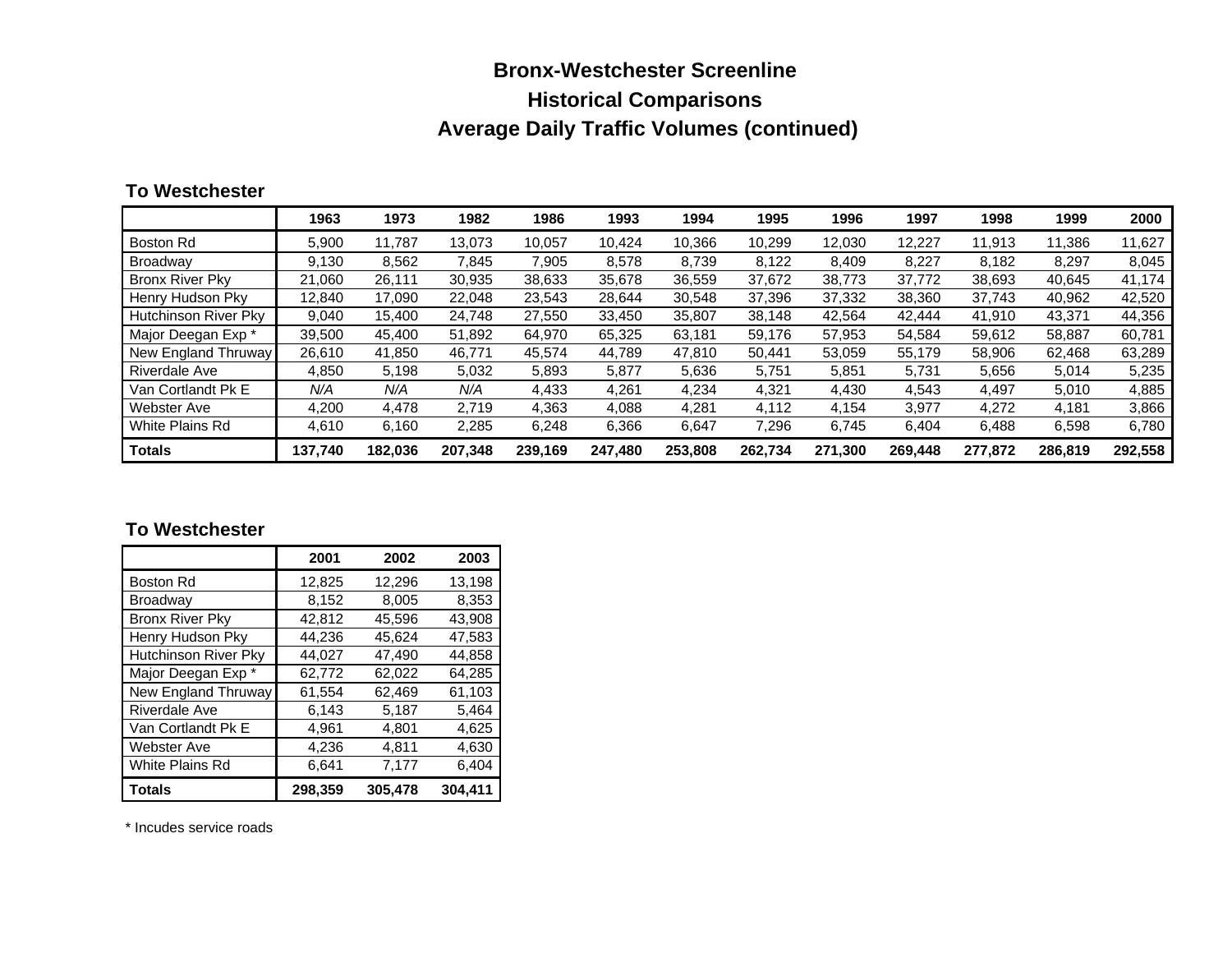# Bronx-Westchester Screenline

## Historical Comparisons

## Average Daily Traffic Volumes (continued)

**To Westchester**

| | 1963 | 1973 | 1982 | 1986 | 1993 | 1994 | 1995 | 1996 | 1997 | 1998 | 1999 | 2000 |
|---|---|---|---|---|---|---|---|---|---|---|---|---|
| Boston Rd | 5,900 | 11,787 | 13,073 | 10,057 | 10,424 | 10,366 | 10,299 | 12,030 | 12,227 | 11,913 | 11,386 | 11,627 |
| Broadway | 9,130 | 8,562 | 7,845 | 7,905 | 8,578 | 8,739 | 8,122 | 8,409 | 8,227 | 8,182 | 8,297 | 8,045 |
| Bronx River Pky | 21,060 | 26,111 | 30,935 | 38,633 | 35,678 | 36,559 | 37,672 | 38,773 | 37,772 | 38,693 | 40,645 | 41,174 |
| Henry Hudson Pky | 12,840 | 17,090 | 22,048 | 23,543 | 28,644 | 30,548 | 37,396 | 37,332 | 38,360 | 37,743 | 40,962 | 42,520 |
| Hutchinson River Pky | 9,040 | 15,400 | 24,748 | 27,550 | 33,450 | 35,807 | 38,148 | 42,564 | 42,444 | 41,910 | 43,371 | 44,356 |
| Major Deegan Exp * | 39,500 | 45,400 | 51,892 | 64,970 | 65,325 | 63,181 | 59,176 | 57,953 | 54,584 | 59,612 | 58,887 | 60,781 |
| New England Thruway | 26,610 | 41,850 | 46,771 | 45,574 | 44,789 | 47,810 | 50,441 | 53,059 | 55,179 | 58,906 | 62,468 | 63,289 |
| Riverdale Ave | 4,850 | 5,198 | 5,032 | 5,893 | 5,877 | 5,636 | 5,751 | 5,851 | 5,731 | 5,656 | 5,014 | 5,235 |
| Van Cortlandt Pk E | *N/A* | *N/A* | *N/A* | 4,433 | 4,261 | 4,234 | 4,321 | 4,430 | 4,543 | 4,497 | 5,010 | 4,885 |
| Webster Ave | 4,200 | 4,478 | 2,719 | 4,363 | 4,088 | 4,281 | 4,112 | 4,154 | 3,977 | 4,272 | 4,181 | 3,866 |
| White Plains Rd | 4,610 | 6,160 | 2,285 | 6,248 | 6,366 | 6,647 | 7,296 | 6,745 | 6,404 | 6,488 | 6,598 | 6,780 |
| **Totals** | **137,740** | **182,036** | **207,348** | **239,169** | **247,480** | **253,808** | **262,734** | **271,300** | **269,448** | **277,872** | **286,819** | **292,558** |

**To Westchester**

| | 2001 | 2002 | 2003 |
|---|---|---|---|
| Boston Rd | 12,825 | 12,296 | 13,198 |
| Broadway | 8,152 | 8,005 | 8,353 |
| Bronx River Pky | 42,812 | 45,596 | 43,908 |
| Henry Hudson Pky | 44,236 | 45,624 | 47,583 |
| Hutchinson River Pky | 44,027 | 47,490 | 44,858 |
| Major Deegan Exp * | 62,772 | 62,022 | 64,285 |
| New England Thruway | 61,554 | 62,469 | 61,103 |
| Riverdale Ave | 6,143 | 5,187 | 5,464 |
| Van Cortlandt Pk E | 4,961 | 4,801 | 4,625 |
| Webster Ave | 4,236 | 4,811 | 4,630 |
| White Plains Rd | 6,641 | 7,177 | 6,404 |
| **Totals** | **298,359** | **305,478** | **304,411** |

* Incudes service roads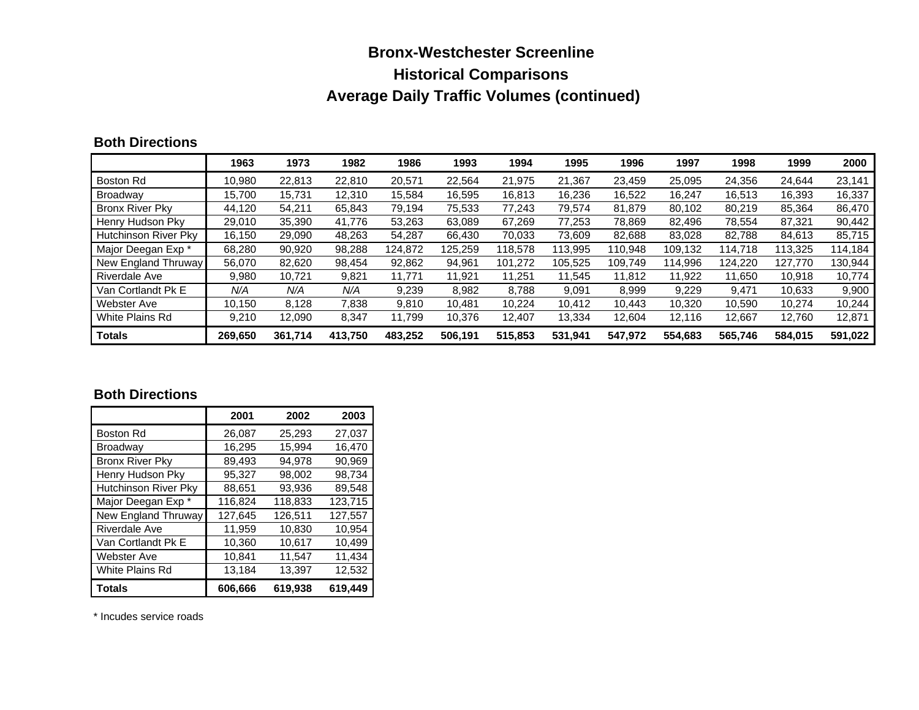# Bronx-Westchester Screenline

## Historical Comparisons

## Average Daily Traffic Volumes (continued)

### Both Directions

| | 1963 | 1973 | 1982 | 1986 | 1993 | 1994 | 1995 | 1996 | 1997 | 1998 | 1999 | 2000 |
|---|---|---|---|---|---|---|---|---|---|---|---|---|
| Boston Rd | 10,980 | 22,813 | 22,810 | 20,571 | 22,564 | 21,975 | 21,367 | 23,459 | 25,095 | 24,356 | 24,644 | 23,141 |
| Broadway | 15,700 | 15,731 | 12,310 | 15,584 | 16,595 | 16,813 | 16,236 | 16,522 | 16,247 | 16,513 | 16,393 | 16,337 |
| Bronx River Pky | 44,120 | 54,211 | 65,843 | 79,194 | 75,533 | 77,243 | 79,574 | 81,879 | 80,102 | 80,219 | 85,364 | 86,470 |
| Henry Hudson Pky | 29,010 | 35,390 | 41,776 | 53,263 | 63,089 | 67,269 | 77,253 | 78,869 | 82,496 | 78,554 | 87,321 | 90,442 |
| Hutchinson River Pky | 16,150 | 29,090 | 48,263 | 54,287 | 66,430 | 70,033 | 73,609 | 82,688 | 83,028 | 82,788 | 84,613 | 85,715 |
| Major Deegan Exp * | 68,280 | 90,920 | 98,288 | 124,872 | 125,259 | 118,578 | 113,995 | 110,948 | 109,132 | 114,718 | 113,325 | 114,184 |
| New England Thruway | 56,070 | 82,620 | 98,454 | 92,862 | 94,961 | 101,272 | 105,525 | 109,749 | 114,996 | 124,220 | 127,770 | 130,944 |
| Riverdale Ave | 9,980 | 10,721 | 9,821 | 11,771 | 11,921 | 11,251 | 11,545 | 11,812 | 11,922 | 11,650 | 10,918 | 10,774 |
| Van Cortlandt Pk E | *N/A* | *N/A* | *N/A* | 9,239 | 8,982 | 8,788 | 9,091 | 8,999 | 9,229 | 9,471 | 10,633 | 9,900 |
| Webster Ave | 10,150 | 8,128 | 7,838 | 9,810 | 10,481 | 10,224 | 10,412 | 10,443 | 10,320 | 10,590 | 10,274 | 10,244 |
| White Plains Rd | 9,210 | 12,090 | 8,347 | 11,799 | 10,376 | 12,407 | 13,334 | 12,604 | 12,116 | 12,667 | 12,760 | 12,871 |
| **Totals** | **269,650** | **361,714** | **413,750** | **483,252** | **506,191** | **515,853** | **531,941** | **547,972** | **554,683** | **565,746** | **584,015** | **591,022** |

### Both Directions

| | 2001 | 2002 | 2003 |
|---|---|---|---|
| Boston Rd | 26,087 | 25,293 | 27,037 |
| Broadway | 16,295 | 15,994 | 16,470 |
| Bronx River Pky | 89,493 | 94,978 | 90,969 |
| Henry Hudson Pky | 95,327 | 98,002 | 98,734 |
| Hutchinson River Pky | 88,651 | 93,936 | 89,548 |
| Major Deegan Exp * | 116,824 | 118,833 | 123,715 |
| New England Thruway | 127,645 | 126,511 | 127,557 |
| Riverdale Ave | 11,959 | 10,830 | 10,954 |
| Van Cortlandt Pk E | 10,360 | 10,617 | 10,499 |
| Webster Ave | 10,841 | 11,547 | 11,434 |
| White Plains Rd | 13,184 | 13,397 | 12,532 |
| **Totals** | **606,666** | **619,938** | **619,449** |

* Incudes service roads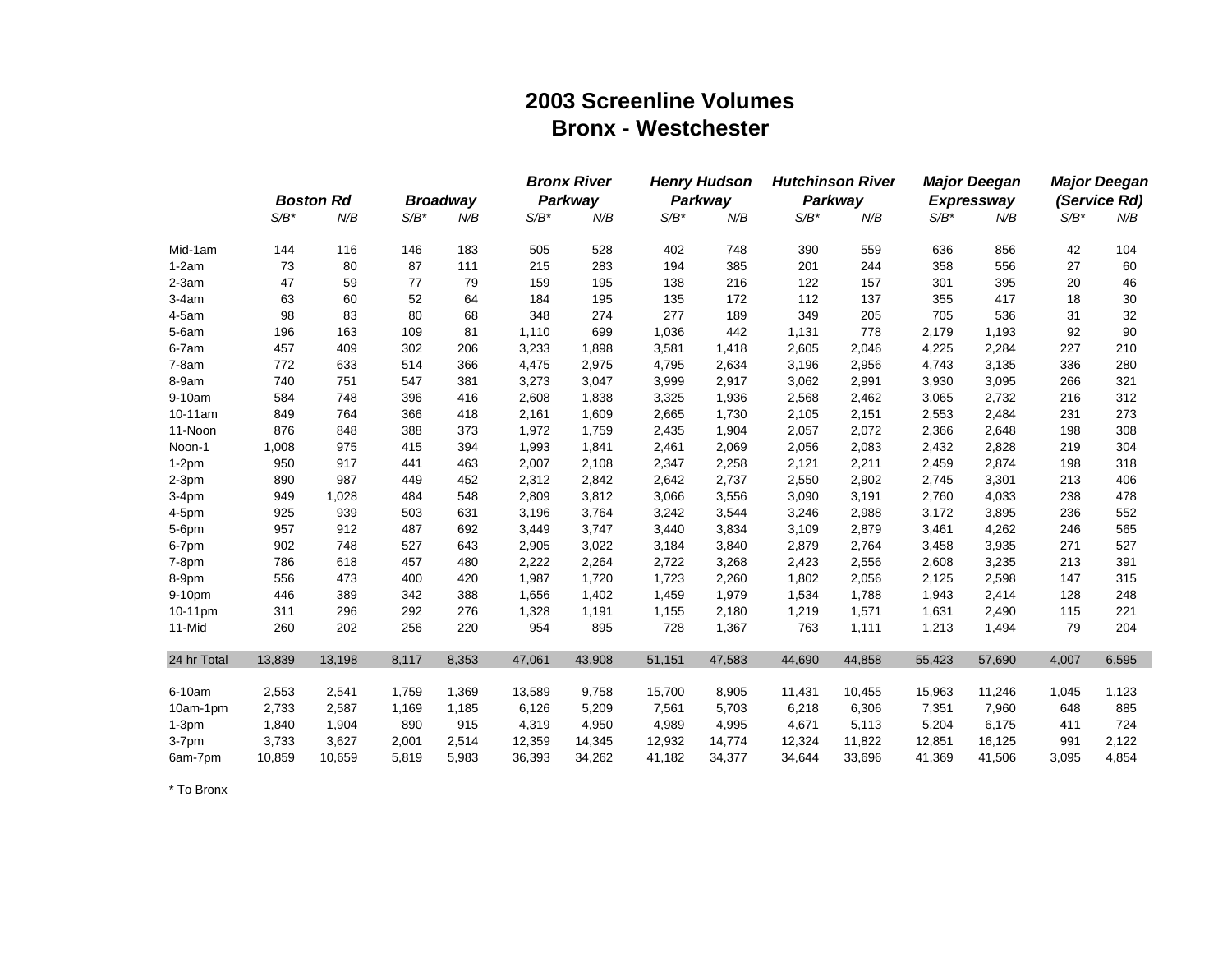# 2003 Screenline Volumes
## Bronx - Westchester

| | *Boston Rd* | | *Broadway* | | *Bronx River Parkway* | | *Henry Hudson Parkway* | | *Hutchinson River Parkway* | | *Major Deegan Expressway* | | *Major Deegan (Service Rd)* | |
|---|---|---|---|---|---|---|---|---|---|---|---|---|---|---|
| | *S/B** | *N/B* | *S/B** | *N/B* | *S/B** | *N/B* | *S/B** | *N/B* | *S/B** | *N/B* | *S/B** | *N/B* | *S/B** | *N/B* |
| Mid-1am | 144 | 116 | 146 | 183 | 505 | 528 | 402 | 748 | 390 | 559 | 636 | 856 | 42 | 104 |
| 1-2am | 73 | 80 | 87 | 111 | 215 | 283 | 194 | 385 | 201 | 244 | 358 | 556 | 27 | 60 |
| 2-3am | 47 | 59 | 77 | 79 | 159 | 195 | 138 | 216 | 122 | 157 | 301 | 395 | 20 | 46 |
| 3-4am | 63 | 60 | 52 | 64 | 184 | 195 | 135 | 172 | 112 | 137 | 355 | 417 | 18 | 30 |
| 4-5am | 98 | 83 | 80 | 68 | 348 | 274 | 277 | 189 | 349 | 205 | 705 | 536 | 31 | 32 |
| 5-6am | 196 | 163 | 109 | 81 | 1,110 | 699 | 1,036 | 442 | 1,131 | 778 | 2,179 | 1,193 | 92 | 90 |
| 6-7am | 457 | 409 | 302 | 206 | 3,233 | 1,898 | 3,581 | 1,418 | 2,605 | 2,046 | 4,225 | 2,284 | 227 | 210 |
| 7-8am | 772 | 633 | 514 | 366 | 4,475 | 2,975 | 4,795 | 2,634 | 3,196 | 2,956 | 4,743 | 3,135 | 336 | 280 |
| 8-9am | 740 | 751 | 547 | 381 | 3,273 | 3,047 | 3,999 | 2,917 | 3,062 | 2,991 | 3,930 | 3,095 | 266 | 321 |
| 9-10am | 584 | 748 | 396 | 416 | 2,608 | 1,838 | 3,325 | 1,936 | 2,568 | 2,462 | 3,065 | 2,732 | 216 | 312 |
| 10-11am | 849 | 764 | 366 | 418 | 2,161 | 1,609 | 2,665 | 1,730 | 2,105 | 2,151 | 2,553 | 2,484 | 231 | 273 |
| 11-Noon | 876 | 848 | 388 | 373 | 1,972 | 1,759 | 2,435 | 1,904 | 2,057 | 2,072 | 2,366 | 2,648 | 198 | 308 |
| Noon-1 | 1,008 | 975 | 415 | 394 | 1,993 | 1,841 | 2,461 | 2,069 | 2,056 | 2,083 | 2,432 | 2,828 | 219 | 304 |
| 1-2pm | 950 | 917 | 441 | 463 | 2,007 | 2,108 | 2,347 | 2,258 | 2,121 | 2,211 | 2,459 | 2,874 | 198 | 318 |
| 2-3pm | 890 | 987 | 449 | 452 | 2,312 | 2,842 | 2,642 | 2,737 | 2,550 | 2,902 | 2,745 | 3,301 | 213 | 406 |
| 3-4pm | 949 | 1,028 | 484 | 548 | 2,809 | 3,812 | 3,066 | 3,556 | 3,090 | 3,191 | 2,760 | 4,033 | 238 | 478 |
| 4-5pm | 925 | 939 | 503 | 631 | 3,196 | 3,764 | 3,242 | 3,544 | 3,246 | 2,988 | 3,172 | 3,895 | 236 | 552 |
| 5-6pm | 957 | 912 | 487 | 692 | 3,449 | 3,747 | 3,440 | 3,834 | 3,109 | 2,879 | 3,461 | 4,262 | 246 | 565 |
| 6-7pm | 902 | 748 | 527 | 643 | 2,905 | 3,022 | 3,184 | 3,840 | 2,879 | 2,764 | 3,458 | 3,935 | 271 | 527 |
| 7-8pm | 786 | 618 | 457 | 480 | 2,222 | 2,264 | 2,722 | 3,268 | 2,423 | 2,556 | 2,608 | 3,235 | 213 | 391 |
| 8-9pm | 556 | 473 | 400 | 420 | 1,987 | 1,720 | 1,723 | 2,260 | 1,802 | 2,056 | 2,125 | 2,598 | 147 | 315 |
| 9-10pm | 446 | 389 | 342 | 388 | 1,656 | 1,402 | 1,459 | 1,979 | 1,534 | 1,788 | 1,943 | 2,414 | 128 | 248 |
| 10-11pm | 311 | 296 | 292 | 276 | 1,328 | 1,191 | 1,155 | 2,180 | 1,219 | 1,571 | 1,631 | 2,490 | 115 | 221 |
| 11-Mid | 260 | 202 | 256 | 220 | 954 | 895 | 728 | 1,367 | 763 | 1,111 | 1,213 | 1,494 | 79 | 204 |
| 24 hr Total | 13,839 | 13,198 | 8,117 | 8,353 | 47,061 | 43,908 | 51,151 | 47,583 | 44,690 | 44,858 | 55,423 | 57,690 | 4,007 | 6,595 |
| 6-10am | 2,553 | 2,541 | 1,759 | 1,369 | 13,589 | 9,758 | 15,700 | 8,905 | 11,431 | 10,455 | 15,963 | 11,246 | 1,045 | 1,123 |
| 10am-1pm | 2,733 | 2,587 | 1,169 | 1,185 | 6,126 | 5,209 | 7,561 | 5,703 | 6,218 | 6,306 | 7,351 | 7,960 | 648 | 885 |
| 1-3pm | 1,840 | 1,904 | 890 | 915 | 4,319 | 4,950 | 4,989 | 4,995 | 4,671 | 5,113 | 5,204 | 6,175 | 411 | 724 |
| 3-7pm | 3,733 | 3,627 | 2,001 | 2,514 | 12,359 | 14,345 | 12,932 | 14,774 | 12,324 | 11,822 | 12,851 | 16,125 | 991 | 2,122 |
| 6am-7pm | 10,859 | 10,659 | 5,819 | 5,983 | 36,393 | 34,262 | 41,182 | 34,377 | 34,644 | 33,696 | 41,369 | 41,506 | 3,095 | 4,854 |

* To Bronx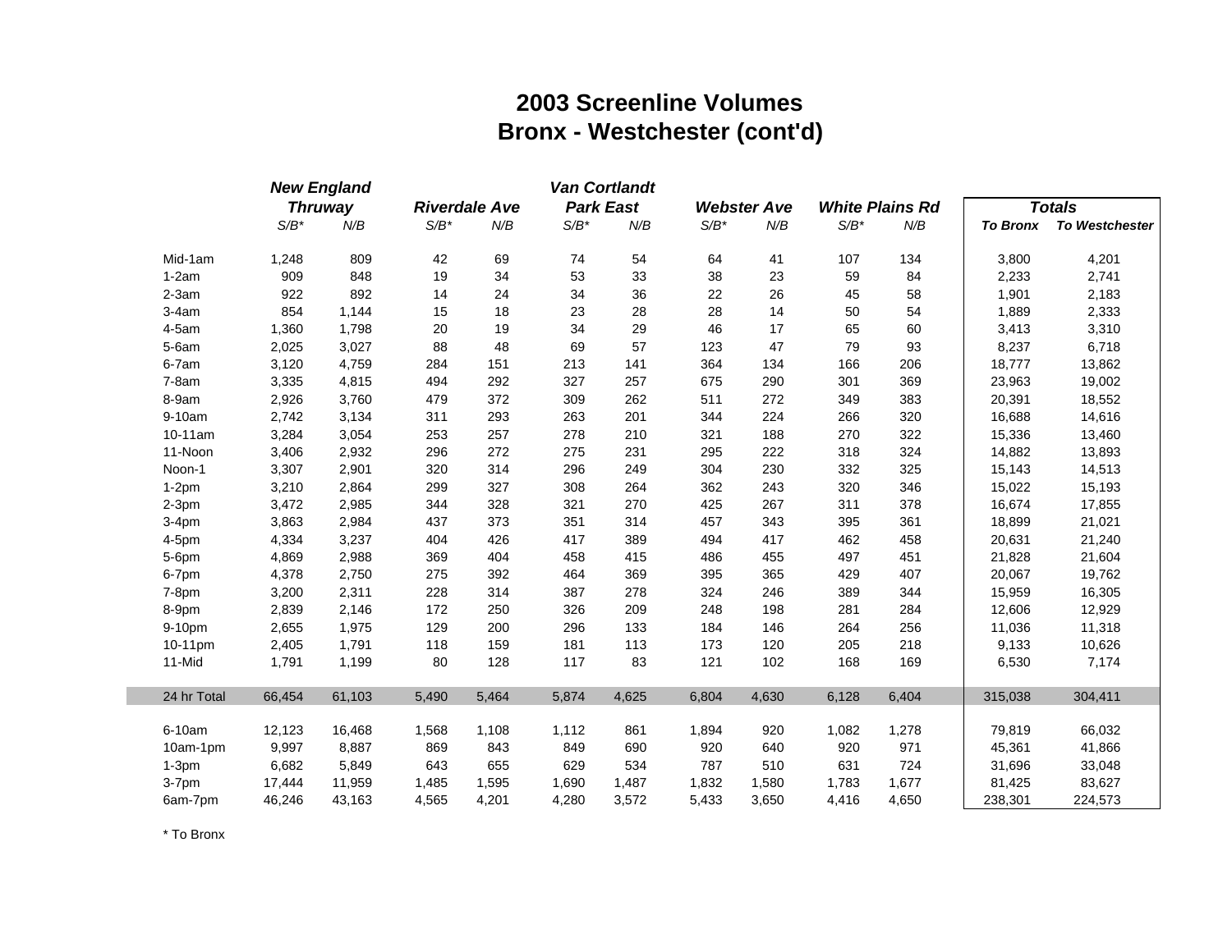# 2003 Screenline Volumes
## Bronx - Westchester (cont'd)

| | *New England Thruway* | | *Riverdale Ave* | | *Van Cortlandt Park East* | | *Webster Ave* | | *White Plains Rd* | | *Totals* | |
|---|---|---|---|---|---|---|---|---|---|---|---|---|
| | *S/B** | *N/B* | *S/B** | *N/B* | *S/B** | *N/B* | *S/B** | *N/B* | *S/B** | *N/B* | ***To Bronx*** | ***To Westchester*** |
| Mid-1am | 1,248 | 809 | 42 | 69 | 74 | 54 | 64 | 41 | 107 | 134 | 3,800 | 4,201 |
| 1-2am | 909 | 848 | 19 | 34 | 53 | 33 | 38 | 23 | 59 | 84 | 2,233 | 2,741 |
| 2-3am | 922 | 892 | 14 | 24 | 34 | 36 | 22 | 26 | 45 | 58 | 1,901 | 2,183 |
| 3-4am | 854 | 1,144 | 15 | 18 | 23 | 28 | 28 | 14 | 50 | 54 | 1,889 | 2,333 |
| 4-5am | 1,360 | 1,798 | 20 | 19 | 34 | 29 | 46 | 17 | 65 | 60 | 3,413 | 3,310 |
| 5-6am | 2,025 | 3,027 | 88 | 48 | 69 | 57 | 123 | 47 | 79 | 93 | 8,237 | 6,718 |
| 6-7am | 3,120 | 4,759 | 284 | 151 | 213 | 141 | 364 | 134 | 166 | 206 | 18,777 | 13,862 |
| 7-8am | 3,335 | 4,815 | 494 | 292 | 327 | 257 | 675 | 290 | 301 | 369 | 23,963 | 19,002 |
| 8-9am | 2,926 | 3,760 | 479 | 372 | 309 | 262 | 511 | 272 | 349 | 383 | 20,391 | 18,552 |
| 9-10am | 2,742 | 3,134 | 311 | 293 | 263 | 201 | 344 | 224 | 266 | 320 | 16,688 | 14,616 |
| 10-11am | 3,284 | 3,054 | 253 | 257 | 278 | 210 | 321 | 188 | 270 | 322 | 15,336 | 13,460 |
| 11-Noon | 3,406 | 2,932 | 296 | 272 | 275 | 231 | 295 | 222 | 318 | 324 | 14,882 | 13,893 |
| Noon-1 | 3,307 | 2,901 | 320 | 314 | 296 | 249 | 304 | 230 | 332 | 325 | 15,143 | 14,513 |
| 1-2pm | 3,210 | 2,864 | 299 | 327 | 308 | 264 | 362 | 243 | 320 | 346 | 15,022 | 15,193 |
| 2-3pm | 3,472 | 2,985 | 344 | 328 | 321 | 270 | 425 | 267 | 311 | 378 | 16,674 | 17,855 |
| 3-4pm | 3,863 | 2,984 | 437 | 373 | 351 | 314 | 457 | 343 | 395 | 361 | 18,899 | 21,021 |
| 4-5pm | 4,334 | 3,237 | 404 | 426 | 417 | 389 | 494 | 417 | 462 | 458 | 20,631 | 21,240 |
| 5-6pm | 4,869 | 2,988 | 369 | 404 | 458 | 415 | 486 | 455 | 497 | 451 | 21,828 | 21,604 |
| 6-7pm | 4,378 | 2,750 | 275 | 392 | 464 | 369 | 395 | 365 | 429 | 407 | 20,067 | 19,762 |
| 7-8pm | 3,200 | 2,311 | 228 | 314 | 387 | 278 | 324 | 246 | 389 | 344 | 15,959 | 16,305 |
| 8-9pm | 2,839 | 2,146 | 172 | 250 | 326 | 209 | 248 | 198 | 281 | 284 | 12,606 | 12,929 |
| 9-10pm | 2,655 | 1,975 | 129 | 200 | 296 | 133 | 184 | 146 | 264 | 256 | 11,036 | 11,318 |
| 10-11pm | 2,405 | 1,791 | 118 | 159 | 181 | 113 | 173 | 120 | 205 | 218 | 9,133 | 10,626 |
| 11-Mid | 1,791 | 1,199 | 80 | 128 | 117 | 83 | 121 | 102 | 168 | 169 | 6,530 | 7,174 |
| 24 hr Total | 66,454 | 61,103 | 5,490 | 5,464 | 5,874 | 4,625 | 6,804 | 4,630 | 6,128 | 6,404 | 315,038 | 304,411 |
| 6-10am | 12,123 | 16,468 | 1,568 | 1,108 | 1,112 | 861 | 1,894 | 920 | 1,082 | 1,278 | 79,819 | 66,032 |
| 10am-1pm | 9,997 | 8,887 | 869 | 843 | 849 | 690 | 920 | 640 | 920 | 971 | 45,361 | 41,866 |
| 1-3pm | 6,682 | 5,849 | 643 | 655 | 629 | 534 | 787 | 510 | 631 | 724 | 31,696 | 33,048 |
| 3-7pm | 17,444 | 11,959 | 1,485 | 1,595 | 1,690 | 1,487 | 1,832 | 1,580 | 1,783 | 1,677 | 81,425 | 83,627 |
| 6am-7pm | 46,246 | 43,163 | 4,565 | 4,201 | 4,280 | 3,572 | 5,433 | 3,650 | 4,416 | 4,650 | 238,301 | 224,573 |

\* To Bronx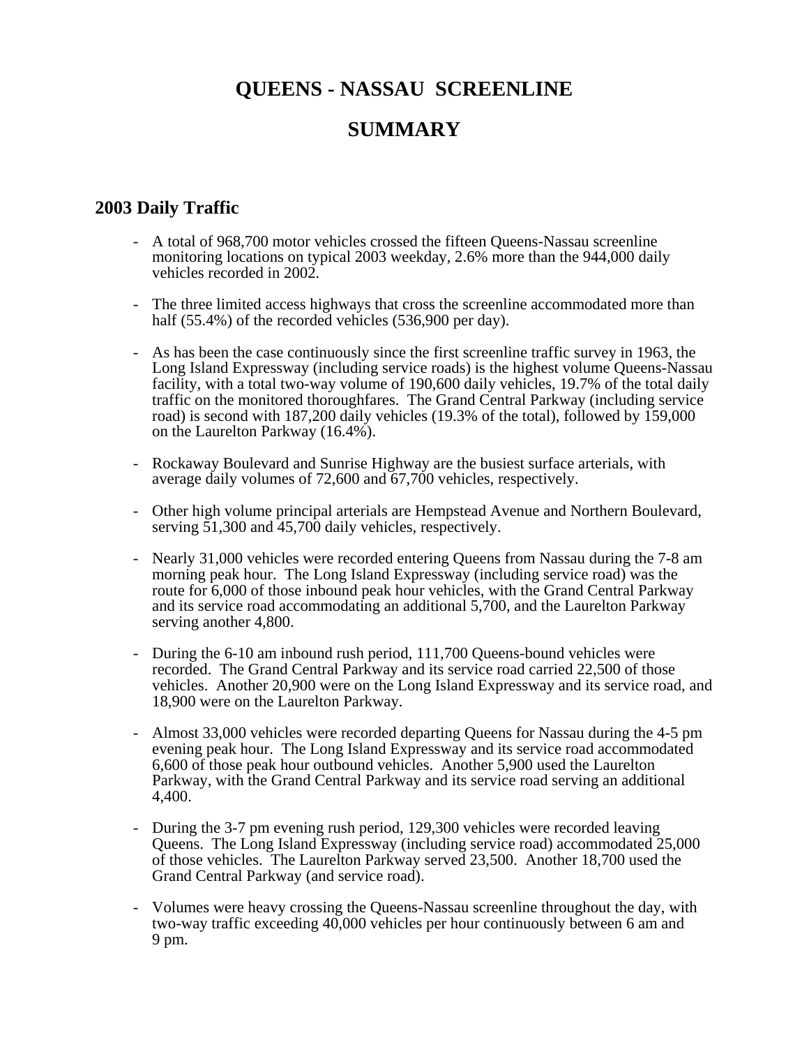# QUEENS - NASSAU SCREENLINE

# SUMMARY

## 2003 Daily Traffic

- A total of 968,700 motor vehicles crossed the fifteen Queens-Nassau screenline monitoring locations on typical 2003 weekday, 2.6% more than the 944,000 daily vehicles recorded in 2002.

- The three limited access highways that cross the screenline accommodated more than half (55.4%) of the recorded vehicles (536,900 per day).

- As has been the case continuously since the first screenline traffic survey in 1963, the Long Island Expressway (including service roads) is the highest volume Queens-Nassau facility, with a total two-way volume of 190,600 daily vehicles, 19.7% of the total daily traffic on the monitored thoroughfares. The Grand Central Parkway (including service road) is second with 187,200 daily vehicles (19.3% of the total), followed by 159,000 on the Laurelton Parkway (16.4%).

- Rockaway Boulevard and Sunrise Highway are the busiest surface arterials, with average daily volumes of 72,600 and 67,700 vehicles, respectively.

- Other high volume principal arterials are Hempstead Avenue and Northern Boulevard, serving 51,300 and 45,700 daily vehicles, respectively.

- Nearly 31,000 vehicles were recorded entering Queens from Nassau during the 7-8 am morning peak hour. The Long Island Expressway (including service road) was the route for 6,000 of those inbound peak hour vehicles, with the Grand Central Parkway and its service road accommodating an additional 5,700, and the Laurelton Parkway serving another 4,800.

- During the 6-10 am inbound rush period, 111,700 Queens-bound vehicles were recorded. The Grand Central Parkway and its service road carried 22,500 of those vehicles. Another 20,900 were on the Long Island Expressway and its service road, and 18,900 were on the Laurelton Parkway.

- Almost 33,000 vehicles were recorded departing Queens for Nassau during the 4-5 pm evening peak hour. The Long Island Expressway and its service road accommodated 6,600 of those peak hour outbound vehicles. Another 5,900 used the Laurelton Parkway, with the Grand Central Parkway and its service road serving an additional 4,400.

- During the 3-7 pm evening rush period, 129,300 vehicles were recorded leaving Queens. The Long Island Expressway (including service road) accommodated 25,000 of those vehicles. The Laurelton Parkway served 23,500. Another 18,700 used the Grand Central Parkway (and service road).

- Volumes were heavy crossing the Queens-Nassau screenline throughout the day, with two-way traffic exceeding 40,000 vehicles per hour continuously between 6 am and 9 pm.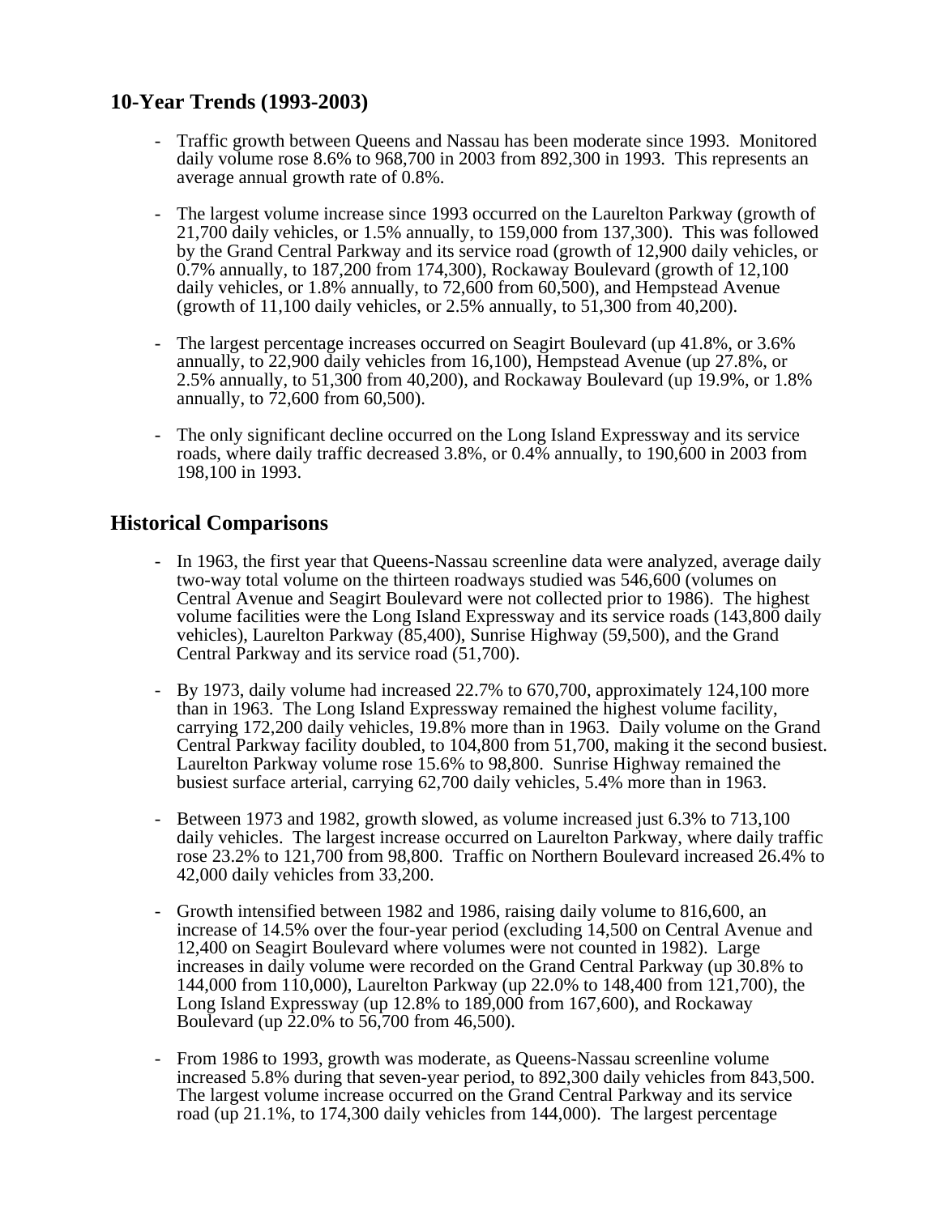## 10-Year Trends (1993-2003)

- Traffic growth between Queens and Nassau has been moderate since 1993. Monitored daily volume rose 8.6% to 968,700 in 2003 from 892,300 in 1993. This represents an average annual growth rate of 0.8%.

- The largest volume increase since 1993 occurred on the Laurelton Parkway (growth of 21,700 daily vehicles, or 1.5% annually, to 159,000 from 137,300). This was followed by the Grand Central Parkway and its service road (growth of 12,900 daily vehicles, or 0.7% annually, to 187,200 from 174,300), Rockaway Boulevard (growth of 12,100 daily vehicles, or 1.8% annually, to 72,600 from 60,500), and Hempstead Avenue (growth of 11,100 daily vehicles, or 2.5% annually, to 51,300 from 40,200).

- The largest percentage increases occurred on Seagirt Boulevard (up 41.8%, or 3.6% annually, to 22,900 daily vehicles from 16,100), Hempstead Avenue (up 27.8%, or 2.5% annually, to 51,300 from 40,200), and Rockaway Boulevard (up 19.9%, or 1.8% annually, to 72,600 from 60,500).

- The only significant decline occurred on the Long Island Expressway and its service roads, where daily traffic decreased 3.8%, or 0.4% annually, to 190,600 in 2003 from 198,100 in 1993.

## Historical Comparisons

- In 1963, the first year that Queens-Nassau screenline data were analyzed, average daily two-way total volume on the thirteen roadways studied was 546,600 (volumes on Central Avenue and Seagirt Boulevard were not collected prior to 1986). The highest volume facilities were the Long Island Expressway and its service roads (143,800 daily vehicles), Laurelton Parkway (85,400), Sunrise Highway (59,500), and the Grand Central Parkway and its service road (51,700).

- By 1973, daily volume had increased 22.7% to 670,700, approximately 124,100 more than in 1963. The Long Island Expressway remained the highest volume facility, carrying 172,200 daily vehicles, 19.8% more than in 1963. Daily volume on the Grand Central Parkway facility doubled, to 104,800 from 51,700, making it the second busiest. Laurelton Parkway volume rose 15.6% to 98,800. Sunrise Highway remained the busiest surface arterial, carrying 62,700 daily vehicles, 5.4% more than in 1963.

- Between 1973 and 1982, growth slowed, as volume increased just 6.3% to 713,100 daily vehicles. The largest increase occurred on Laurelton Parkway, where daily traffic rose 23.2% to 121,700 from 98,800. Traffic on Northern Boulevard increased 26.4% to 42,000 daily vehicles from 33,200.

- Growth intensified between 1982 and 1986, raising daily volume to 816,600, an increase of 14.5% over the four-year period (excluding 14,500 on Central Avenue and 12,400 on Seagirt Boulevard where volumes were not counted in 1982). Large increases in daily volume were recorded on the Grand Central Parkway (up 30.8% to 144,000 from 110,000), Laurelton Parkway (up 22.0% to 148,400 from 121,700), the Long Island Expressway (up 12.8% to 189,000 from 167,600), and Rockaway Boulevard (up 22.0% to 56,700 from 46,500).

- From 1986 to 1993, growth was moderate, as Queens-Nassau screenline volume increased 5.8% during that seven-year period, to 892,300 daily vehicles from 843,500. The largest volume increase occurred on the Grand Central Parkway and its service road (up 21.1%, to 174,300 daily vehicles from 144,000). The largest percentage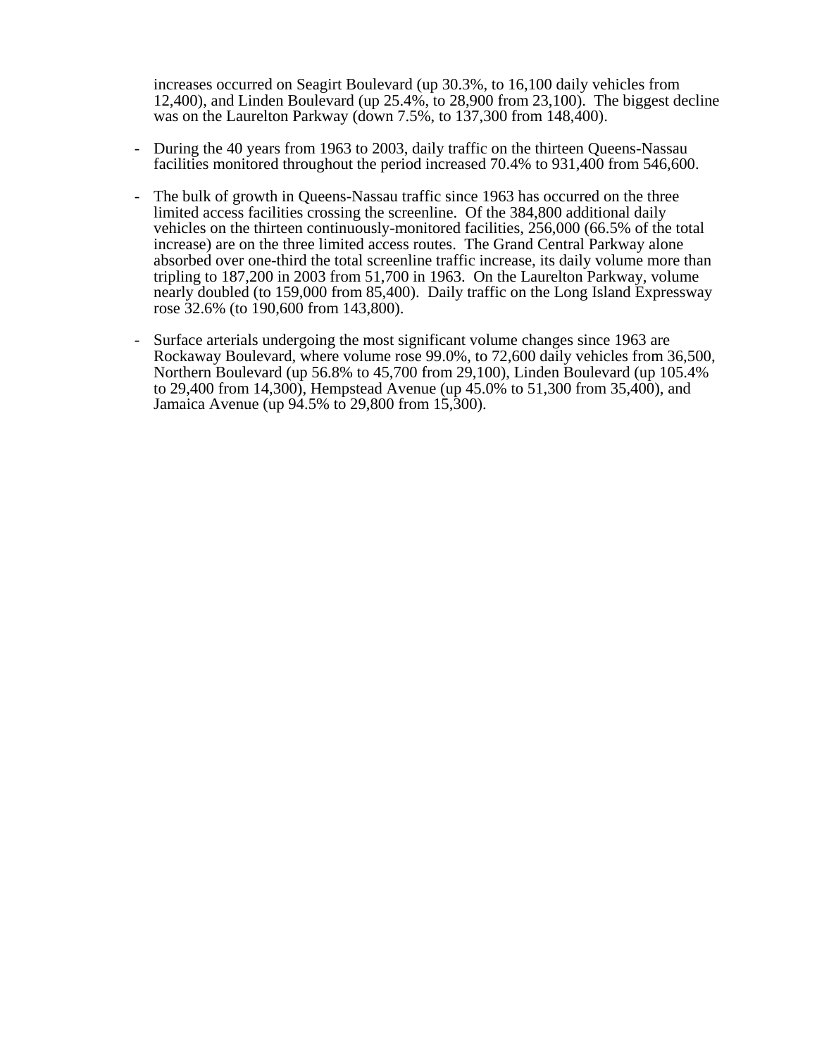increases occurred on Seagirt Boulevard (up 30.3%, to 16,100 daily vehicles from 12,400), and Linden Boulevard (up 25.4%, to 28,900 from 23,100). The biggest decline was on the Laurelton Parkway (down 7.5%, to 137,300 from 148,400).

- During the 40 years from 1963 to 2003, daily traffic on the thirteen Queens-Nassau facilities monitored throughout the period increased 70.4% to 931,400 from 546,600.

- The bulk of growth in Queens-Nassau traffic since 1963 has occurred on the three limited access facilities crossing the screenline. Of the 384,800 additional daily vehicles on the thirteen continuously-monitored facilities, 256,000 (66.5% of the total increase) are on the three limited access routes. The Grand Central Parkway alone absorbed over one-third the total screenline traffic increase, its daily volume more than tripling to 187,200 in 2003 from 51,700 in 1963. On the Laurelton Parkway, volume nearly doubled (to 159,000 from 85,400). Daily traffic on the Long Island Expressway rose 32.6% (to 190,600 from 143,800).

- Surface arterials undergoing the most significant volume changes since 1963 are Rockaway Boulevard, where volume rose 99.0%, to 72,600 daily vehicles from 36,500, Northern Boulevard (up 56.8% to 45,700 from 29,100), Linden Boulevard (up 105.4% to 29,400 from 14,300), Hempstead Avenue (up 45.0% to 51,300 from 35,400), and Jamaica Avenue (up 94.5% to 29,800 from 15,300).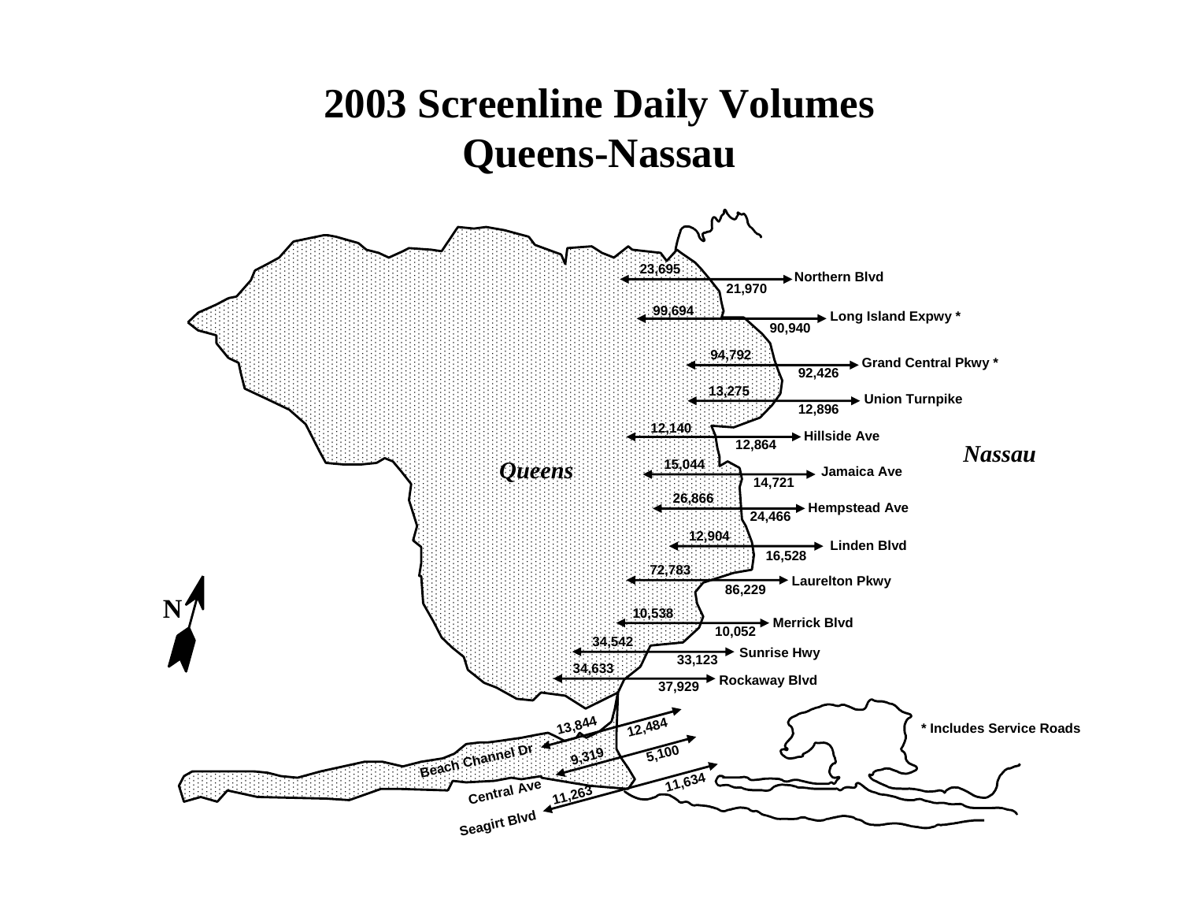# 2003 Screenline Daily Volumes
# Queens-Nassau

*Queens*

*Nassau*

N

| Roadway | Volume (above arrow) | Volume (below arrow) |
|---|---|---|
| Northern Blvd | 23,695 | 21,970 |
| Long Island Expwy * | 99,694 | 90,940 |
| Grand Central Pkwy * | 94,792 | 92,426 |
| Union Turnpike | 13,275 | 12,896 |
| Hillside Ave | 12,140 | 12,864 |
| Jamaica Ave | 15,044 | 14,721 |
| Hempstead Ave | 26,866 | 24,466 |
| Linden Blvd | 12,904 | 16,528 |
| Laurelton Pkwy | 72,783 | 86,229 |
| Merrick Blvd | 10,538 | 10,052 |
| Sunrise Hwy | 34,542 | 33,123 |
| Rockaway Blvd | 34,633 | 37,929 |
| Beach Channel Dr | 13,844 | 12,484 |
| Central Ave | 9,319 | 5,100 |
| Seagirt Blvd | 11,263 | 11,634 |

\* Includes Service Roads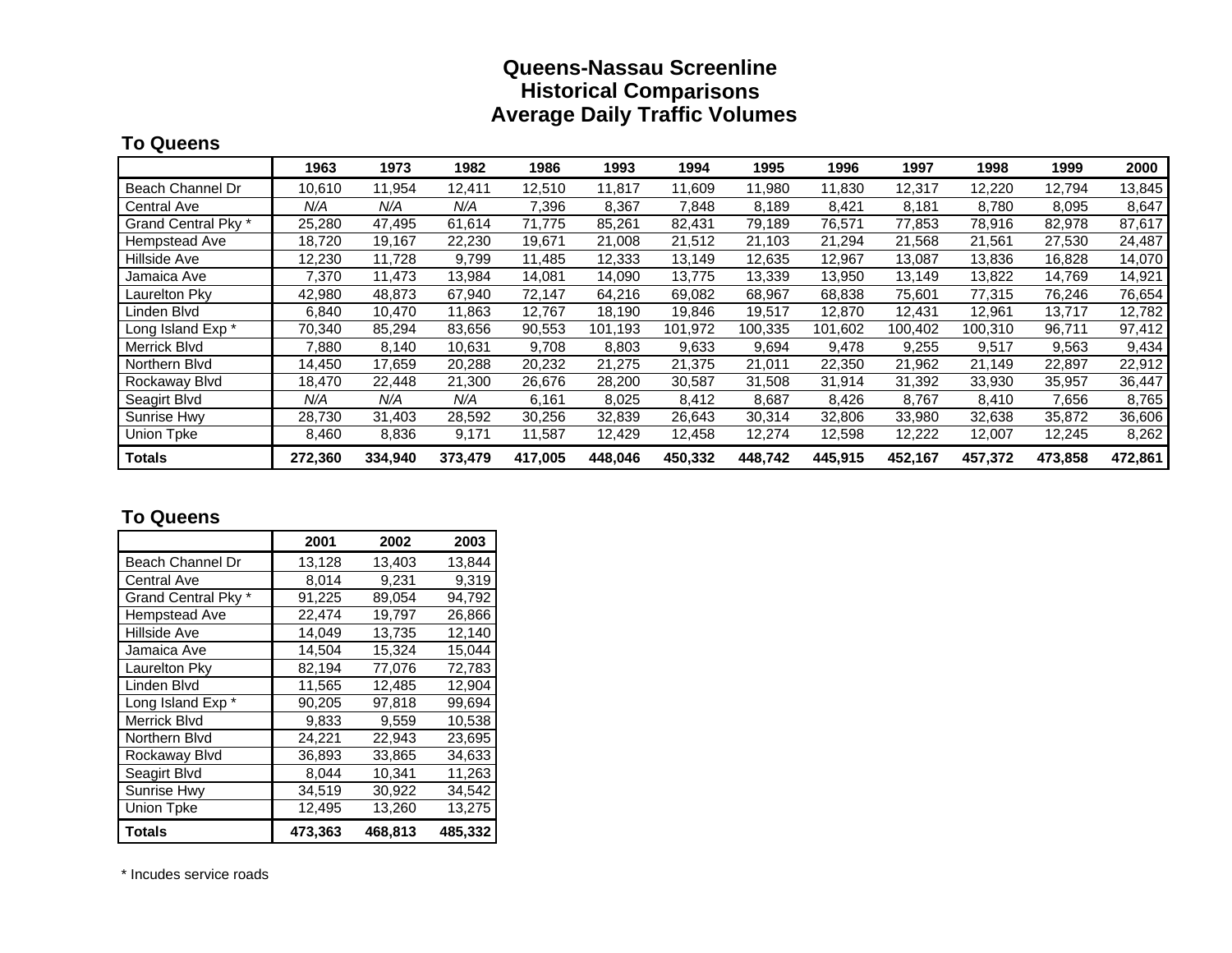# Queens-Nassau Screenline
## Historical Comparisons
## Average Daily Traffic Volumes

### To Queens

| | 1963 | 1973 | 1982 | 1986 | 1993 | 1994 | 1995 | 1996 | 1997 | 1998 | 1999 | 2000 |
|---|---|---|---|---|---|---|---|---|---|---|---|---|
| Beach Channel Dr | 10,610 | 11,954 | 12,411 | 12,510 | 11,817 | 11,609 | 11,980 | 11,830 | 12,317 | 12,220 | 12,794 | 13,845 |
| Central Ave | *N/A* | *N/A* | *N/A* | 7,396 | 8,367 | 7,848 | 8,189 | 8,421 | 8,181 | 8,780 | 8,095 | 8,647 |
| Grand Central Pky * | 25,280 | 47,495 | 61,614 | 71,775 | 85,261 | 82,431 | 79,189 | 76,571 | 77,853 | 78,916 | 82,978 | 87,617 |
| Hempstead Ave | 18,720 | 19,167 | 22,230 | 19,671 | 21,008 | 21,512 | 21,103 | 21,294 | 21,568 | 21,561 | 27,530 | 24,487 |
| Hillside Ave | 12,230 | 11,728 | 9,799 | 11,485 | 12,333 | 13,149 | 12,635 | 12,967 | 13,087 | 13,836 | 16,828 | 14,070 |
| Jamaica Ave | 7,370 | 11,473 | 13,984 | 14,081 | 14,090 | 13,775 | 13,339 | 13,950 | 13,149 | 13,822 | 14,769 | 14,921 |
| Laurelton Pky | 42,980 | 48,873 | 67,940 | 72,147 | 64,216 | 69,082 | 68,967 | 68,838 | 75,601 | 77,315 | 76,246 | 76,654 |
| Linden Blvd | 6,840 | 10,470 | 11,863 | 12,767 | 18,190 | 19,846 | 19,517 | 12,870 | 12,431 | 12,961 | 13,717 | 12,782 |
| Long Island Exp * | 70,340 | 85,294 | 83,656 | 90,553 | 101,193 | 101,972 | 100,335 | 101,602 | 100,402 | 100,310 | 96,711 | 97,412 |
| Merrick Blvd | 7,880 | 8,140 | 10,631 | 9,708 | 8,803 | 9,633 | 9,694 | 9,478 | 9,255 | 9,517 | 9,563 | 9,434 |
| Northern Blvd | 14,450 | 17,659 | 20,288 | 20,232 | 21,275 | 21,375 | 21,011 | 22,350 | 21,962 | 21,149 | 22,897 | 22,912 |
| Rockaway Blvd | 18,470 | 22,448 | 21,300 | 26,676 | 28,200 | 30,587 | 31,508 | 31,914 | 31,392 | 33,930 | 35,957 | 36,447 |
| Seagirt Blvd | *N/A* | *N/A* | *N/A* | 6,161 | 8,025 | 8,412 | 8,687 | 8,426 | 8,767 | 8,410 | 7,656 | 8,765 |
| Sunrise Hwy | 28,730 | 31,403 | 28,592 | 30,256 | 32,839 | 26,643 | 30,314 | 32,806 | 33,980 | 32,638 | 35,872 | 36,606 |
| Union Tpke | 8,460 | 8,836 | 9,171 | 11,587 | 12,429 | 12,458 | 12,274 | 12,598 | 12,222 | 12,007 | 12,245 | 8,262 |
| **Totals** | **272,360** | **334,940** | **373,479** | **417,005** | **448,046** | **450,332** | **448,742** | **445,915** | **452,167** | **457,372** | **473,858** | **472,861** |

### To Queens

| | 2001 | 2002 | 2003 |
|---|---|---|---|
| Beach Channel Dr | 13,128 | 13,403 | 13,844 |
| Central Ave | 8,014 | 9,231 | 9,319 |
| Grand Central Pky * | 91,225 | 89,054 | 94,792 |
| Hempstead Ave | 22,474 | 19,797 | 26,866 |
| Hillside Ave | 14,049 | 13,735 | 12,140 |
| Jamaica Ave | 14,504 | 15,324 | 15,044 |
| Laurelton Pky | 82,194 | 77,076 | 72,783 |
| Linden Blvd | 11,565 | 12,485 | 12,904 |
| Long Island Exp * | 90,205 | 97,818 | 99,694 |
| Merrick Blvd | 9,833 | 9,559 | 10,538 |
| Northern Blvd | 24,221 | 22,943 | 23,695 |
| Rockaway Blvd | 36,893 | 33,865 | 34,633 |
| Seagirt Blvd | 8,044 | 10,341 | 11,263 |
| Sunrise Hwy | 34,519 | 30,922 | 34,542 |
| Union Tpke | 12,495 | 13,260 | 13,275 |
| **Totals** | **473,363** | **468,813** | **485,332** |

* Incudes service roads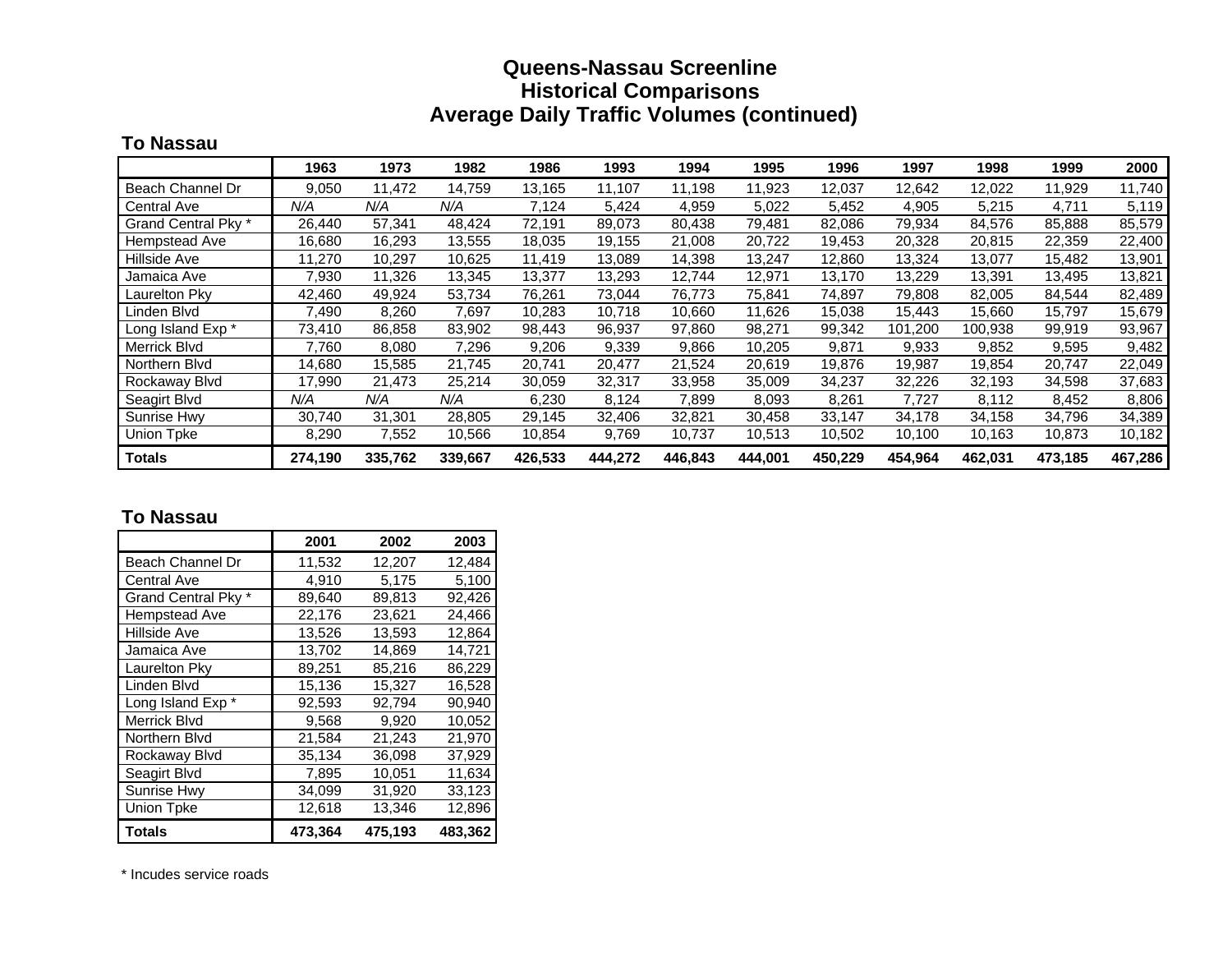# Queens-Nassau Screenline
# Historical Comparisons
# Average Daily Traffic Volumes (continued)

## To Nassau

| | 1963 | 1973 | 1982 | 1986 | 1993 | 1994 | 1995 | 1996 | 1997 | 1998 | 1999 | 2000 |
|---|---|---|---|---|---|---|---|---|---|---|---|---|
| Beach Channel Dr | 9,050 | 11,472 | 14,759 | 13,165 | 11,107 | 11,198 | 11,923 | 12,037 | 12,642 | 12,022 | 11,929 | 11,740 |
| Central Ave | *N/A* | *N/A* | *N/A* | 7,124 | 5,424 | 4,959 | 5,022 | 5,452 | 4,905 | 5,215 | 4,711 | 5,119 |
| Grand Central Pky * | 26,440 | 57,341 | 48,424 | 72,191 | 89,073 | 80,438 | 79,481 | 82,086 | 79,934 | 84,576 | 85,888 | 85,579 |
| Hempstead Ave | 16,680 | 16,293 | 13,555 | 18,035 | 19,155 | 21,008 | 20,722 | 19,453 | 20,328 | 20,815 | 22,359 | 22,400 |
| Hillside Ave | 11,270 | 10,297 | 10,625 | 11,419 | 13,089 | 14,398 | 13,247 | 12,860 | 13,324 | 13,077 | 15,482 | 13,901 |
| Jamaica Ave | 7,930 | 11,326 | 13,345 | 13,377 | 13,293 | 12,744 | 12,971 | 13,170 | 13,229 | 13,391 | 13,495 | 13,821 |
| Laurelton Pky | 42,460 | 49,924 | 53,734 | 76,261 | 73,044 | 76,773 | 75,841 | 74,897 | 79,808 | 82,005 | 84,544 | 82,489 |
| Linden Blvd | 7,490 | 8,260 | 7,697 | 10,283 | 10,718 | 10,660 | 11,626 | 15,038 | 15,443 | 15,660 | 15,797 | 15,679 |
| Long Island Exp * | 73,410 | 86,858 | 83,902 | 98,443 | 96,937 | 97,860 | 98,271 | 99,342 | 101,200 | 100,938 | 99,919 | 93,967 |
| Merrick Blvd | 7,760 | 8,080 | 7,296 | 9,206 | 9,339 | 9,866 | 10,205 | 9,871 | 9,933 | 9,852 | 9,595 | 9,482 |
| Northern Blvd | 14,680 | 15,585 | 21,745 | 20,741 | 20,477 | 21,524 | 20,619 | 19,876 | 19,987 | 19,854 | 20,747 | 22,049 |
| Rockaway Blvd | 17,990 | 21,473 | 25,214 | 30,059 | 32,317 | 33,958 | 35,009 | 34,237 | 32,226 | 32,193 | 34,598 | 37,683 |
| Seagirt Blvd | *N/A* | *N/A* | *N/A* | 6,230 | 8,124 | 7,899 | 8,093 | 8,261 | 7,727 | 8,112 | 8,452 | 8,806 |
| Sunrise Hwy | 30,740 | 31,301 | 28,805 | 29,145 | 32,406 | 32,821 | 30,458 | 33,147 | 34,178 | 34,158 | 34,796 | 34,389 |
| Union Tpke | 8,290 | 7,552 | 10,566 | 10,854 | 9,769 | 10,737 | 10,513 | 10,502 | 10,100 | 10,163 | 10,873 | 10,182 |
| **Totals** | **274,190** | **335,762** | **339,667** | **426,533** | **444,272** | **446,843** | **444,001** | **450,229** | **454,964** | **462,031** | **473,185** | **467,286** |

## To Nassau

| | 2001 | 2002 | 2003 |
|---|---|---|---|
| Beach Channel Dr | 11,532 | 12,207 | 12,484 |
| Central Ave | 4,910 | 5,175 | 5,100 |
| Grand Central Pky * | 89,640 | 89,813 | 92,426 |
| Hempstead Ave | 22,176 | 23,621 | 24,466 |
| Hillside Ave | 13,526 | 13,593 | 12,864 |
| Jamaica Ave | 13,702 | 14,869 | 14,721 |
| Laurelton Pky | 89,251 | 85,216 | 86,229 |
| Linden Blvd | 15,136 | 15,327 | 16,528 |
| Long Island Exp * | 92,593 | 92,794 | 90,940 |
| Merrick Blvd | 9,568 | 9,920 | 10,052 |
| Northern Blvd | 21,584 | 21,243 | 21,970 |
| Rockaway Blvd | 35,134 | 36,098 | 37,929 |
| Seagirt Blvd | 7,895 | 10,051 | 11,634 |
| Sunrise Hwy | 34,099 | 31,920 | 33,123 |
| Union Tpke | 12,618 | 13,346 | 12,896 |
| **Totals** | **473,364** | **475,193** | **483,362** |

* Incudes service roads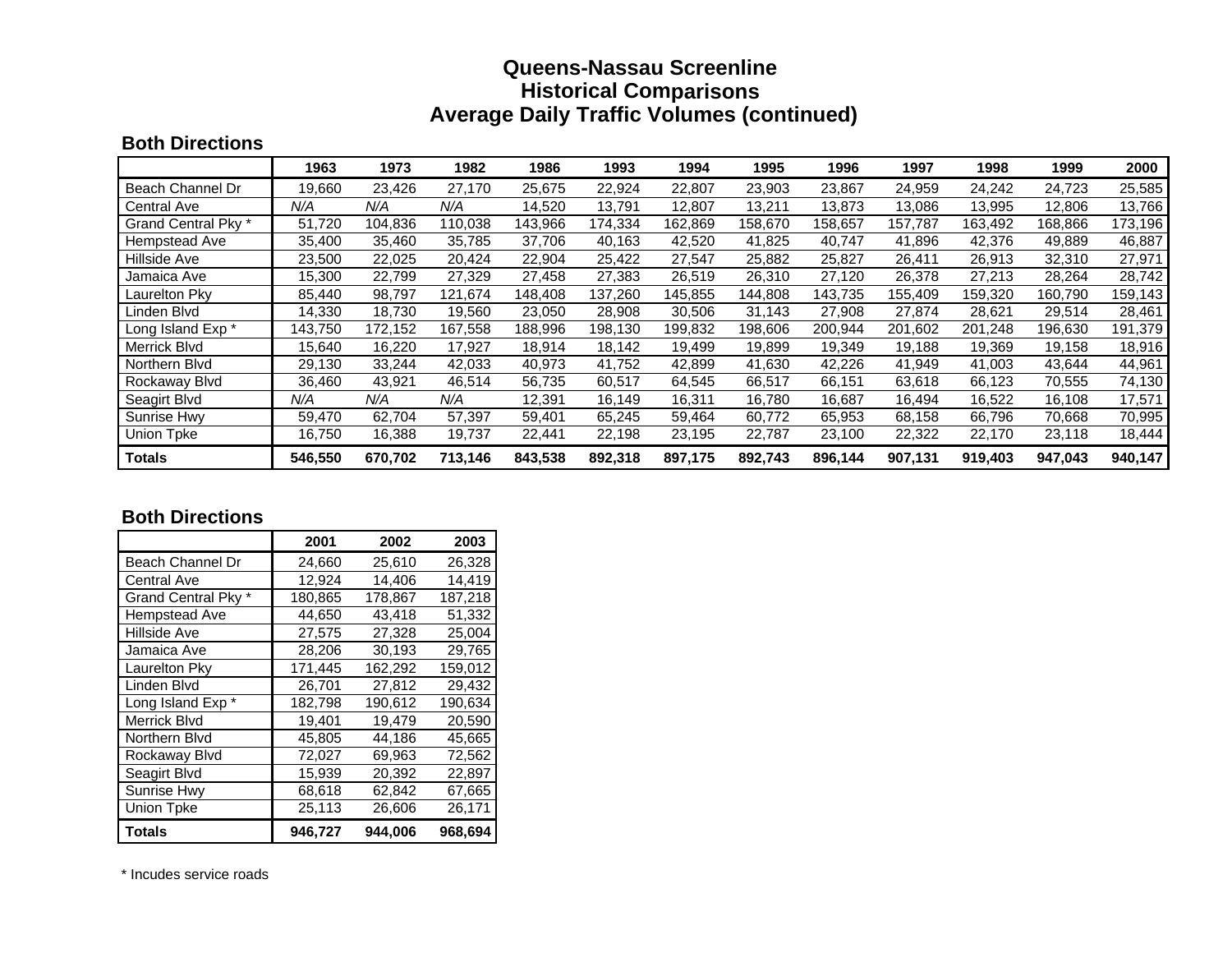# Queens-Nassau Screenline
# Historical Comparisons
# Average Daily Traffic Volumes (continued)

**Both Directions**

| | 1963 | 1973 | 1982 | 1986 | 1993 | 1994 | 1995 | 1996 | 1997 | 1998 | 1999 | 2000 |
|---|---|---|---|---|---|---|---|---|---|---|---|---|
| Beach Channel Dr | 19,660 | 23,426 | 27,170 | 25,675 | 22,924 | 22,807 | 23,903 | 23,867 | 24,959 | 24,242 | 24,723 | 25,585 |
| Central Ave | *N/A* | *N/A* | *N/A* | 14,520 | 13,791 | 12,807 | 13,211 | 13,873 | 13,086 | 13,995 | 12,806 | 13,766 |
| Grand Central Pky * | 51,720 | 104,836 | 110,038 | 143,966 | 174,334 | 162,869 | 158,670 | 158,657 | 157,787 | 163,492 | 168,866 | 173,196 |
| Hempstead Ave | 35,400 | 35,460 | 35,785 | 37,706 | 40,163 | 42,520 | 41,825 | 40,747 | 41,896 | 42,376 | 49,889 | 46,887 |
| Hillside Ave | 23,500 | 22,025 | 20,424 | 22,904 | 25,422 | 27,547 | 25,882 | 25,827 | 26,411 | 26,913 | 32,310 | 27,971 |
| Jamaica Ave | 15,300 | 22,799 | 27,329 | 27,458 | 27,383 | 26,519 | 26,310 | 27,120 | 26,378 | 27,213 | 28,264 | 28,742 |
| Laurelton Pky | 85,440 | 98,797 | 121,674 | 148,408 | 137,260 | 145,855 | 144,808 | 143,735 | 155,409 | 159,320 | 160,790 | 159,143 |
| Linden Blvd | 14,330 | 18,730 | 19,560 | 23,050 | 28,908 | 30,506 | 31,143 | 27,908 | 27,874 | 28,621 | 29,514 | 28,461 |
| Long Island Exp * | 143,750 | 172,152 | 167,558 | 188,996 | 198,130 | 199,832 | 198,606 | 200,944 | 201,602 | 201,248 | 196,630 | 191,379 |
| Merrick Blvd | 15,640 | 16,220 | 17,927 | 18,914 | 18,142 | 19,499 | 19,899 | 19,349 | 19,188 | 19,369 | 19,158 | 18,916 |
| Northern Blvd | 29,130 | 33,244 | 42,033 | 40,973 | 41,752 | 42,899 | 41,630 | 42,226 | 41,949 | 41,003 | 43,644 | 44,961 |
| Rockaway Blvd | 36,460 | 43,921 | 46,514 | 56,735 | 60,517 | 64,545 | 66,517 | 66,151 | 63,618 | 66,123 | 70,555 | 74,130 |
| Seagirt Blvd | *N/A* | *N/A* | *N/A* | 12,391 | 16,149 | 16,311 | 16,780 | 16,687 | 16,494 | 16,522 | 16,108 | 17,571 |
| Sunrise Hwy | 59,470 | 62,704 | 57,397 | 59,401 | 65,245 | 59,464 | 60,772 | 65,953 | 68,158 | 66,796 | 70,668 | 70,995 |
| Union Tpke | 16,750 | 16,388 | 19,737 | 22,441 | 22,198 | 23,195 | 22,787 | 23,100 | 22,322 | 22,170 | 23,118 | 18,444 |
| **Totals** | **546,550** | **670,702** | **713,146** | **843,538** | **892,318** | **897,175** | **892,743** | **896,144** | **907,131** | **919,403** | **947,043** | **940,147** |

**Both Directions**

| | 2001 | 2002 | 2003 |
|---|---|---|---|
| Beach Channel Dr | 24,660 | 25,610 | 26,328 |
| Central Ave | 12,924 | 14,406 | 14,419 |
| Grand Central Pky * | 180,865 | 178,867 | 187,218 |
| Hempstead Ave | 44,650 | 43,418 | 51,332 |
| Hillside Ave | 27,575 | 27,328 | 25,004 |
| Jamaica Ave | 28,206 | 30,193 | 29,765 |
| Laurelton Pky | 171,445 | 162,292 | 159,012 |
| Linden Blvd | 26,701 | 27,812 | 29,432 |
| Long Island Exp * | 182,798 | 190,612 | 190,634 |
| Merrick Blvd | 19,401 | 19,479 | 20,590 |
| Northern Blvd | 45,805 | 44,186 | 45,665 |
| Rockaway Blvd | 72,027 | 69,963 | 72,562 |
| Seagirt Blvd | 15,939 | 20,392 | 22,897 |
| Sunrise Hwy | 68,618 | 62,842 | 67,665 |
| Union Tpke | 25,113 | 26,606 | 26,171 |
| **Totals** | **946,727** | **944,006** | **968,694** |

* Incudes service roads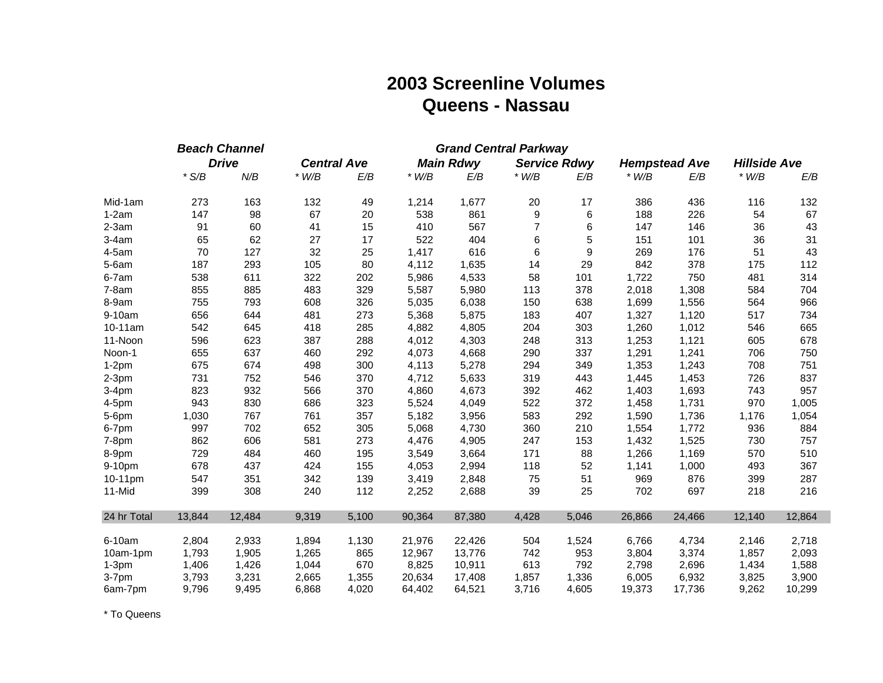# 2003 Screenline Volumes
## Queens - Nassau

| | *Beach Channel Drive* | | *Central Ave* | | *Grand Central Parkway Main Rdwy* | | *Grand Central Parkway Service Rdwy* | | *Hempstead Ave* | | *Hillside Ave* | |
|---|---|---|---|---|---|---|---|---|---|---|---|---|
| | *\* S/B* | *N/B* | *\* W/B* | *E/B* | *\* W/B* | *E/B* | *\* W/B* | *E/B* | *\* W/B* | *E/B* | *\* W/B* | *E/B* |
| Mid-1am | 273 | 163 | 132 | 49 | 1,214 | 1,677 | 20 | 17 | 386 | 436 | 116 | 132 |
| 1-2am | 147 | 98 | 67 | 20 | 538 | 861 | 9 | 6 | 188 | 226 | 54 | 67 |
| 2-3am | 91 | 60 | 41 | 15 | 410 | 567 | 7 | 6 | 147 | 146 | 36 | 43 |
| 3-4am | 65 | 62 | 27 | 17 | 522 | 404 | 6 | 5 | 151 | 101 | 36 | 31 |
| 4-5am | 70 | 127 | 32 | 25 | 1,417 | 616 | 6 | 9 | 269 | 176 | 51 | 43 |
| 5-6am | 187 | 293 | 105 | 80 | 4,112 | 1,635 | 14 | 29 | 842 | 378 | 175 | 112 |
| 6-7am | 538 | 611 | 322 | 202 | 5,986 | 4,533 | 58 | 101 | 1,722 | 750 | 481 | 314 |
| 7-8am | 855 | 885 | 483 | 329 | 5,587 | 5,980 | 113 | 378 | 2,018 | 1,308 | 584 | 704 |
| 8-9am | 755 | 793 | 608 | 326 | 5,035 | 6,038 | 150 | 638 | 1,699 | 1,556 | 564 | 966 |
| 9-10am | 656 | 644 | 481 | 273 | 5,368 | 5,875 | 183 | 407 | 1,327 | 1,120 | 517 | 734 |
| 10-11am | 542 | 645 | 418 | 285 | 4,882 | 4,805 | 204 | 303 | 1,260 | 1,012 | 546 | 665 |
| 11-Noon | 596 | 623 | 387 | 288 | 4,012 | 4,303 | 248 | 313 | 1,253 | 1,121 | 605 | 678 |
| Noon-1 | 655 | 637 | 460 | 292 | 4,073 | 4,668 | 290 | 337 | 1,291 | 1,241 | 706 | 750 |
| 1-2pm | 675 | 674 | 498 | 300 | 4,113 | 5,278 | 294 | 349 | 1,353 | 1,243 | 708 | 751 |
| 2-3pm | 731 | 752 | 546 | 370 | 4,712 | 5,633 | 319 | 443 | 1,445 | 1,453 | 726 | 837 |
| 3-4pm | 823 | 932 | 566 | 370 | 4,860 | 4,673 | 392 | 462 | 1,403 | 1,693 | 743 | 957 |
| 4-5pm | 943 | 830 | 686 | 323 | 5,524 | 4,049 | 522 | 372 | 1,458 | 1,731 | 970 | 1,005 |
| 5-6pm | 1,030 | 767 | 761 | 357 | 5,182 | 3,956 | 583 | 292 | 1,590 | 1,736 | 1,176 | 1,054 |
| 6-7pm | 997 | 702 | 652 | 305 | 5,068 | 4,730 | 360 | 210 | 1,554 | 1,772 | 936 | 884 |
| 7-8pm | 862 | 606 | 581 | 273 | 4,476 | 4,905 | 247 | 153 | 1,432 | 1,525 | 730 | 757 |
| 8-9pm | 729 | 484 | 460 | 195 | 3,549 | 3,664 | 171 | 88 | 1,266 | 1,169 | 570 | 510 |
| 9-10pm | 678 | 437 | 424 | 155 | 4,053 | 2,994 | 118 | 52 | 1,141 | 1,000 | 493 | 367 |
| 10-11pm | 547 | 351 | 342 | 139 | 3,419 | 2,848 | 75 | 51 | 969 | 876 | 399 | 287 |
| 11-Mid | 399 | 308 | 240 | 112 | 2,252 | 2,688 | 39 | 25 | 702 | 697 | 218 | 216 |
| 24 hr Total | 13,844 | 12,484 | 9,319 | 5,100 | 90,364 | 87,380 | 4,428 | 5,046 | 26,866 | 24,466 | 12,140 | 12,864 |
| 6-10am | 2,804 | 2,933 | 1,894 | 1,130 | 21,976 | 22,426 | 504 | 1,524 | 6,766 | 4,734 | 2,146 | 2,718 |
| 10am-1pm | 1,793 | 1,905 | 1,265 | 865 | 12,967 | 13,776 | 742 | 953 | 3,804 | 3,374 | 1,857 | 2,093 |
| 1-3pm | 1,406 | 1,426 | 1,044 | 670 | 8,825 | 10,911 | 613 | 792 | 2,798 | 2,696 | 1,434 | 1,588 |
| 3-7pm | 3,793 | 3,231 | 2,665 | 1,355 | 20,634 | 17,408 | 1,857 | 1,336 | 6,005 | 6,932 | 3,825 | 3,900 |
| 6am-7pm | 9,796 | 9,495 | 6,868 | 4,020 | 64,402 | 64,521 | 3,716 | 4,605 | 19,373 | 17,736 | 9,262 | 10,299 |

\* To Queens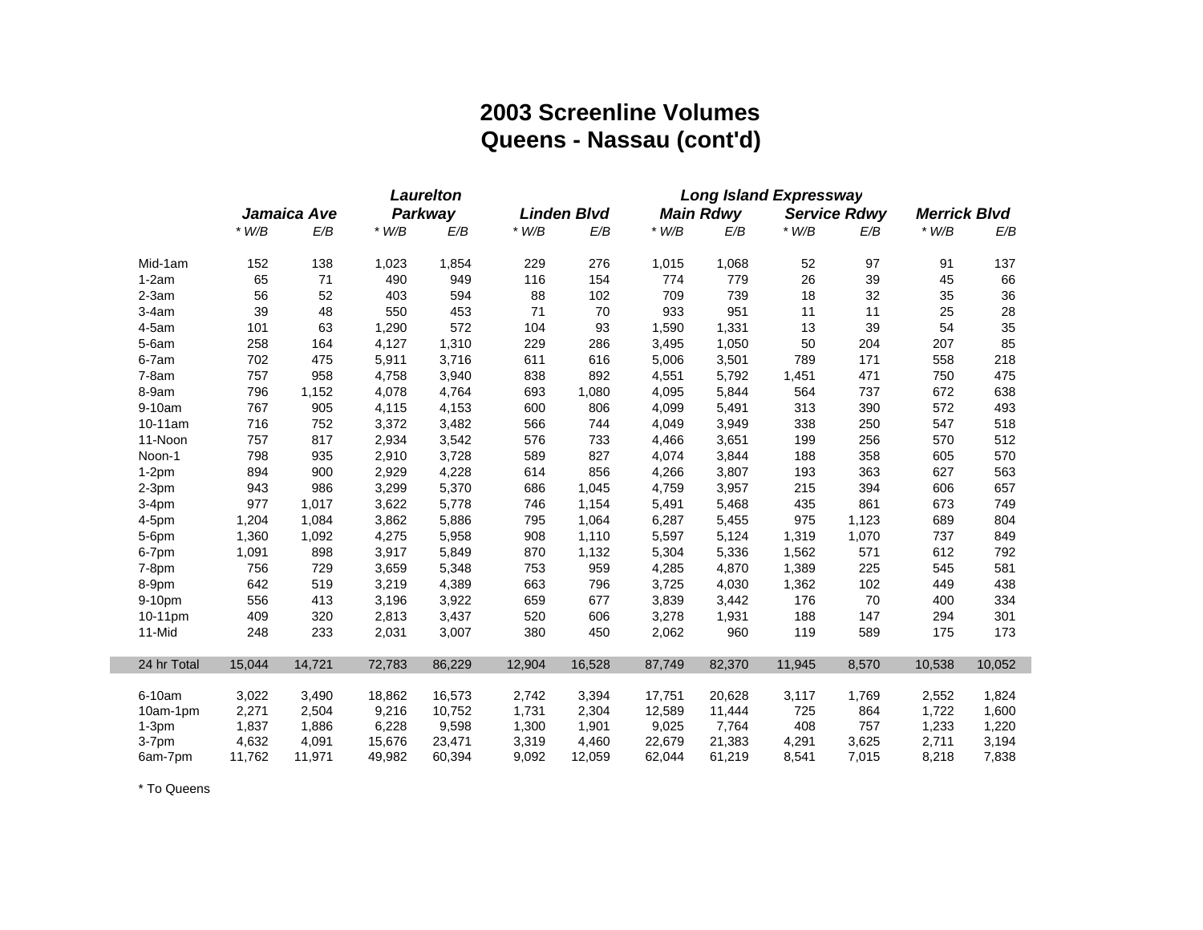# 2003 Screenline Volumes
## Queens - Nassau (cont'd)

| | Jamaica Ave | | Laurelton Parkway | | Linden Blvd | | Long Island Expressway Main Rdwy | | Long Island Expressway Service Rdwy | | Merrick Blvd | |
|---|---|---|---|---|---|---|---|---|---|---|---|---|
| | * W/B | E/B | * W/B | E/B | * W/B | E/B | * W/B | E/B | * W/B | E/B | * W/B | E/B |
| Mid-1am | 152 | 138 | 1,023 | 1,854 | 229 | 276 | 1,015 | 1,068 | 52 | 97 | 91 | 137 |
| 1-2am | 65 | 71 | 490 | 949 | 116 | 154 | 774 | 779 | 26 | 39 | 45 | 66 |
| 2-3am | 56 | 52 | 403 | 594 | 88 | 102 | 709 | 739 | 18 | 32 | 35 | 36 |
| 3-4am | 39 | 48 | 550 | 453 | 71 | 70 | 933 | 951 | 11 | 11 | 25 | 28 |
| 4-5am | 101 | 63 | 1,290 | 572 | 104 | 93 | 1,590 | 1,331 | 13 | 39 | 54 | 35 |
| 5-6am | 258 | 164 | 4,127 | 1,310 | 229 | 286 | 3,495 | 1,050 | 50 | 204 | 207 | 85 |
| 6-7am | 702 | 475 | 5,911 | 3,716 | 611 | 616 | 5,006 | 3,501 | 789 | 171 | 558 | 218 |
| 7-8am | 757 | 958 | 4,758 | 3,940 | 838 | 892 | 4,551 | 5,792 | 1,451 | 471 | 750 | 475 |
| 8-9am | 796 | 1,152 | 4,078 | 4,764 | 693 | 1,080 | 4,095 | 5,844 | 564 | 737 | 672 | 638 |
| 9-10am | 767 | 905 | 4,115 | 4,153 | 600 | 806 | 4,099 | 5,491 | 313 | 390 | 572 | 493 |
| 10-11am | 716 | 752 | 3,372 | 3,482 | 566 | 744 | 4,049 | 3,949 | 338 | 250 | 547 | 518 |
| 11-Noon | 757 | 817 | 2,934 | 3,542 | 576 | 733 | 4,466 | 3,651 | 199 | 256 | 570 | 512 |
| Noon-1 | 798 | 935 | 2,910 | 3,728 | 589 | 827 | 4,074 | 3,844 | 188 | 358 | 605 | 570 |
| 1-2pm | 894 | 900 | 2,929 | 4,228 | 614 | 856 | 4,266 | 3,807 | 193 | 363 | 627 | 563 |
| 2-3pm | 943 | 986 | 3,299 | 5,370 | 686 | 1,045 | 4,759 | 3,957 | 215 | 394 | 606 | 657 |
| 3-4pm | 977 | 1,017 | 3,622 | 5,778 | 746 | 1,154 | 5,491 | 5,468 | 435 | 861 | 673 | 749 |
| 4-5pm | 1,204 | 1,084 | 3,862 | 5,886 | 795 | 1,064 | 6,287 | 5,455 | 975 | 1,123 | 689 | 804 |
| 5-6pm | 1,360 | 1,092 | 4,275 | 5,958 | 908 | 1,110 | 5,597 | 5,124 | 1,319 | 1,070 | 737 | 849 |
| 6-7pm | 1,091 | 898 | 3,917 | 5,849 | 870 | 1,132 | 5,304 | 5,336 | 1,562 | 571 | 612 | 792 |
| 7-8pm | 756 | 729 | 3,659 | 5,348 | 753 | 959 | 4,285 | 4,870 | 1,389 | 225 | 545 | 581 |
| 8-9pm | 642 | 519 | 3,219 | 4,389 | 663 | 796 | 3,725 | 4,030 | 1,362 | 102 | 449 | 438 |
| 9-10pm | 556 | 413 | 3,196 | 3,922 | 659 | 677 | 3,839 | 3,442 | 176 | 70 | 400 | 334 |
| 10-11pm | 409 | 320 | 2,813 | 3,437 | 520 | 606 | 3,278 | 1,931 | 188 | 147 | 294 | 301 |
| 11-Mid | 248 | 233 | 2,031 | 3,007 | 380 | 450 | 2,062 | 960 | 119 | 589 | 175 | 173 |
| 24 hr Total | 15,044 | 14,721 | 72,783 | 86,229 | 12,904 | 16,528 | 87,749 | 82,370 | 11,945 | 8,570 | 10,538 | 10,052 |
| 6-10am | 3,022 | 3,490 | 18,862 | 16,573 | 2,742 | 3,394 | 17,751 | 20,628 | 3,117 | 1,769 | 2,552 | 1,824 |
| 10am-1pm | 2,271 | 2,504 | 9,216 | 10,752 | 1,731 | 2,304 | 12,589 | 11,444 | 725 | 864 | 1,722 | 1,600 |
| 1-3pm | 1,837 | 1,886 | 6,228 | 9,598 | 1,300 | 1,901 | 9,025 | 7,764 | 408 | 757 | 1,233 | 1,220 |
| 3-7pm | 4,632 | 4,091 | 15,676 | 23,471 | 3,319 | 4,460 | 22,679 | 21,383 | 4,291 | 3,625 | 2,711 | 3,194 |
| 6am-7pm | 11,762 | 11,971 | 49,982 | 60,394 | 9,092 | 12,059 | 62,044 | 61,219 | 8,541 | 7,015 | 8,218 | 7,838 |

* To Queens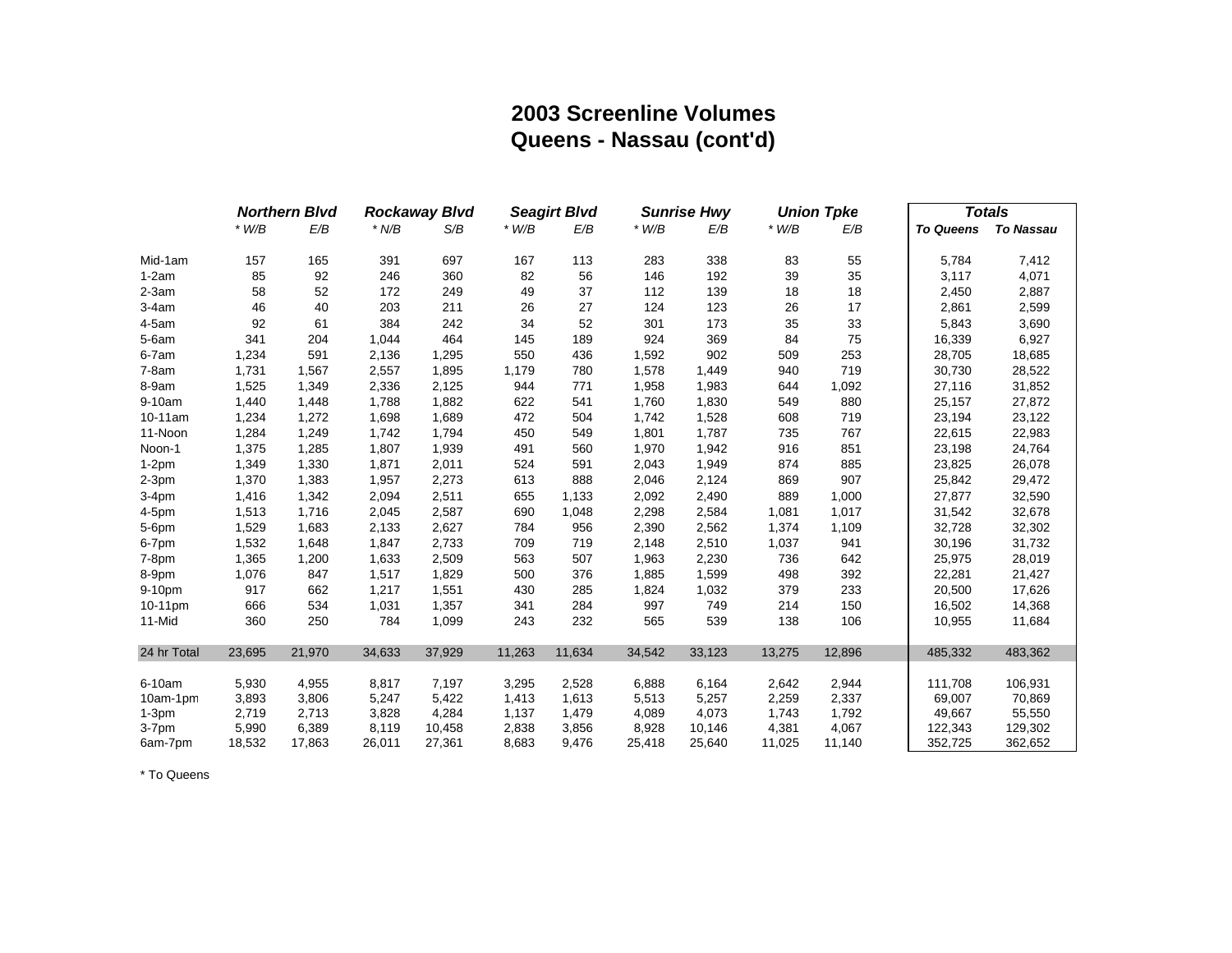# 2003 Screenline Volumes
## Queens - Nassau (cont'd)

| | Northern Blvd | | Rockaway Blvd | | Seagirt Blvd | | Sunrise Hwy | | Union Tpke | | Totals | |
|---|---|---|---|---|---|---|---|---|---|---|---|---|
| | * W/B | E/B | * N/B | S/B | * W/B | E/B | * W/B | E/B | * W/B | E/B | To Queens | To Nassau |
| Mid-1am | 157 | 165 | 391 | 697 | 167 | 113 | 283 | 338 | 83 | 55 | 5,784 | 7,412 |
| 1-2am | 85 | 92 | 246 | 360 | 82 | 56 | 146 | 192 | 39 | 35 | 3,117 | 4,071 |
| 2-3am | 58 | 52 | 172 | 249 | 49 | 37 | 112 | 139 | 18 | 18 | 2,450 | 2,887 |
| 3-4am | 46 | 40 | 203 | 211 | 26 | 27 | 124 | 123 | 26 | 17 | 2,861 | 2,599 |
| 4-5am | 92 | 61 | 384 | 242 | 34 | 52 | 301 | 173 | 35 | 33 | 5,843 | 3,690 |
| 5-6am | 341 | 204 | 1,044 | 464 | 145 | 189 | 924 | 369 | 84 | 75 | 16,339 | 6,927 |
| 6-7am | 1,234 | 591 | 2,136 | 1,295 | 550 | 436 | 1,592 | 902 | 509 | 253 | 28,705 | 18,685 |
| 7-8am | 1,731 | 1,567 | 2,557 | 1,895 | 1,179 | 780 | 1,578 | 1,449 | 940 | 719 | 30,730 | 28,522 |
| 8-9am | 1,525 | 1,349 | 2,336 | 2,125 | 944 | 771 | 1,958 | 1,983 | 644 | 1,092 | 27,116 | 31,852 |
| 9-10am | 1,440 | 1,448 | 1,788 | 1,882 | 622 | 541 | 1,760 | 1,830 | 549 | 880 | 25,157 | 27,872 |
| 10-11am | 1,234 | 1,272 | 1,698 | 1,689 | 472 | 504 | 1,742 | 1,528 | 608 | 719 | 23,194 | 23,122 |
| 11-Noon | 1,284 | 1,249 | 1,742 | 1,794 | 450 | 549 | 1,801 | 1,787 | 735 | 767 | 22,615 | 22,983 |
| Noon-1 | 1,375 | 1,285 | 1,807 | 1,939 | 491 | 560 | 1,970 | 1,942 | 916 | 851 | 23,198 | 24,764 |
| 1-2pm | 1,349 | 1,330 | 1,871 | 2,011 | 524 | 591 | 2,043 | 1,949 | 874 | 885 | 23,825 | 26,078 |
| 2-3pm | 1,370 | 1,383 | 1,957 | 2,273 | 613 | 888 | 2,046 | 2,124 | 869 | 907 | 25,842 | 29,472 |
| 3-4pm | 1,416 | 1,342 | 2,094 | 2,511 | 655 | 1,133 | 2,092 | 2,490 | 889 | 1,000 | 27,877 | 32,590 |
| 4-5pm | 1,513 | 1,716 | 2,045 | 2,587 | 690 | 1,048 | 2,298 | 2,584 | 1,081 | 1,017 | 31,542 | 32,678 |
| 5-6pm | 1,529 | 1,683 | 2,133 | 2,627 | 784 | 956 | 2,390 | 2,562 | 1,374 | 1,109 | 32,728 | 32,302 |
| 6-7pm | 1,532 | 1,648 | 1,847 | 2,733 | 709 | 719 | 2,148 | 2,510 | 1,037 | 941 | 30,196 | 31,732 |
| 7-8pm | 1,365 | 1,200 | 1,633 | 2,509 | 563 | 507 | 1,963 | 2,230 | 736 | 642 | 25,975 | 28,019 |
| 8-9pm | 1,076 | 847 | 1,517 | 1,829 | 500 | 376 | 1,885 | 1,599 | 498 | 392 | 22,281 | 21,427 |
| 9-10pm | 917 | 662 | 1,217 | 1,551 | 430 | 285 | 1,824 | 1,032 | 379 | 233 | 20,500 | 17,626 |
| 10-11pm | 666 | 534 | 1,031 | 1,357 | 341 | 284 | 997 | 749 | 214 | 150 | 16,502 | 14,368 |
| 11-Mid | 360 | 250 | 784 | 1,099 | 243 | 232 | 565 | 539 | 138 | 106 | 10,955 | 11,684 |
| 24 hr Total | 23,695 | 21,970 | 34,633 | 37,929 | 11,263 | 11,634 | 34,542 | 33,123 | 13,275 | 12,896 | 485,332 | 483,362 |
| 6-10am | 5,930 | 4,955 | 8,817 | 7,197 | 3,295 | 2,528 | 6,888 | 6,164 | 2,642 | 2,944 | 111,708 | 106,931 |
| 10am-1pm | 3,893 | 3,806 | 5,247 | 5,422 | 1,413 | 1,613 | 5,513 | 5,257 | 2,259 | 2,337 | 69,007 | 70,869 |
| 1-3pm | 2,719 | 2,713 | 3,828 | 4,284 | 1,137 | 1,479 | 4,089 | 4,073 | 1,743 | 1,792 | 49,667 | 55,550 |
| 3-7pm | 5,990 | 6,389 | 8,119 | 10,458 | 2,838 | 3,856 | 8,928 | 10,146 | 4,381 | 4,067 | 122,343 | 129,302 |
| 6am-7pm | 18,532 | 17,863 | 26,011 | 27,361 | 8,683 | 9,476 | 25,418 | 25,640 | 11,025 | 11,140 | 352,725 | 362,652 |

* To Queens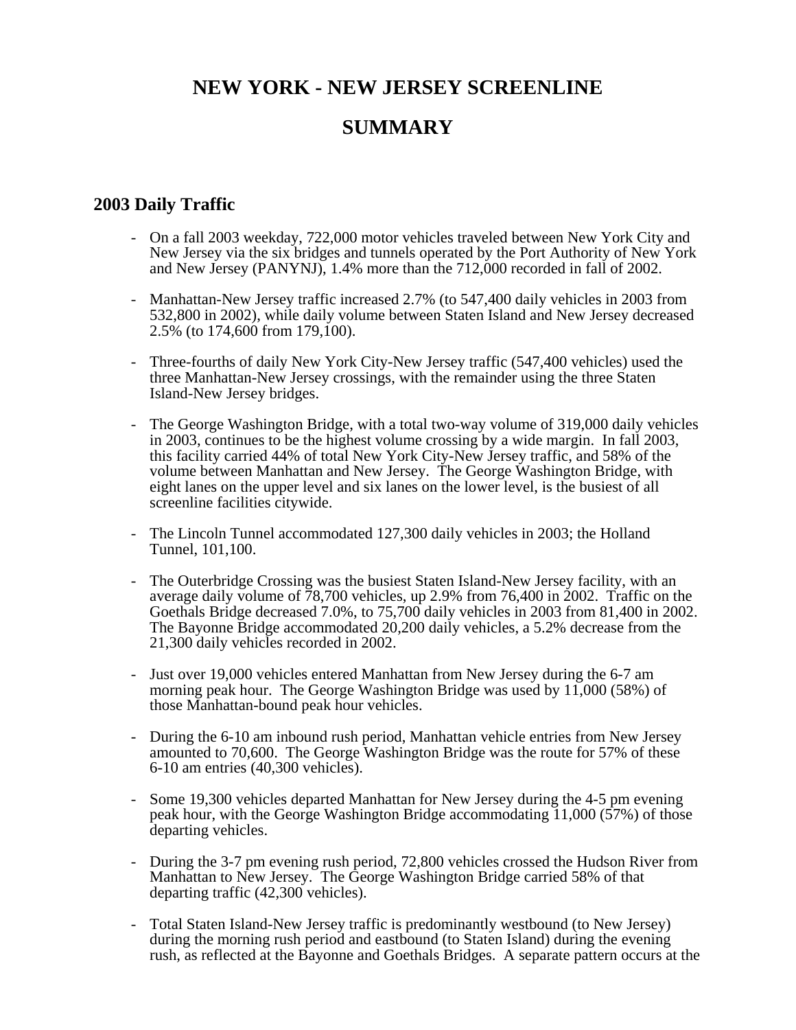# NEW YORK - NEW JERSEY SCREENLINE

# SUMMARY

## 2003 Daily Traffic

- On a fall 2003 weekday, 722,000 motor vehicles traveled between New York City and New Jersey via the six bridges and tunnels operated by the Port Authority of New York and New Jersey (PANYNJ), 1.4% more than the 712,000 recorded in fall of 2002.

- Manhattan-New Jersey traffic increased 2.7% (to 547,400 daily vehicles in 2003 from 532,800 in 2002), while daily volume between Staten Island and New Jersey decreased 2.5% (to 174,600 from 179,100).

- Three-fourths of daily New York City-New Jersey traffic (547,400 vehicles) used the three Manhattan-New Jersey crossings, with the remainder using the three Staten Island-New Jersey bridges.

- The George Washington Bridge, with a total two-way volume of 319,000 daily vehicles in 2003, continues to be the highest volume crossing by a wide margin. In fall 2003, this facility carried 44% of total New York City-New Jersey traffic, and 58% of the volume between Manhattan and New Jersey. The George Washington Bridge, with eight lanes on the upper level and six lanes on the lower level, is the busiest of all screenline facilities citywide.

- The Lincoln Tunnel accommodated 127,300 daily vehicles in 2003; the Holland Tunnel, 101,100.

- The Outerbridge Crossing was the busiest Staten Island-New Jersey facility, with an average daily volume of 78,700 vehicles, up 2.9% from 76,400 in 2002. Traffic on the Goethals Bridge decreased 7.0%, to 75,700 daily vehicles in 2003 from 81,400 in 2002. The Bayonne Bridge accommodated 20,200 daily vehicles, a 5.2% decrease from the 21,300 daily vehicles recorded in 2002.

- Just over 19,000 vehicles entered Manhattan from New Jersey during the 6-7 am morning peak hour. The George Washington Bridge was used by 11,000 (58%) of those Manhattan-bound peak hour vehicles.

- During the 6-10 am inbound rush period, Manhattan vehicle entries from New Jersey amounted to 70,600. The George Washington Bridge was the route for 57% of these 6-10 am entries (40,300 vehicles).

- Some 19,300 vehicles departed Manhattan for New Jersey during the 4-5 pm evening peak hour, with the George Washington Bridge accommodating 11,000 (57%) of those departing vehicles.

- During the 3-7 pm evening rush period, 72,800 vehicles crossed the Hudson River from Manhattan to New Jersey. The George Washington Bridge carried 58% of that departing traffic (42,300 vehicles).

- Total Staten Island-New Jersey traffic is predominantly westbound (to New Jersey) during the morning rush period and eastbound (to Staten Island) during the evening rush, as reflected at the Bayonne and Goethals Bridges. A separate pattern occurs at the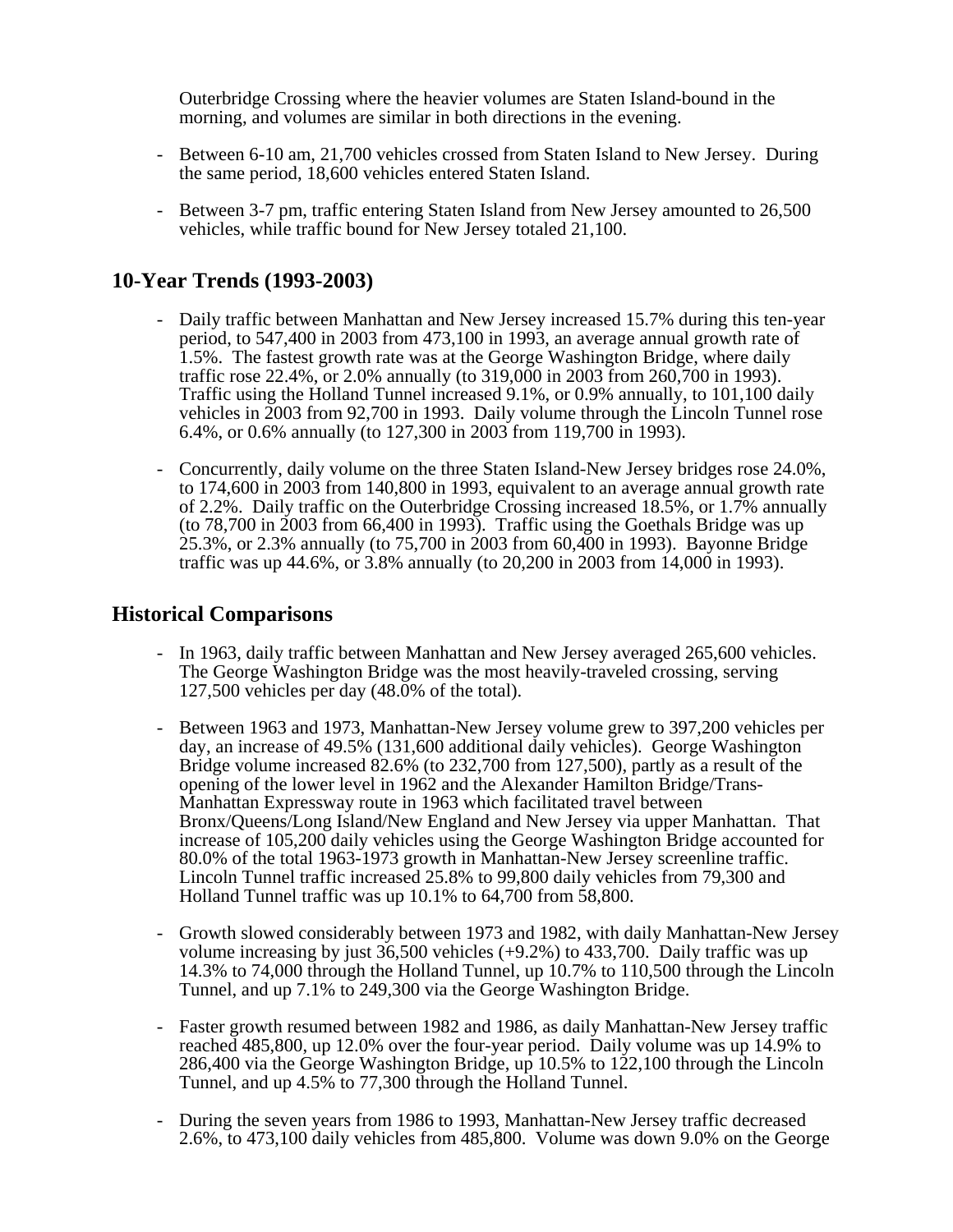Outerbridge Crossing where the heavier volumes are Staten Island-bound in the morning, and volumes are similar in both directions in the evening.

- Between 6-10 am, 21,700 vehicles crossed from Staten Island to New Jersey. During the same period, 18,600 vehicles entered Staten Island.

- Between 3-7 pm, traffic entering Staten Island from New Jersey amounted to 26,500 vehicles, while traffic bound for New Jersey totaled 21,100.

## 10-Year Trends (1993-2003)

- Daily traffic between Manhattan and New Jersey increased 15.7% during this ten-year period, to 547,400 in 2003 from 473,100 in 1993, an average annual growth rate of 1.5%. The fastest growth rate was at the George Washington Bridge, where daily traffic rose 22.4%, or 2.0% annually (to 319,000 in 2003 from 260,700 in 1993). Traffic using the Holland Tunnel increased 9.1%, or 0.9% annually, to 101,100 daily vehicles in 2003 from 92,700 in 1993. Daily volume through the Lincoln Tunnel rose 6.4%, or 0.6% annually (to 127,300 in 2003 from 119,700 in 1993).

- Concurrently, daily volume on the three Staten Island-New Jersey bridges rose 24.0%, to 174,600 in 2003 from 140,800 in 1993, equivalent to an average annual growth rate of 2.2%. Daily traffic on the Outerbridge Crossing increased 18.5%, or 1.7% annually (to 78,700 in 2003 from 66,400 in 1993). Traffic using the Goethals Bridge was up 25.3%, or 2.3% annually (to 75,700 in 2003 from 60,400 in 1993). Bayonne Bridge traffic was up 44.6%, or 3.8% annually (to 20,200 in 2003 from 14,000 in 1993).

## Historical Comparisons

- In 1963, daily traffic between Manhattan and New Jersey averaged 265,600 vehicles. The George Washington Bridge was the most heavily-traveled crossing, serving 127,500 vehicles per day (48.0% of the total).

- Between 1963 and 1973, Manhattan-New Jersey volume grew to 397,200 vehicles per day, an increase of 49.5% (131,600 additional daily vehicles). George Washington Bridge volume increased 82.6% (to 232,700 from 127,500), partly as a result of the opening of the lower level in 1962 and the Alexander Hamilton Bridge/Trans-Manhattan Expressway route in 1963 which facilitated travel between Bronx/Queens/Long Island/New England and New Jersey via upper Manhattan. That increase of 105,200 daily vehicles using the George Washington Bridge accounted for 80.0% of the total 1963-1973 growth in Manhattan-New Jersey screenline traffic. Lincoln Tunnel traffic increased 25.8% to 99,800 daily vehicles from 79,300 and Holland Tunnel traffic was up 10.1% to 64,700 from 58,800.

- Growth slowed considerably between 1973 and 1982, with daily Manhattan-New Jersey volume increasing by just 36,500 vehicles (+9.2%) to 433,700. Daily traffic was up 14.3% to 74,000 through the Holland Tunnel, up 10.7% to 110,500 through the Lincoln Tunnel, and up 7.1% to 249,300 via the George Washington Bridge.

- Faster growth resumed between 1982 and 1986, as daily Manhattan-New Jersey traffic reached 485,800, up 12.0% over the four-year period. Daily volume was up 14.9% to 286,400 via the George Washington Bridge, up 10.5% to 122,100 through the Lincoln Tunnel, and up 4.5% to 77,300 through the Holland Tunnel.

- During the seven years from 1986 to 1993, Manhattan-New Jersey traffic decreased 2.6%, to 473,100 daily vehicles from 485,800. Volume was down 9.0% on the George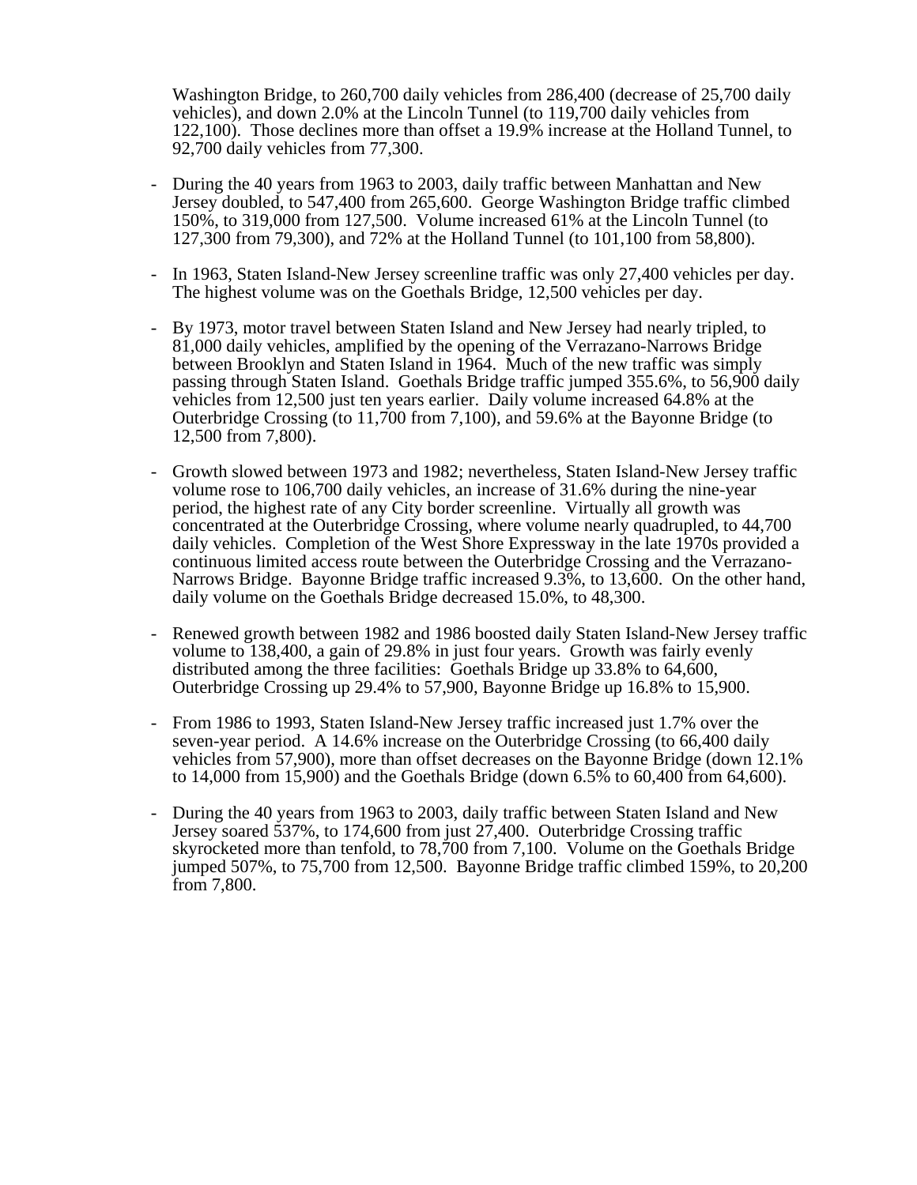Washington Bridge, to 260,700 daily vehicles from 286,400 (decrease of 25,700 daily vehicles), and down 2.0% at the Lincoln Tunnel (to 119,700 daily vehicles from 122,100). Those declines more than offset a 19.9% increase at the Holland Tunnel, to 92,700 daily vehicles from 77,300.

- During the 40 years from 1963 to 2003, daily traffic between Manhattan and New Jersey doubled, to 547,400 from 265,600. George Washington Bridge traffic climbed 150%, to 319,000 from 127,500. Volume increased 61% at the Lincoln Tunnel (to 127,300 from 79,300), and 72% at the Holland Tunnel (to 101,100 from 58,800).

- In 1963, Staten Island-New Jersey screenline traffic was only 27,400 vehicles per day. The highest volume was on the Goethals Bridge, 12,500 vehicles per day.

- By 1973, motor travel between Staten Island and New Jersey had nearly tripled, to 81,000 daily vehicles, amplified by the opening of the Verrazano-Narrows Bridge between Brooklyn and Staten Island in 1964. Much of the new traffic was simply passing through Staten Island. Goethals Bridge traffic jumped 355.6%, to 56,900 daily vehicles from 12,500 just ten years earlier. Daily volume increased 64.8% at the Outerbridge Crossing (to 11,700 from 7,100), and 59.6% at the Bayonne Bridge (to 12,500 from 7,800).

- Growth slowed between 1973 and 1982; nevertheless, Staten Island-New Jersey traffic volume rose to 106,700 daily vehicles, an increase of 31.6% during the nine-year period, the highest rate of any City border screenline. Virtually all growth was concentrated at the Outerbridge Crossing, where volume nearly quadrupled, to 44,700 daily vehicles. Completion of the West Shore Expressway in the late 1970s provided a continuous limited access route between the Outerbridge Crossing and the Verrazano-Narrows Bridge. Bayonne Bridge traffic increased 9.3%, to 13,600. On the other hand, daily volume on the Goethals Bridge decreased 15.0%, to 48,300.

- Renewed growth between 1982 and 1986 boosted daily Staten Island-New Jersey traffic volume to 138,400, a gain of 29.8% in just four years. Growth was fairly evenly distributed among the three facilities: Goethals Bridge up 33.8% to 64,600, Outerbridge Crossing up 29.4% to 57,900, Bayonne Bridge up 16.8% to 15,900.

- From 1986 to 1993, Staten Island-New Jersey traffic increased just 1.7% over the seven-year period. A 14.6% increase on the Outerbridge Crossing (to 66,400 daily vehicles from 57,900), more than offset decreases on the Bayonne Bridge (down 12.1% to 14,000 from 15,900) and the Goethals Bridge (down 6.5% to 60,400 from 64,600).

- During the 40 years from 1963 to 2003, daily traffic between Staten Island and New Jersey soared 537%, to 174,600 from just 27,400. Outerbridge Crossing traffic skyrocketed more than tenfold, to 78,700 from 7,100. Volume on the Goethals Bridge jumped 507%, to 75,700 from 12,500. Bayonne Bridge traffic climbed 159%, to 20,200 from 7,800.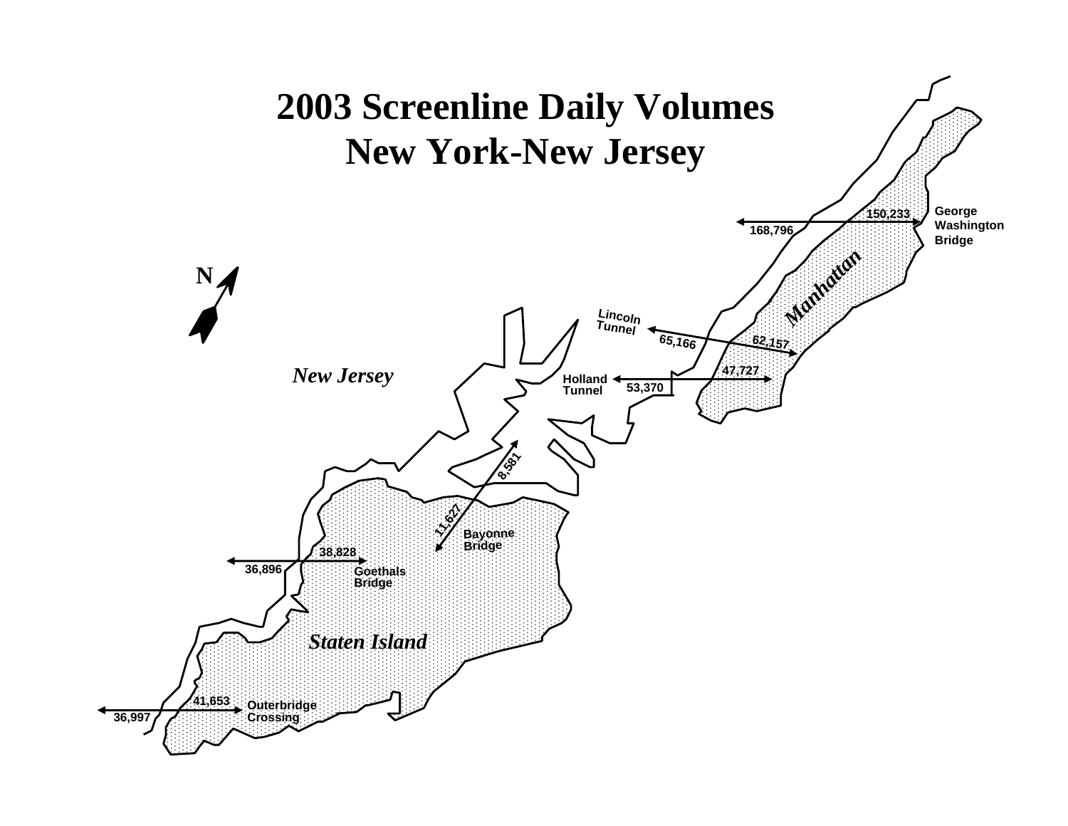# 2003 Screenline Daily Volumes
# New York-New Jersey

| Crossing | Volume | Volume |
| --- | --- | --- |
| George Washington Bridge | 150,233 | 168,796 |
| Lincoln Tunnel | 62,157 | 65,166 |
| Holland Tunnel | 47,727 | 53,370 |
| Bayonne Bridge | 8,581 | 11,627 |
| Goethals Bridge | 38,828 | 36,896 |
| Outerbridge Crossing | 41,653 | 36,997 |

N

New Jersey

Manhattan

Staten Island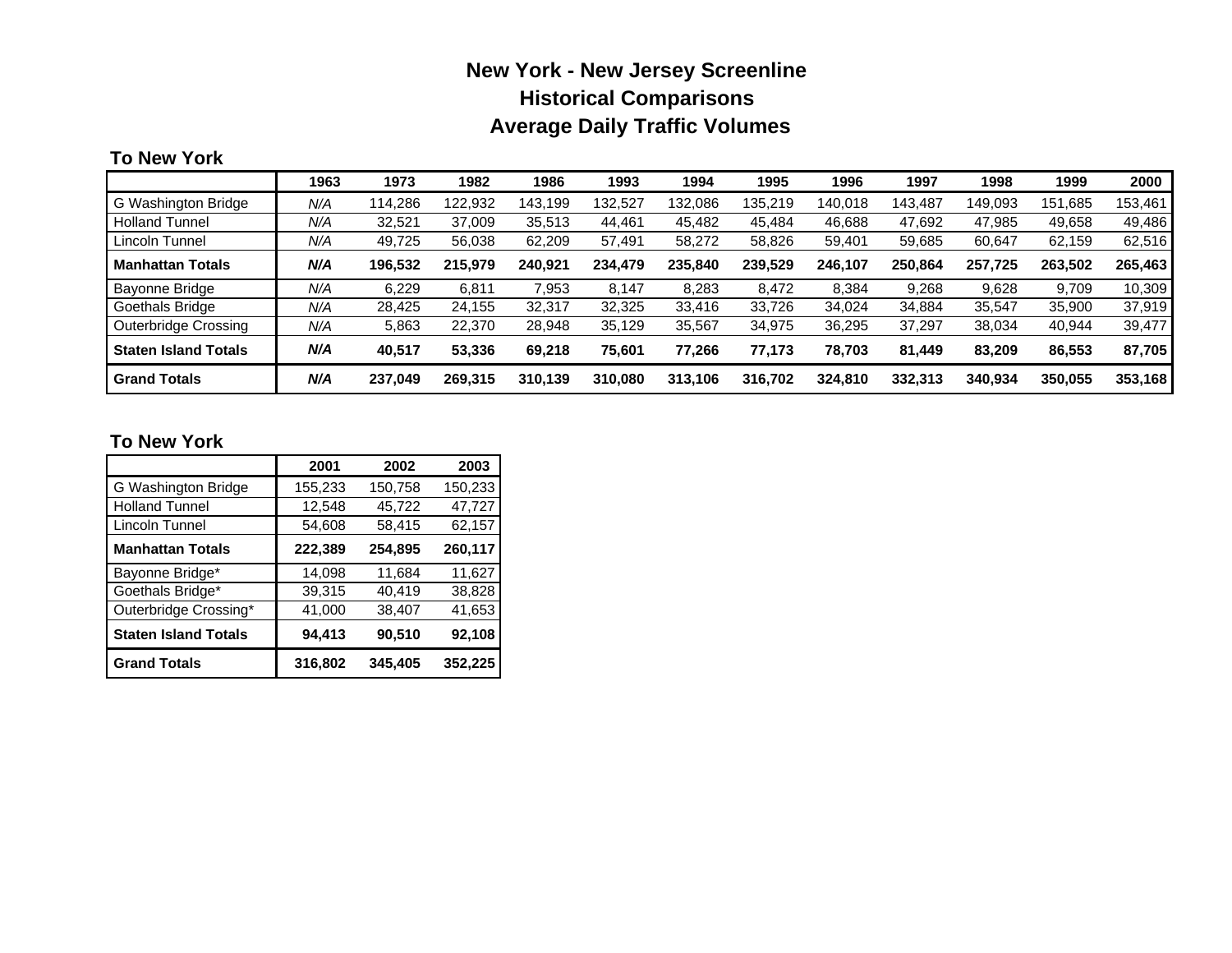# New York - New Jersey Screenline

## Historical Comparisons

## Average Daily Traffic Volumes

### To New York

| | 1963 | 1973 | 1982 | 1986 | 1993 | 1994 | 1995 | 1996 | 1997 | 1998 | 1999 | 2000 |
|---|---|---|---|---|---|---|---|---|---|---|---|---|
| G Washington Bridge | *N/A* | 114,286 | 122,932 | 143,199 | 132,527 | 132,086 | 135,219 | 140,018 | 143,487 | 149,093 | 151,685 | 153,461 |
| Holland Tunnel | *N/A* | 32,521 | 37,009 | 35,513 | 44,461 | 45,482 | 45,484 | 46,688 | 47,692 | 47,985 | 49,658 | 49,486 |
| Lincoln Tunnel | *N/A* | 49,725 | 56,038 | 62,209 | 57,491 | 58,272 | 58,826 | 59,401 | 59,685 | 60,647 | 62,159 | 62,516 |
| **Manhattan Totals** | ***N/A*** | **196,532** | **215,979** | **240,921** | **234,479** | **235,840** | **239,529** | **246,107** | **250,864** | **257,725** | **263,502** | **265,463** |
| Bayonne Bridge | *N/A* | 6,229 | 6,811 | 7,953 | 8,147 | 8,283 | 8,472 | 8,384 | 9,268 | 9,628 | 9,709 | 10,309 |
| Goethals Bridge | *N/A* | 28,425 | 24,155 | 32,317 | 32,325 | 33,416 | 33,726 | 34,024 | 34,884 | 35,547 | 35,900 | 37,919 |
| Outerbridge Crossing | *N/A* | 5,863 | 22,370 | 28,948 | 35,129 | 35,567 | 34,975 | 36,295 | 37,297 | 38,034 | 40,944 | 39,477 |
| **Staten Island Totals** | ***N/A*** | **40,517** | **53,336** | **69,218** | **75,601** | **77,266** | **77,173** | **78,703** | **81,449** | **83,209** | **86,553** | **87,705** |
| **Grand Totals** | ***N/A*** | **237,049** | **269,315** | **310,139** | **310,080** | **313,106** | **316,702** | **324,810** | **332,313** | **340,934** | **350,055** | **353,168** |

### To New York

| | 2001 | 2002 | 2003 |
|---|---|---|---|
| G Washington Bridge | 155,233 | 150,758 | 150,233 |
| Holland Tunnel | 12,548 | 45,722 | 47,727 |
| Lincoln Tunnel | 54,608 | 58,415 | 62,157 |
| **Manhattan Totals** | **222,389** | **254,895** | **260,117** |
| Bayonne Bridge* | 14,098 | 11,684 | 11,627 |
| Goethals Bridge* | 39,315 | 40,419 | 38,828 |
| Outerbridge Crossing* | 41,000 | 38,407 | 41,653 |
| **Staten Island Totals** | **94,413** | **90,510** | **92,108** |
| **Grand Totals** | **316,802** | **345,405** | **352,225** |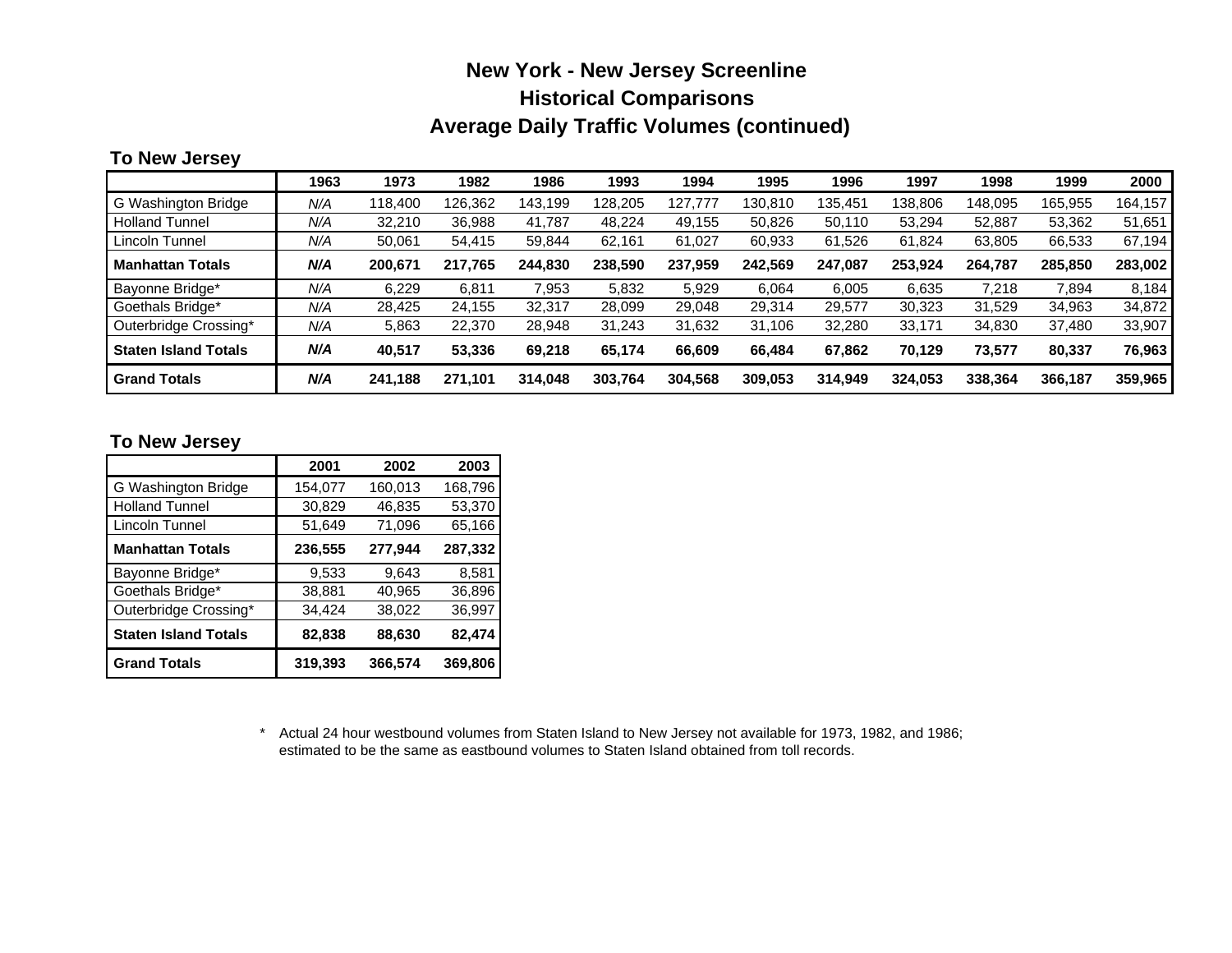# New York - New Jersey Screenline
## Historical Comparisons
## Average Daily Traffic Volumes (continued)

### To New Jersey

| | 1963 | 1973 | 1982 | 1986 | 1993 | 1994 | 1995 | 1996 | 1997 | 1998 | 1999 | 2000 |
|---|---|---|---|---|---|---|---|---|---|---|---|---|
| G Washington Bridge | *N/A* | 118,400 | 126,362 | 143,199 | 128,205 | 127,777 | 130,810 | 135,451 | 138,806 | 148,095 | 165,955 | 164,157 |
| Holland Tunnel | *N/A* | 32,210 | 36,988 | 41,787 | 48,224 | 49,155 | 50,826 | 50,110 | 53,294 | 52,887 | 53,362 | 51,651 |
| Lincoln Tunnel | *N/A* | 50,061 | 54,415 | 59,844 | 62,161 | 61,027 | 60,933 | 61,526 | 61,824 | 63,805 | 66,533 | 67,194 |
| **Manhattan Totals** | ***N/A*** | **200,671** | **217,765** | **244,830** | **238,590** | **237,959** | **242,569** | **247,087** | **253,924** | **264,787** | **285,850** | **283,002** |
| Bayonne Bridge* | *N/A* | 6,229 | 6,811 | 7,953 | 5,832 | 5,929 | 6,064 | 6,005 | 6,635 | 7,218 | 7,894 | 8,184 |
| Goethals Bridge* | *N/A* | 28,425 | 24,155 | 32,317 | 28,099 | 29,048 | 29,314 | 29,577 | 30,323 | 31,529 | 34,963 | 34,872 |
| Outerbridge Crossing* | *N/A* | 5,863 | 22,370 | 28,948 | 31,243 | 31,632 | 31,106 | 32,280 | 33,171 | 34,830 | 37,480 | 33,907 |
| **Staten Island Totals** | ***N/A*** | **40,517** | **53,336** | **69,218** | **65,174** | **66,609** | **66,484** | **67,862** | **70,129** | **73,577** | **80,337** | **76,963** |
| **Grand Totals** | ***N/A*** | **241,188** | **271,101** | **314,048** | **303,764** | **304,568** | **309,053** | **314,949** | **324,053** | **338,364** | **366,187** | **359,965** |

### To New Jersey

| | 2001 | 2002 | 2003 |
|---|---|---|---|
| G Washington Bridge | 154,077 | 160,013 | 168,796 |
| Holland Tunnel | 30,829 | 46,835 | 53,370 |
| Lincoln Tunnel | 51,649 | 71,096 | 65,166 |
| **Manhattan Totals** | **236,555** | **277,944** | **287,332** |
| Bayonne Bridge* | 9,533 | 9,643 | 8,581 |
| Goethals Bridge* | 38,881 | 40,965 | 36,896 |
| Outerbridge Crossing* | 34,424 | 38,022 | 36,997 |
| **Staten Island Totals** | **82,838** | **88,630** | **82,474** |
| **Grand Totals** | **319,393** | **366,574** | **369,806** |

\* Actual 24 hour westbound volumes from Staten Island to New Jersey not available for 1973, 1982, and 1986; estimated to be the same as eastbound volumes to Staten Island obtained from toll records.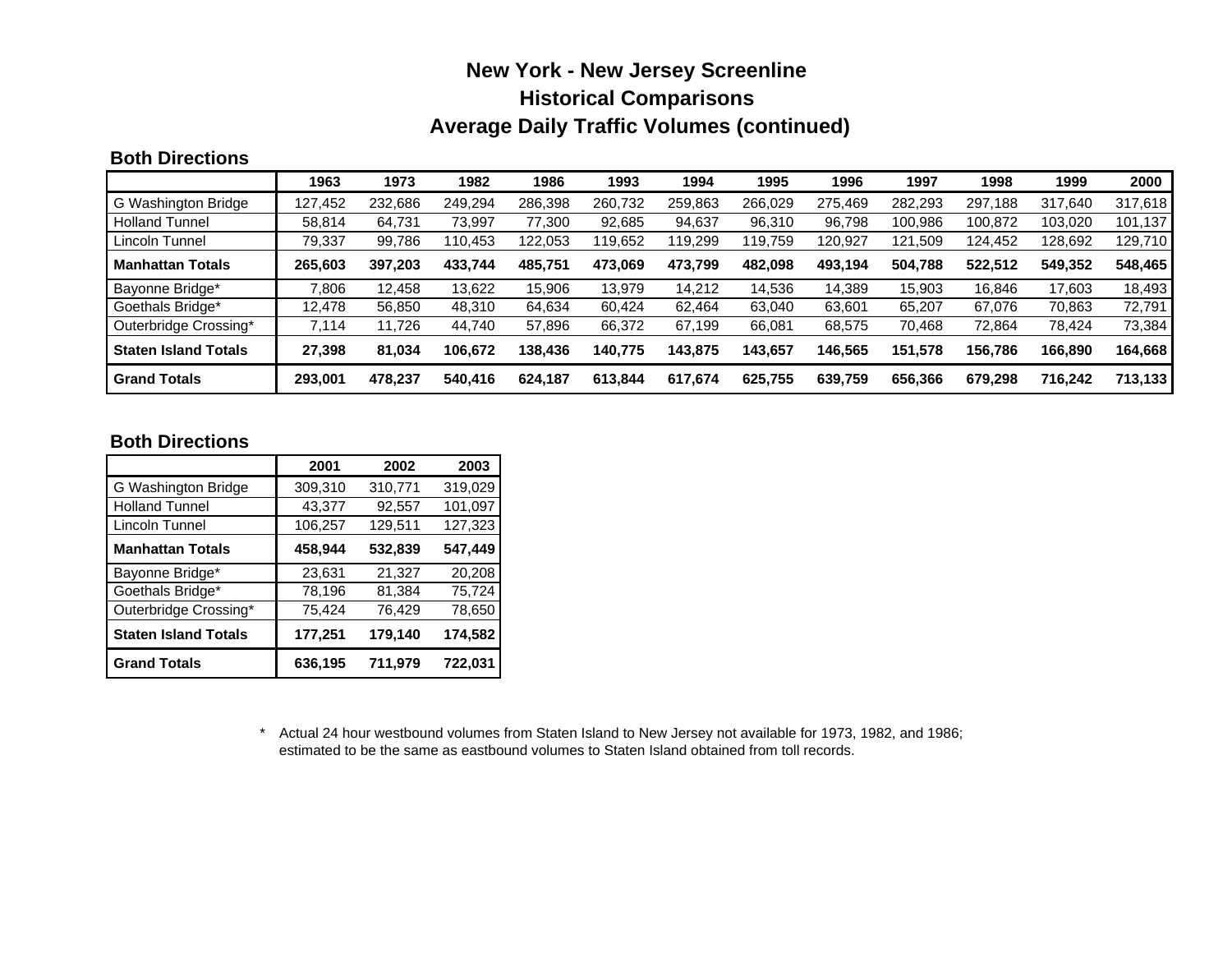# New York - New Jersey Screenline
## Historical Comparisons
## Average Daily Traffic Volumes (continued)

### Both Directions

| | 1963 | 1973 | 1982 | 1986 | 1993 | 1994 | 1995 | 1996 | 1997 | 1998 | 1999 | 2000 |
|---|---|---|---|---|---|---|---|---|---|---|---|---|
| G Washington Bridge | 127,452 | 232,686 | 249,294 | 286,398 | 260,732 | 259,863 | 266,029 | 275,469 | 282,293 | 297,188 | 317,640 | 317,618 |
| Holland Tunnel | 58,814 | 64,731 | 73,997 | 77,300 | 92,685 | 94,637 | 96,310 | 96,798 | 100,986 | 100,872 | 103,020 | 101,137 |
| Lincoln Tunnel | 79,337 | 99,786 | 110,453 | 122,053 | 119,652 | 119,299 | 119,759 | 120,927 | 121,509 | 124,452 | 128,692 | 129,710 |
| **Manhattan Totals** | **265,603** | **397,203** | **433,744** | **485,751** | **473,069** | **473,799** | **482,098** | **493,194** | **504,788** | **522,512** | **549,352** | **548,465** |
| Bayonne Bridge* | 7,806 | 12,458 | 13,622 | 15,906 | 13,979 | 14,212 | 14,536 | 14,389 | 15,903 | 16,846 | 17,603 | 18,493 |
| Goethals Bridge* | 12,478 | 56,850 | 48,310 | 64,634 | 60,424 | 62,464 | 63,040 | 63,601 | 65,207 | 67,076 | 70,863 | 72,791 |
| Outerbridge Crossing* | 7,114 | 11,726 | 44,740 | 57,896 | 66,372 | 67,199 | 66,081 | 68,575 | 70,468 | 72,864 | 78,424 | 73,384 |
| **Staten Island Totals** | **27,398** | **81,034** | **106,672** | **138,436** | **140,775** | **143,875** | **143,657** | **146,565** | **151,578** | **156,786** | **166,890** | **164,668** |
| **Grand Totals** | **293,001** | **478,237** | **540,416** | **624,187** | **613,844** | **617,674** | **625,755** | **639,759** | **656,366** | **679,298** | **716,242** | **713,133** |

### Both Directions

| | 2001 | 2002 | 2003 |
|---|---|---|---|
| G Washington Bridge | 309,310 | 310,771 | 319,029 |
| Holland Tunnel | 43,377 | 92,557 | 101,097 |
| Lincoln Tunnel | 106,257 | 129,511 | 127,323 |
| **Manhattan Totals** | **458,944** | **532,839** | **547,449** |
| Bayonne Bridge* | 23,631 | 21,327 | 20,208 |
| Goethals Bridge* | 78,196 | 81,384 | 75,724 |
| Outerbridge Crossing* | 75,424 | 76,429 | 78,650 |
| **Staten Island Totals** | **177,251** | **179,140** | **174,582** |
| **Grand Totals** | **636,195** | **711,979** | **722,031** |

\* Actual 24 hour westbound volumes from Staten Island to New Jersey not available for 1973, 1982, and 1986; estimated to be the same as eastbound volumes to Staten Island obtained from toll records.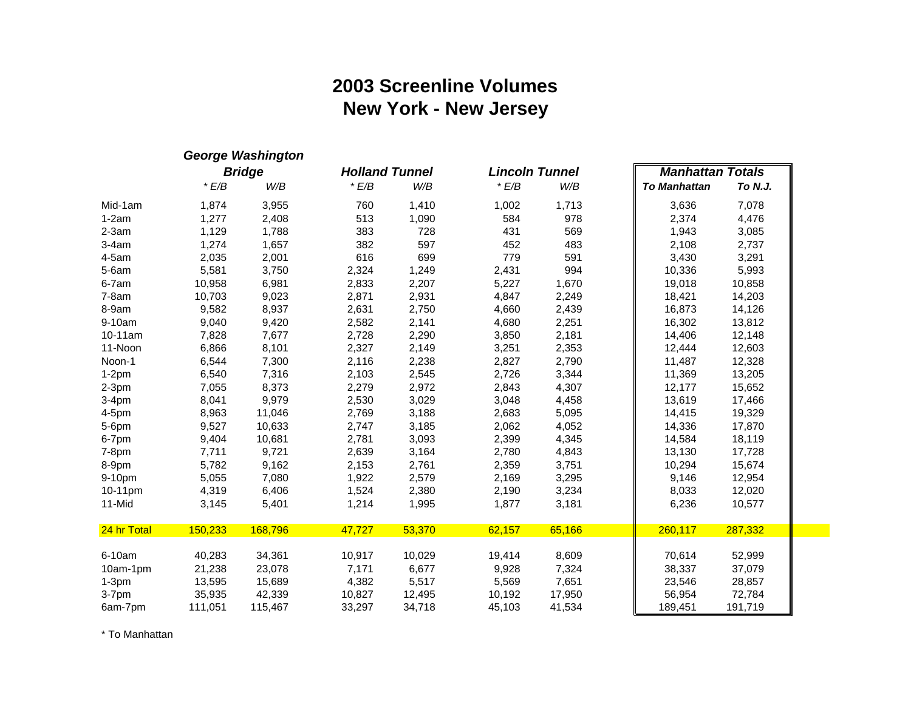# 2003 Screenline Volumes
# New York - New Jersey

| | George Washington Bridge | | Holland Tunnel | | Lincoln Tunnel | | Manhattan Totals | |
|---|---|---|---|---|---|---|---|---|
| | *\* E/B* | *W/B* | *\* E/B* | *W/B* | *\* E/B* | *W/B* | ***To Manhattan*** | ***To N.J.*** |
| Mid-1am | 1,874 | 3,955 | 760 | 1,410 | 1,002 | 1,713 | 3,636 | 7,078 |
| 1-2am | 1,277 | 2,408 | 513 | 1,090 | 584 | 978 | 2,374 | 4,476 |
| 2-3am | 1,129 | 1,788 | 383 | 728 | 431 | 569 | 1,943 | 3,085 |
| 3-4am | 1,274 | 1,657 | 382 | 597 | 452 | 483 | 2,108 | 2,737 |
| 4-5am | 2,035 | 2,001 | 616 | 699 | 779 | 591 | 3,430 | 3,291 |
| 5-6am | 5,581 | 3,750 | 2,324 | 1,249 | 2,431 | 994 | 10,336 | 5,993 |
| 6-7am | 10,958 | 6,981 | 2,833 | 2,207 | 5,227 | 1,670 | 19,018 | 10,858 |
| 7-8am | 10,703 | 9,023 | 2,871 | 2,931 | 4,847 | 2,249 | 18,421 | 14,203 |
| 8-9am | 9,582 | 8,937 | 2,631 | 2,750 | 4,660 | 2,439 | 16,873 | 14,126 |
| 9-10am | 9,040 | 9,420 | 2,582 | 2,141 | 4,680 | 2,251 | 16,302 | 13,812 |
| 10-11am | 7,828 | 7,677 | 2,728 | 2,290 | 3,850 | 2,181 | 14,406 | 12,148 |
| 11-Noon | 6,866 | 8,101 | 2,327 | 2,149 | 3,251 | 2,353 | 12,444 | 12,603 |
| Noon-1 | 6,544 | 7,300 | 2,116 | 2,238 | 2,827 | 2,790 | 11,487 | 12,328 |
| 1-2pm | 6,540 | 7,316 | 2,103 | 2,545 | 2,726 | 3,344 | 11,369 | 13,205 |
| 2-3pm | 7,055 | 8,373 | 2,279 | 2,972 | 2,843 | 4,307 | 12,177 | 15,652 |
| 3-4pm | 8,041 | 9,979 | 2,530 | 3,029 | 3,048 | 4,458 | 13,619 | 17,466 |
| 4-5pm | 8,963 | 11,046 | 2,769 | 3,188 | 2,683 | 5,095 | 14,415 | 19,329 |
| 5-6pm | 9,527 | 10,633 | 2,747 | 3,185 | 2,062 | 4,052 | 14,336 | 17,870 |
| 6-7pm | 9,404 | 10,681 | 2,781 | 3,093 | 2,399 | 4,345 | 14,584 | 18,119 |
| 7-8pm | 7,711 | 9,721 | 2,639 | 3,164 | 2,780 | 4,843 | 13,130 | 17,728 |
| 8-9pm | 5,782 | 9,162 | 2,153 | 2,761 | 2,359 | 3,751 | 10,294 | 15,674 |
| 9-10pm | 5,055 | 7,080 | 1,922 | 2,579 | 2,169 | 3,295 | 9,146 | 12,954 |
| 10-11pm | 4,319 | 6,406 | 1,524 | 2,380 | 2,190 | 3,234 | 8,033 | 12,020 |
| 11-Mid | 3,145 | 5,401 | 1,214 | 1,995 | 1,877 | 3,181 | 6,236 | 10,577 |
| 24 hr Total | 150,233 | 168,796 | 47,727 | 53,370 | 62,157 | 65,166 | 260,117 | 287,332 |
| 6-10am | 40,283 | 34,361 | 10,917 | 10,029 | 19,414 | 8,609 | 70,614 | 52,999 |
| 10am-1pm | 21,238 | 23,078 | 7,171 | 6,677 | 9,928 | 7,324 | 38,337 | 37,079 |
| 1-3pm | 13,595 | 15,689 | 4,382 | 5,517 | 5,569 | 7,651 | 23,546 | 28,857 |
| 3-7pm | 35,935 | 42,339 | 10,827 | 12,495 | 10,192 | 17,950 | 56,954 | 72,784 |
| 6am-7pm | 111,051 | 115,467 | 33,297 | 34,718 | 45,103 | 41,534 | 189,451 | 191,719 |

\* To Manhattan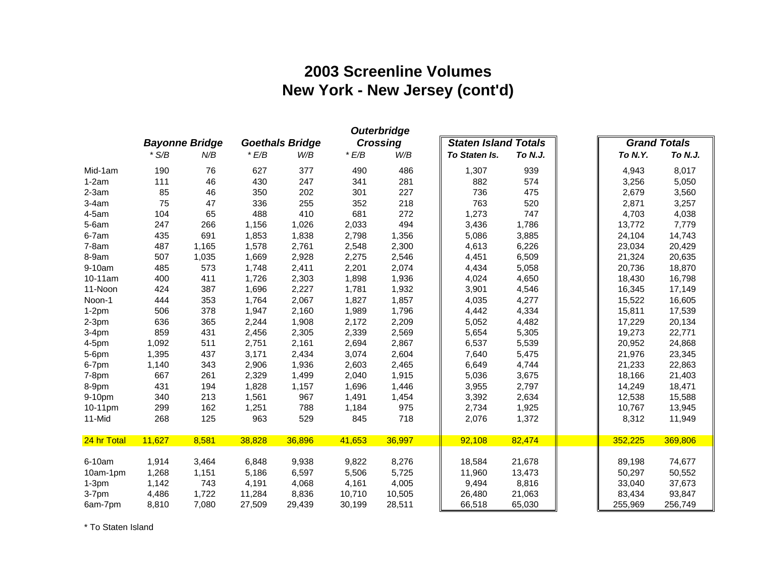# 2003 Screenline Volumes
# New York - New Jersey (cont'd)

| | Bayonne Bridge | | Goethals Bridge | | Outerbridge Crossing | | Staten Island Totals | | Grand Totals | |
|---|---|---|---|---|---|---|---|---|---|---|
| | * S/B | N/B | * E/B | W/B | * E/B | W/B | To Staten Is. | To N.J. | To N.Y. | To N.J. |
| Mid-1am | 190 | 76 | 627 | 377 | 490 | 486 | 1,307 | 939 | 4,943 | 8,017 |
| 1-2am | 111 | 46 | 430 | 247 | 341 | 281 | 882 | 574 | 3,256 | 5,050 |
| 2-3am | 85 | 46 | 350 | 202 | 301 | 227 | 736 | 475 | 2,679 | 3,560 |
| 3-4am | 75 | 47 | 336 | 255 | 352 | 218 | 763 | 520 | 2,871 | 3,257 |
| 4-5am | 104 | 65 | 488 | 410 | 681 | 272 | 1,273 | 747 | 4,703 | 4,038 |
| 5-6am | 247 | 266 | 1,156 | 1,026 | 2,033 | 494 | 3,436 | 1,786 | 13,772 | 7,779 |
| 6-7am | 435 | 691 | 1,853 | 1,838 | 2,798 | 1,356 | 5,086 | 3,885 | 24,104 | 14,743 |
| 7-8am | 487 | 1,165 | 1,578 | 2,761 | 2,548 | 2,300 | 4,613 | 6,226 | 23,034 | 20,429 |
| 8-9am | 507 | 1,035 | 1,669 | 2,928 | 2,275 | 2,546 | 4,451 | 6,509 | 21,324 | 20,635 |
| 9-10am | 485 | 573 | 1,748 | 2,411 | 2,201 | 2,074 | 4,434 | 5,058 | 20,736 | 18,870 |
| 10-11am | 400 | 411 | 1,726 | 2,303 | 1,898 | 1,936 | 4,024 | 4,650 | 18,430 | 16,798 |
| 11-Noon | 424 | 387 | 1,696 | 2,227 | 1,781 | 1,932 | 3,901 | 4,546 | 16,345 | 17,149 |
| Noon-1 | 444 | 353 | 1,764 | 2,067 | 1,827 | 1,857 | 4,035 | 4,277 | 15,522 | 16,605 |
| 1-2pm | 506 | 378 | 1,947 | 2,160 | 1,989 | 1,796 | 4,442 | 4,334 | 15,811 | 17,539 |
| 2-3pm | 636 | 365 | 2,244 | 1,908 | 2,172 | 2,209 | 5,052 | 4,482 | 17,229 | 20,134 |
| 3-4pm | 859 | 431 | 2,456 | 2,305 | 2,339 | 2,569 | 5,654 | 5,305 | 19,273 | 22,771 |
| 4-5pm | 1,092 | 511 | 2,751 | 2,161 | 2,694 | 2,867 | 6,537 | 5,539 | 20,952 | 24,868 |
| 5-6pm | 1,395 | 437 | 3,171 | 2,434 | 3,074 | 2,604 | 7,640 | 5,475 | 21,976 | 23,345 |
| 6-7pm | 1,140 | 343 | 2,906 | 1,936 | 2,603 | 2,465 | 6,649 | 4,744 | 21,233 | 22,863 |
| 7-8pm | 667 | 261 | 2,329 | 1,499 | 2,040 | 1,915 | 5,036 | 3,675 | 18,166 | 21,403 |
| 8-9pm | 431 | 194 | 1,828 | 1,157 | 1,696 | 1,446 | 3,955 | 2,797 | 14,249 | 18,471 |
| 9-10pm | 340 | 213 | 1,561 | 967 | 1,491 | 1,454 | 3,392 | 2,634 | 12,538 | 15,588 |
| 10-11pm | 299 | 162 | 1,251 | 788 | 1,184 | 975 | 2,734 | 1,925 | 10,767 | 13,945 |
| 11-Mid | 268 | 125 | 963 | 529 | 845 | 718 | 2,076 | 1,372 | 8,312 | 11,949 |
| 24 hr Total | 11,627 | 8,581 | 38,828 | 36,896 | 41,653 | 36,997 | 92,108 | 82,474 | 352,225 | 369,806 |
| 6-10am | 1,914 | 3,464 | 6,848 | 9,938 | 9,822 | 8,276 | 18,584 | 21,678 | 89,198 | 74,677 |
| 10am-1pm | 1,268 | 1,151 | 5,186 | 6,597 | 5,506 | 5,725 | 11,960 | 13,473 | 50,297 | 50,552 |
| 1-3pm | 1,142 | 743 | 4,191 | 4,068 | 4,161 | 4,005 | 9,494 | 8,816 | 33,040 | 37,673 |
| 3-7pm | 4,486 | 1,722 | 11,284 | 8,836 | 10,710 | 10,505 | 26,480 | 21,063 | 83,434 | 93,847 |
| 6am-7pm | 8,810 | 7,080 | 27,509 | 29,439 | 30,199 | 28,511 | 66,518 | 65,030 | 255,969 | 256,749 |

* To Staten Island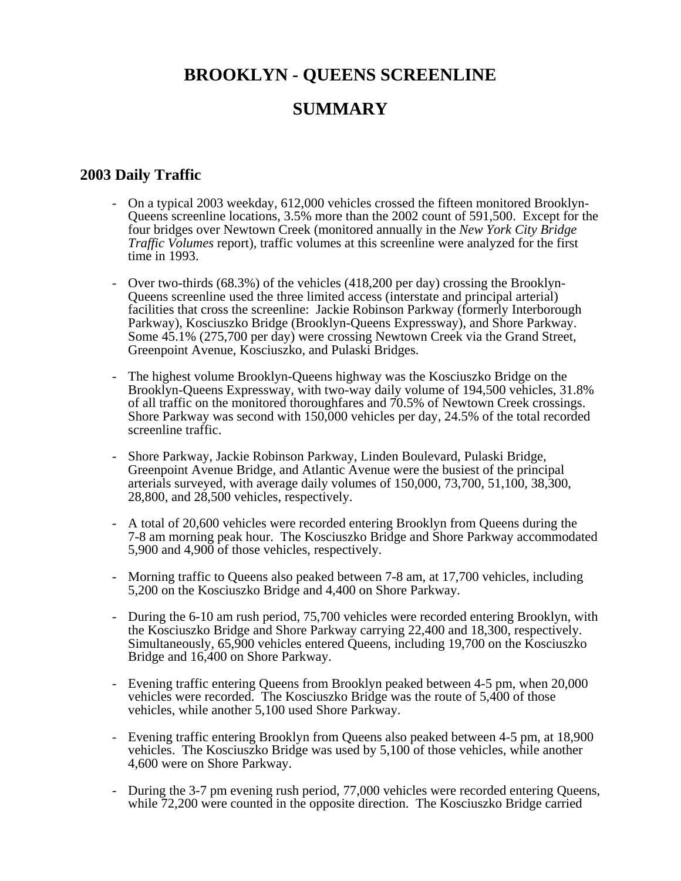# BROOKLYN - QUEENS SCREENLINE

# SUMMARY

## 2003 Daily Traffic

- On a typical 2003 weekday, 612,000 vehicles crossed the fifteen monitored Brooklyn-Queens screenline locations, 3.5% more than the 2002 count of 591,500. Except for the four bridges over Newtown Creek (monitored annually in the *New York City Bridge Traffic Volumes* report), traffic volumes at this screenline were analyzed for the first time in 1993.

- Over two-thirds (68.3%) of the vehicles (418,200 per day) crossing the Brooklyn-Queens screenline used the three limited access (interstate and principal arterial) facilities that cross the screenline: Jackie Robinson Parkway (formerly Interborough Parkway), Kosciuszko Bridge (Brooklyn-Queens Expressway), and Shore Parkway. Some 45.1% (275,700 per day) were crossing Newtown Creek via the Grand Street, Greenpoint Avenue, Kosciuszko, and Pulaski Bridges.

- The highest volume Brooklyn-Queens highway was the Kosciuszko Bridge on the Brooklyn-Queens Expressway, with two-way daily volume of 194,500 vehicles, 31.8% of all traffic on the monitored thoroughfares and 70.5% of Newtown Creek crossings. Shore Parkway was second with 150,000 vehicles per day, 24.5% of the total recorded screenline traffic.

- Shore Parkway, Jackie Robinson Parkway, Linden Boulevard, Pulaski Bridge, Greenpoint Avenue Bridge, and Atlantic Avenue were the busiest of the principal arterials surveyed, with average daily volumes of 150,000, 73,700, 51,100, 38,300, 28,800, and 28,500 vehicles, respectively.

- A total of 20,600 vehicles were recorded entering Brooklyn from Queens during the 7-8 am morning peak hour. The Kosciuszko Bridge and Shore Parkway accommodated 5,900 and 4,900 of those vehicles, respectively.

- Morning traffic to Queens also peaked between 7-8 am, at 17,700 vehicles, including 5,200 on the Kosciuszko Bridge and 4,400 on Shore Parkway.

- During the 6-10 am rush period, 75,700 vehicles were recorded entering Brooklyn, with the Kosciuszko Bridge and Shore Parkway carrying 22,400 and 18,300, respectively. Simultaneously, 65,900 vehicles entered Queens, including 19,700 on the Kosciuszko Bridge and 16,400 on Shore Parkway.

- Evening traffic entering Queens from Brooklyn peaked between 4-5 pm, when 20,000 vehicles were recorded. The Kosciuszko Bridge was the route of 5,400 of those vehicles, while another 5,100 used Shore Parkway.

- Evening traffic entering Brooklyn from Queens also peaked between 4-5 pm, at 18,900 vehicles. The Kosciuszko Bridge was used by 5,100 of those vehicles, while another 4,600 were on Shore Parkway.

- During the 3-7 pm evening rush period, 77,000 vehicles were recorded entering Queens, while 72,200 were counted in the opposite direction. The Kosciuszko Bridge carried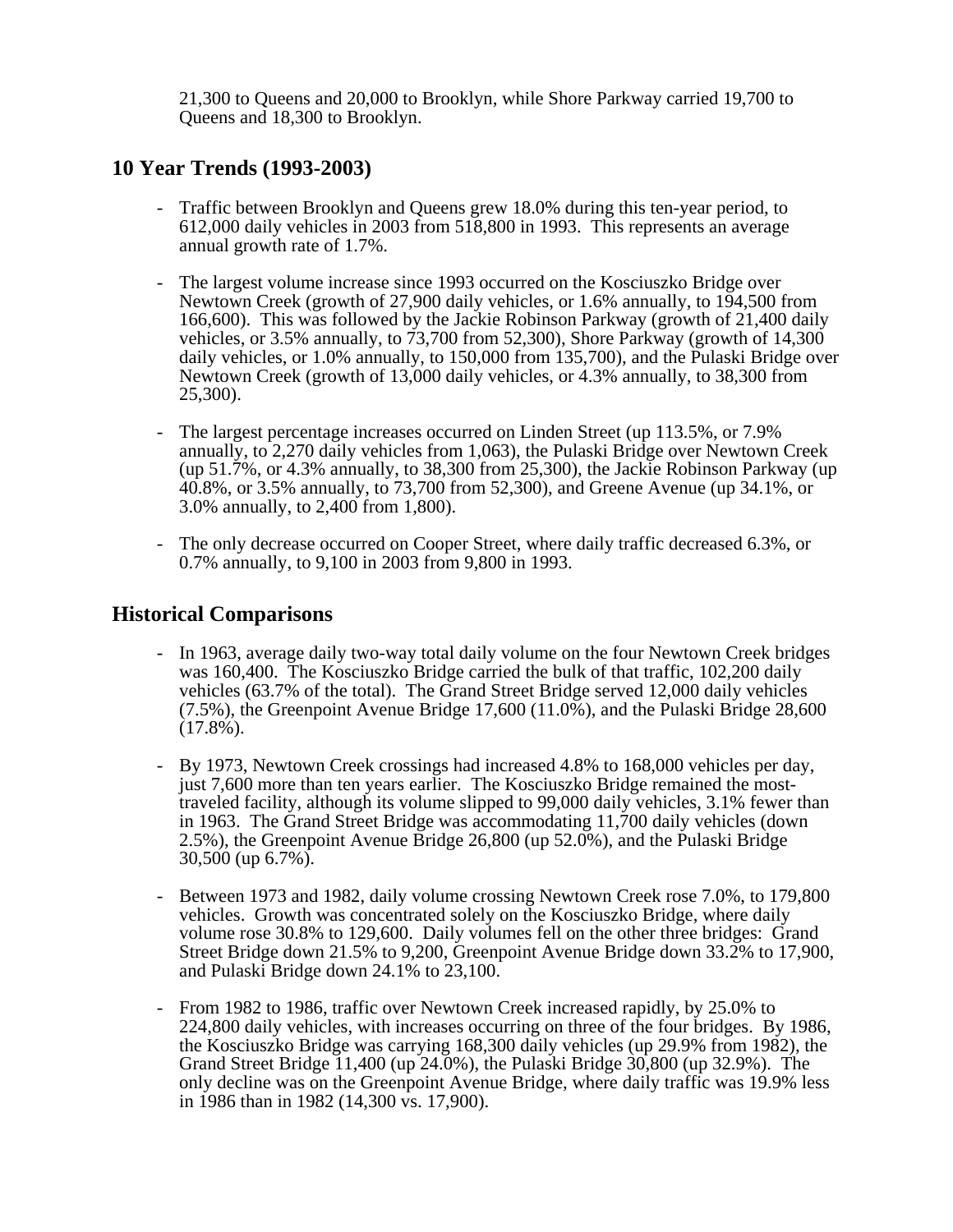21,300 to Queens and 20,000 to Brooklyn, while Shore Parkway carried 19,700 to Queens and 18,300 to Brooklyn.

## 10 Year Trends (1993-2003)

- Traffic between Brooklyn and Queens grew 18.0% during this ten-year period, to 612,000 daily vehicles in 2003 from 518,800 in 1993. This represents an average annual growth rate of 1.7%.

- The largest volume increase since 1993 occurred on the Kosciuszko Bridge over Newtown Creek (growth of 27,900 daily vehicles, or 1.6% annually, to 194,500 from 166,600). This was followed by the Jackie Robinson Parkway (growth of 21,400 daily vehicles, or 3.5% annually, to 73,700 from 52,300), Shore Parkway (growth of 14,300 daily vehicles, or 1.0% annually, to 150,000 from 135,700), and the Pulaski Bridge over Newtown Creek (growth of 13,000 daily vehicles, or 4.3% annually, to 38,300 from 25,300).

- The largest percentage increases occurred on Linden Street (up 113.5%, or 7.9% annually, to 2,270 daily vehicles from 1,063), the Pulaski Bridge over Newtown Creek (up 51.7%, or 4.3% annually, to 38,300 from 25,300), the Jackie Robinson Parkway (up 40.8%, or 3.5% annually, to 73,700 from 52,300), and Greene Avenue (up 34.1%, or 3.0% annually, to 2,400 from 1,800).

- The only decrease occurred on Cooper Street, where daily traffic decreased 6.3%, or 0.7% annually, to 9,100 in 2003 from 9,800 in 1993.

## Historical Comparisons

- In 1963, average daily two-way total daily volume on the four Newtown Creek bridges was 160,400. The Kosciuszko Bridge carried the bulk of that traffic, 102,200 daily vehicles (63.7% of the total). The Grand Street Bridge served 12,000 daily vehicles (7.5%), the Greenpoint Avenue Bridge 17,600 (11.0%), and the Pulaski Bridge 28,600 (17.8%).

- By 1973, Newtown Creek crossings had increased 4.8% to 168,000 vehicles per day, just 7,600 more than ten years earlier. The Kosciuszko Bridge remained the most-traveled facility, although its volume slipped to 99,000 daily vehicles, 3.1% fewer than in 1963. The Grand Street Bridge was accommodating 11,700 daily vehicles (down 2.5%), the Greenpoint Avenue Bridge 26,800 (up 52.0%), and the Pulaski Bridge 30,500 (up 6.7%).

- Between 1973 and 1982, daily volume crossing Newtown Creek rose 7.0%, to 179,800 vehicles. Growth was concentrated solely on the Kosciuszko Bridge, where daily volume rose 30.8% to 129,600. Daily volumes fell on the other three bridges: Grand Street Bridge down 21.5% to 9,200, Greenpoint Avenue Bridge down 33.2% to 17,900, and Pulaski Bridge down 24.1% to 23,100.

- From 1982 to 1986, traffic over Newtown Creek increased rapidly, by 25.0% to 224,800 daily vehicles, with increases occurring on three of the four bridges. By 1986, the Kosciuszko Bridge was carrying 168,300 daily vehicles (up 29.9% from 1982), the Grand Street Bridge 11,400 (up 24.0%), the Pulaski Bridge 30,800 (up 32.9%). The only decline was on the Greenpoint Avenue Bridge, where daily traffic was 19.9% less in 1986 than in 1982 (14,300 vs. 17,900).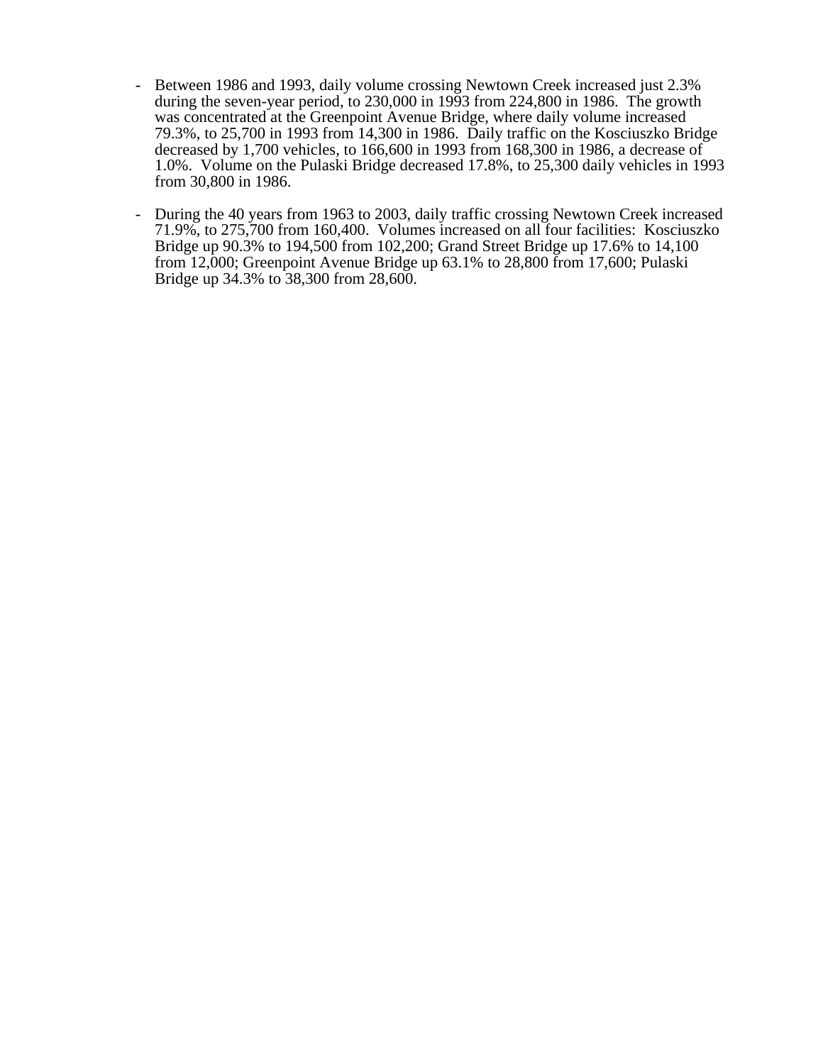- Between 1986 and 1993, daily volume crossing Newtown Creek increased just 2.3% during the seven-year period, to 230,000 in 1993 from 224,800 in 1986. The growth was concentrated at the Greenpoint Avenue Bridge, where daily volume increased 79.3%, to 25,700 in 1993 from 14,300 in 1986. Daily traffic on the Kosciuszko Bridge decreased by 1,700 vehicles, to 166,600 in 1993 from 168,300 in 1986, a decrease of 1.0%. Volume on the Pulaski Bridge decreased 17.8%, to 25,300 daily vehicles in 1993 from 30,800 in 1986.

- During the 40 years from 1963 to 2003, daily traffic crossing Newtown Creek increased 71.9%, to 275,700 from 160,400. Volumes increased on all four facilities: Kosciuszko Bridge up 90.3% to 194,500 from 102,200; Grand Street Bridge up 17.6% to 14,100 from 12,000; Greenpoint Avenue Bridge up 63.1% to 28,800 from 17,600; Pulaski Bridge up 34.3% to 38,300 from 28,600.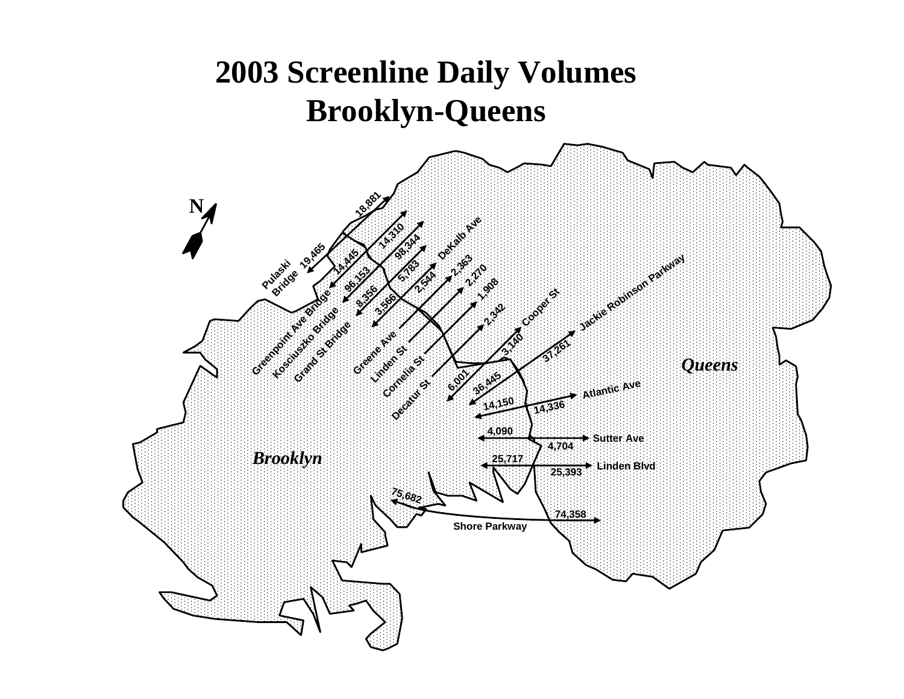# 2003 Screenline Daily Volumes
# Brooklyn-Queens

N

Pulaski Bridge 19,465 18,881

Greenpoint Ave Bridge 14,445 14,310

Kosciuszko Bridge 96,153 98,344

Grand St Bridge 8,356 5,783

3,566 2,544 DeKalb Ave

Greene Ave 2,363

Linden St 2,270

Cornelia St 1,908

Decatur St 2,342

6,001 3,140 Cooper St

36,445 37,261 Jackie Robinson Parkway

14,150 14,336 Atlantic Ave

4,090 4,704 Sutter Ave

25,717 25,393 Linden Blvd

75,682 74,358 Shore Parkway

*Queens*

*Brooklyn*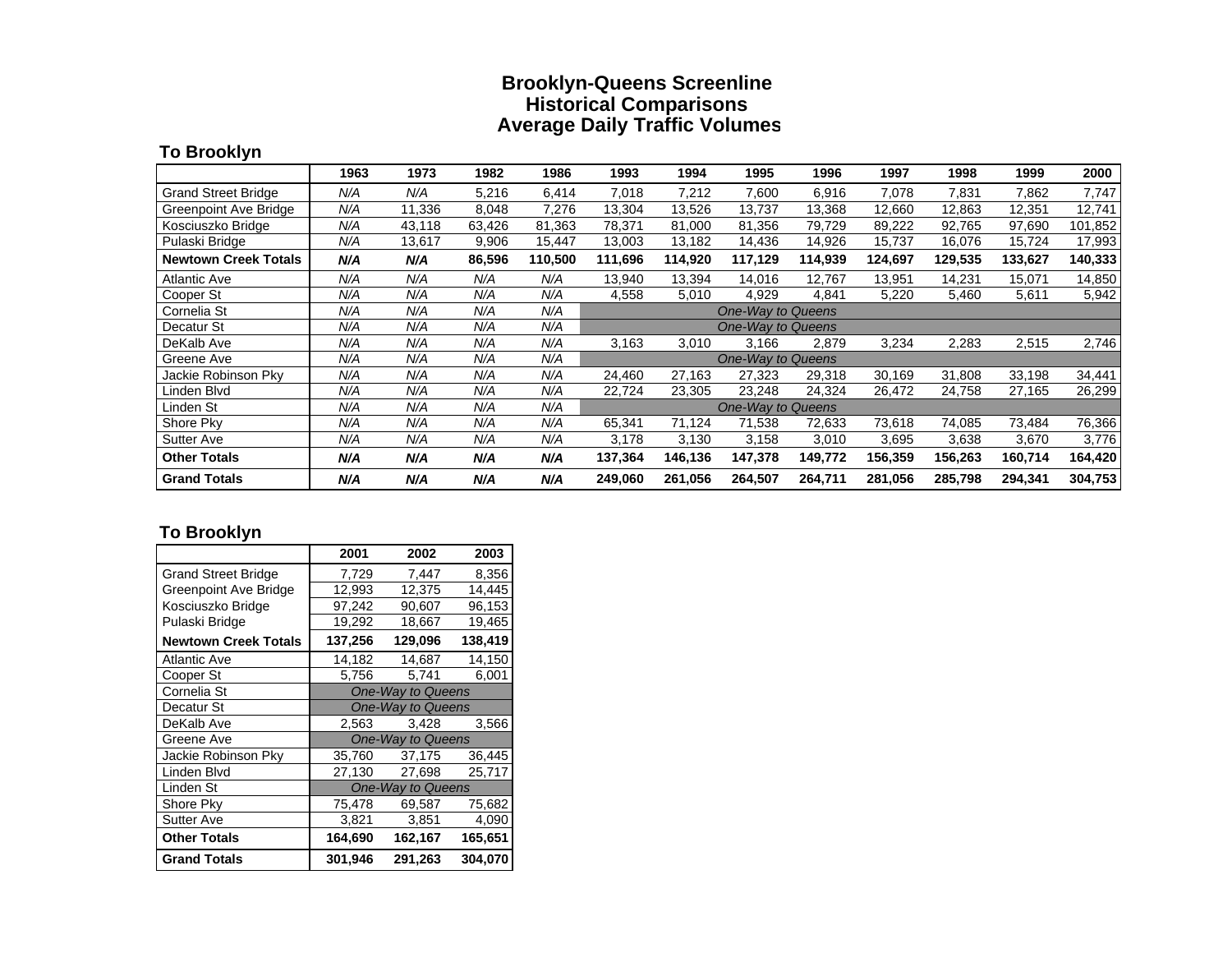# Brooklyn-Queens Screenline
## Historical Comparisons
## Average Daily Traffic Volumes

### To Brooklyn

| | 1963 | 1973 | 1982 | 1986 | 1993 | 1994 | 1995 | 1996 | 1997 | 1998 | 1999 | 2000 |
|---|---|---|---|---|---|---|---|---|---|---|---|---|
| Grand Street Bridge | *N/A* | *N/A* | 5,216 | 6,414 | 7,018 | 7,212 | 7,600 | 6,916 | 7,078 | 7,831 | 7,862 | 7,747 |
| Greenpoint Ave Bridge | *N/A* | 11,336 | 8,048 | 7,276 | 13,304 | 13,526 | 13,737 | 13,368 | 12,660 | 12,863 | 12,351 | 12,741 |
| Kosciuszko Bridge | *N/A* | 43,118 | 63,426 | 81,363 | 78,371 | 81,000 | 81,356 | 79,729 | 89,222 | 92,765 | 97,690 | 101,852 |
| Pulaski Bridge | *N/A* | 13,617 | 9,906 | 15,447 | 13,003 | 13,182 | 14,436 | 14,926 | 15,737 | 16,076 | 15,724 | 17,993 |
| **Newtown Creek Totals** | ***N/A*** | ***N/A*** | **86,596** | **110,500** | **111,696** | **114,920** | **117,129** | **114,939** | **124,697** | **129,535** | **133,627** | **140,333** |
| Atlantic Ave | *N/A* | *N/A* | *N/A* | *N/A* | 13,940 | 13,394 | 14,016 | 12,767 | 13,951 | 14,231 | 15,071 | 14,850 |
| Cooper St | *N/A* | *N/A* | *N/A* | *N/A* | 4,558 | 5,010 | 4,929 | 4,841 | 5,220 | 5,460 | 5,611 | 5,942 |
| Cornelia St | *N/A* | *N/A* | *N/A* | *N/A* | *One-Way to Queens* | | | | | | | |
| Decatur St | *N/A* | *N/A* | *N/A* | *N/A* | *One-Way to Queens* | | | | | | | |
| DeKalb Ave | *N/A* | *N/A* | *N/A* | *N/A* | 3,163 | 3,010 | 3,166 | 2,879 | 3,234 | 2,283 | 2,515 | 2,746 |
| Greene Ave | *N/A* | *N/A* | *N/A* | *N/A* | *One-Way to Queens* | | | | | | | |
| Jackie Robinson Pky | *N/A* | *N/A* | *N/A* | *N/A* | 24,460 | 27,163 | 27,323 | 29,318 | 30,169 | 31,808 | 33,198 | 34,441 |
| Linden Blvd | *N/A* | *N/A* | *N/A* | *N/A* | 22,724 | 23,305 | 23,248 | 24,324 | 26,472 | 24,758 | 27,165 | 26,299 |
| Linden St | *N/A* | *N/A* | *N/A* | *N/A* | *One-Way to Queens* | | | | | | | |
| Shore Pky | *N/A* | *N/A* | *N/A* | *N/A* | 65,341 | 71,124 | 71,538 | 72,633 | 73,618 | 74,085 | 73,484 | 76,366 |
| Sutter Ave | *N/A* | *N/A* | *N/A* | *N/A* | 3,178 | 3,130 | 3,158 | 3,010 | 3,695 | 3,638 | 3,670 | 3,776 |
| **Other Totals** | ***N/A*** | ***N/A*** | ***N/A*** | ***N/A*** | **137,364** | **146,136** | **147,378** | **149,772** | **156,359** | **156,263** | **160,714** | **164,420** |
| **Grand Totals** | ***N/A*** | ***N/A*** | ***N/A*** | ***N/A*** | **249,060** | **261,056** | **264,507** | **264,711** | **281,056** | **285,798** | **294,341** | **304,753** |

### To Brooklyn

| | 2001 | 2002 | 2003 |
|---|---|---|---|
| Grand Street Bridge | 7,729 | 7,447 | 8,356 |
| Greenpoint Ave Bridge | 12,993 | 12,375 | 14,445 |
| Kosciuszko Bridge | 97,242 | 90,607 | 96,153 |
| Pulaski Bridge | 19,292 | 18,667 | 19,465 |
| **Newtown Creek Totals** | **137,256** | **129,096** | **138,419** |
| Atlantic Ave | 14,182 | 14,687 | 14,150 |
| Cooper St | 5,756 | 5,741 | 6,001 |
| Cornelia St | *One-Way to Queens* | | |
| Decatur St | *One-Way to Queens* | | |
| DeKalb Ave | 2,563 | 3,428 | 3,566 |
| Greene Ave | *One-Way to Queens* | | |
| Jackie Robinson Pky | 35,760 | 37,175 | 36,445 |
| Linden Blvd | 27,130 | 27,698 | 25,717 |
| Linden St | *One-Way to Queens* | | |
| Shore Pky | 75,478 | 69,587 | 75,682 |
| Sutter Ave | 3,821 | 3,851 | 4,090 |
| **Other Totals** | **164,690** | **162,167** | **165,651** |
| **Grand Totals** | **301,946** | **291,263** | **304,070** |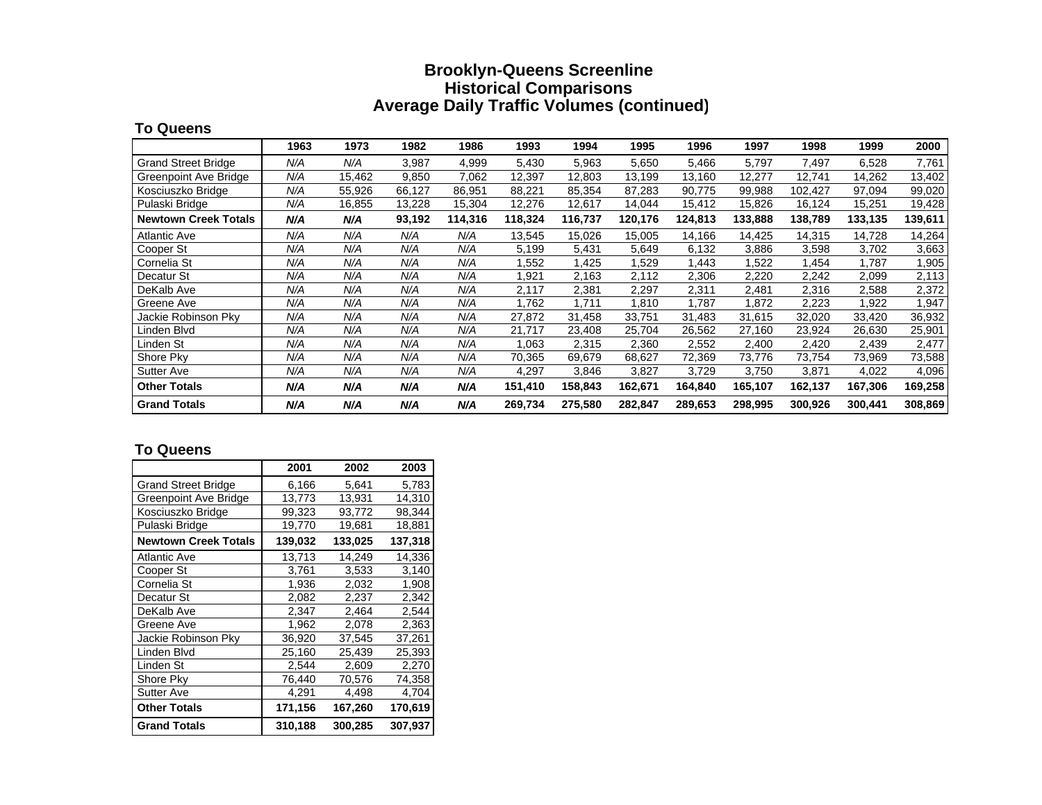# Brooklyn-Queens Screenline
## Historical Comparisons
## Average Daily Traffic Volumes (continued)

### To Queens

| | 1963 | 1973 | 1982 | 1986 | 1993 | 1994 | 1995 | 1996 | 1997 | 1998 | 1999 | 2000 |
|---|---|---|---|---|---|---|---|---|---|---|---|---|
| Grand Street Bridge | *N/A* | *N/A* | 3,987 | 4,999 | 5,430 | 5,963 | 5,650 | 5,466 | 5,797 | 7,497 | 6,528 | 7,761 |
| Greenpoint Ave Bridge | *N/A* | 15,462 | 9,850 | 7,062 | 12,397 | 12,803 | 13,199 | 13,160 | 12,277 | 12,741 | 14,262 | 13,402 |
| Kosciuszko Bridge | *N/A* | 55,926 | 66,127 | 86,951 | 88,221 | 85,354 | 87,283 | 90,775 | 99,988 | 102,427 | 97,094 | 99,020 |
| Pulaski Bridge | *N/A* | 16,855 | 13,228 | 15,304 | 12,276 | 12,617 | 14,044 | 15,412 | 15,826 | 16,124 | 15,251 | 19,428 |
| **Newtown Creek Totals** | ***N/A*** | ***N/A*** | **93,192** | **114,316** | **118,324** | **116,737** | **120,176** | **124,813** | **133,888** | **138,789** | **133,135** | **139,611** |
| Atlantic Ave | *N/A* | *N/A* | *N/A* | *N/A* | 13,545 | 15,026 | 15,005 | 14,166 | 14,425 | 14,315 | 14,728 | 14,264 |
| Cooper St | *N/A* | *N/A* | *N/A* | *N/A* | 5,199 | 5,431 | 5,649 | 6,132 | 3,886 | 3,598 | 3,702 | 3,663 |
| Cornelia St | *N/A* | *N/A* | *N/A* | *N/A* | 1,552 | 1,425 | 1,529 | 1,443 | 1,522 | 1,454 | 1,787 | 1,905 |
| Decatur St | *N/A* | *N/A* | *N/A* | *N/A* | 1,921 | 2,163 | 2,112 | 2,306 | 2,220 | 2,242 | 2,099 | 2,113 |
| DeKalb Ave | *N/A* | *N/A* | *N/A* | *N/A* | 2,117 | 2,381 | 2,297 | 2,311 | 2,481 | 2,316 | 2,588 | 2,372 |
| Greene Ave | *N/A* | *N/A* | *N/A* | *N/A* | 1,762 | 1,711 | 1,810 | 1,787 | 1,872 | 2,223 | 1,922 | 1,947 |
| Jackie Robinson Pky | *N/A* | *N/A* | *N/A* | *N/A* | 27,872 | 31,458 | 33,751 | 31,483 | 31,615 | 32,020 | 33,420 | 36,932 |
| Linden Blvd | *N/A* | *N/A* | *N/A* | *N/A* | 21,717 | 23,408 | 25,704 | 26,562 | 27,160 | 23,924 | 26,630 | 25,901 |
| Linden St | *N/A* | *N/A* | *N/A* | *N/A* | 1,063 | 2,315 | 2,360 | 2,552 | 2,400 | 2,420 | 2,439 | 2,477 |
| Shore Pky | *N/A* | *N/A* | *N/A* | *N/A* | 70,365 | 69,679 | 68,627 | 72,369 | 73,776 | 73,754 | 73,969 | 73,588 |
| Sutter Ave | *N/A* | *N/A* | *N/A* | *N/A* | 4,297 | 3,846 | 3,827 | 3,729 | 3,750 | 3,871 | 4,022 | 4,096 |
| **Other Totals** | ***N/A*** | ***N/A*** | ***N/A*** | ***N/A*** | **151,410** | **158,843** | **162,671** | **164,840** | **165,107** | **162,137** | **167,306** | **169,258** |
| **Grand Totals** | ***N/A*** | ***N/A*** | ***N/A*** | ***N/A*** | **269,734** | **275,580** | **282,847** | **289,653** | **298,995** | **300,926** | **300,441** | **308,869** |

### To Queens

| | 2001 | 2002 | 2003 |
|---|---|---|---|
| Grand Street Bridge | 6,166 | 5,641 | 5,783 |
| Greenpoint Ave Bridge | 13,773 | 13,931 | 14,310 |
| Kosciuszko Bridge | 99,323 | 93,772 | 98,344 |
| Pulaski Bridge | 19,770 | 19,681 | 18,881 |
| **Newtown Creek Totals** | **139,032** | **133,025** | **137,318** |
| Atlantic Ave | 13,713 | 14,249 | 14,336 |
| Cooper St | 3,761 | 3,533 | 3,140 |
| Cornelia St | 1,936 | 2,032 | 1,908 |
| Decatur St | 2,082 | 2,237 | 2,342 |
| DeKalb Ave | 2,347 | 2,464 | 2,544 |
| Greene Ave | 1,962 | 2,078 | 2,363 |
| Jackie Robinson Pky | 36,920 | 37,545 | 37,261 |
| Linden Blvd | 25,160 | 25,439 | 25,393 |
| Linden St | 2,544 | 2,609 | 2,270 |
| Shore Pky | 76,440 | 70,576 | 74,358 |
| Sutter Ave | 4,291 | 4,498 | 4,704 |
| **Other Totals** | **171,156** | **167,260** | **170,619** |
| **Grand Totals** | **310,188** | **300,285** | **307,937** |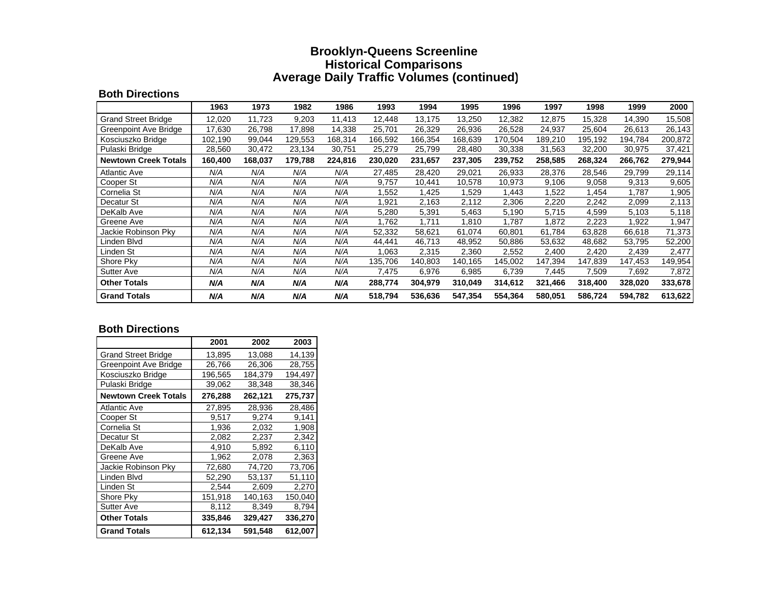# Brooklyn-Queens Screenline
# Historical Comparisons
# Average Daily Traffic Volumes (continued)

### Both Directions

| | 1963 | 1973 | 1982 | 1986 | 1993 | 1994 | 1995 | 1996 | 1997 | 1998 | 1999 | 2000 |
|---|---|---|---|---|---|---|---|---|---|---|---|---|
| Grand Street Bridge | 12,020 | 11,723 | 9,203 | 11,413 | 12,448 | 13,175 | 13,250 | 12,382 | 12,875 | 15,328 | 14,390 | 15,508 |
| Greenpoint Ave Bridge | 17,630 | 26,798 | 17,898 | 14,338 | 25,701 | 26,329 | 26,936 | 26,528 | 24,937 | 25,604 | 26,613 | 26,143 |
| Kosciuszko Bridge | 102,190 | 99,044 | 129,553 | 168,314 | 166,592 | 166,354 | 168,639 | 170,504 | 189,210 | 195,192 | 194,784 | 200,872 |
| Pulaski Bridge | 28,560 | 30,472 | 23,134 | 30,751 | 25,279 | 25,799 | 28,480 | 30,338 | 31,563 | 32,200 | 30,975 | 37,421 |
| **Newtown Creek Totals** | **160,400** | **168,037** | **179,788** | **224,816** | **230,020** | **231,657** | **237,305** | **239,752** | **258,585** | **268,324** | **266,762** | **279,944** |
| Atlantic Ave | *N/A* | *N/A* | *N/A* | *N/A* | 27,485 | 28,420 | 29,021 | 26,933 | 28,376 | 28,546 | 29,799 | 29,114 |
| Cooper St | *N/A* | *N/A* | *N/A* | *N/A* | 9,757 | 10,441 | 10,578 | 10,973 | 9,106 | 9,058 | 9,313 | 9,605 |
| Cornelia St | *N/A* | *N/A* | *N/A* | *N/A* | 1,552 | 1,425 | 1,529 | 1,443 | 1,522 | 1,454 | 1,787 | 1,905 |
| Decatur St | *N/A* | *N/A* | *N/A* | *N/A* | 1,921 | 2,163 | 2,112 | 2,306 | 2,220 | 2,242 | 2,099 | 2,113 |
| DeKalb Ave | *N/A* | *N/A* | *N/A* | *N/A* | 5,280 | 5,391 | 5,463 | 5,190 | 5,715 | 4,599 | 5,103 | 5,118 |
| Greene Ave | *N/A* | *N/A* | *N/A* | *N/A* | 1,762 | 1,711 | 1,810 | 1,787 | 1,872 | 2,223 | 1,922 | 1,947 |
| Jackie Robinson Pky | *N/A* | *N/A* | *N/A* | *N/A* | 52,332 | 58,621 | 61,074 | 60,801 | 61,784 | 63,828 | 66,618 | 71,373 |
| Linden Blvd | *N/A* | *N/A* | *N/A* | *N/A* | 44,441 | 46,713 | 48,952 | 50,886 | 53,632 | 48,682 | 53,795 | 52,200 |
| Linden St | *N/A* | *N/A* | *N/A* | *N/A* | 1,063 | 2,315 | 2,360 | 2,552 | 2,400 | 2,420 | 2,439 | 2,477 |
| Shore Pky | *N/A* | *N/A* | *N/A* | *N/A* | 135,706 | 140,803 | 140,165 | 145,002 | 147,394 | 147,839 | 147,453 | 149,954 |
| Sutter Ave | *N/A* | *N/A* | *N/A* | *N/A* | 7,475 | 6,976 | 6,985 | 6,739 | 7,445 | 7,509 | 7,692 | 7,872 |
| **Other Totals** | ***N/A*** | ***N/A*** | ***N/A*** | ***N/A*** | **288,774** | **304,979** | **310,049** | **314,612** | **321,466** | **318,400** | **328,020** | **333,678** |
| **Grand Totals** | ***N/A*** | ***N/A*** | ***N/A*** | ***N/A*** | **518,794** | **536,636** | **547,354** | **554,364** | **580,051** | **586,724** | **594,782** | **613,622** |

### Both Directions

| | 2001 | 2002 | 2003 |
|---|---|---|---|
| Grand Street Bridge | 13,895 | 13,088 | 14,139 |
| Greenpoint Ave Bridge | 26,766 | 26,306 | 28,755 |
| Kosciuszko Bridge | 196,565 | 184,379 | 194,497 |
| Pulaski Bridge | 39,062 | 38,348 | 38,346 |
| **Newtown Creek Totals** | **276,288** | **262,121** | **275,737** |
| Atlantic Ave | 27,895 | 28,936 | 28,486 |
| Cooper St | 9,517 | 9,274 | 9,141 |
| Cornelia St | 1,936 | 2,032 | 1,908 |
| Decatur St | 2,082 | 2,237 | 2,342 |
| DeKalb Ave | 4,910 | 5,892 | 6,110 |
| Greene Ave | 1,962 | 2,078 | 2,363 |
| Jackie Robinson Pky | 72,680 | 74,720 | 73,706 |
| Linden Blvd | 52,290 | 53,137 | 51,110 |
| Linden St | 2,544 | 2,609 | 2,270 |
| Shore Pky | 151,918 | 140,163 | 150,040 |
| Sutter Ave | 8,112 | 8,349 | 8,794 |
| **Other Totals** | **335,846** | **329,427** | **336,270** |
| **Grand Totals** | **612,134** | **591,548** | **612,007** |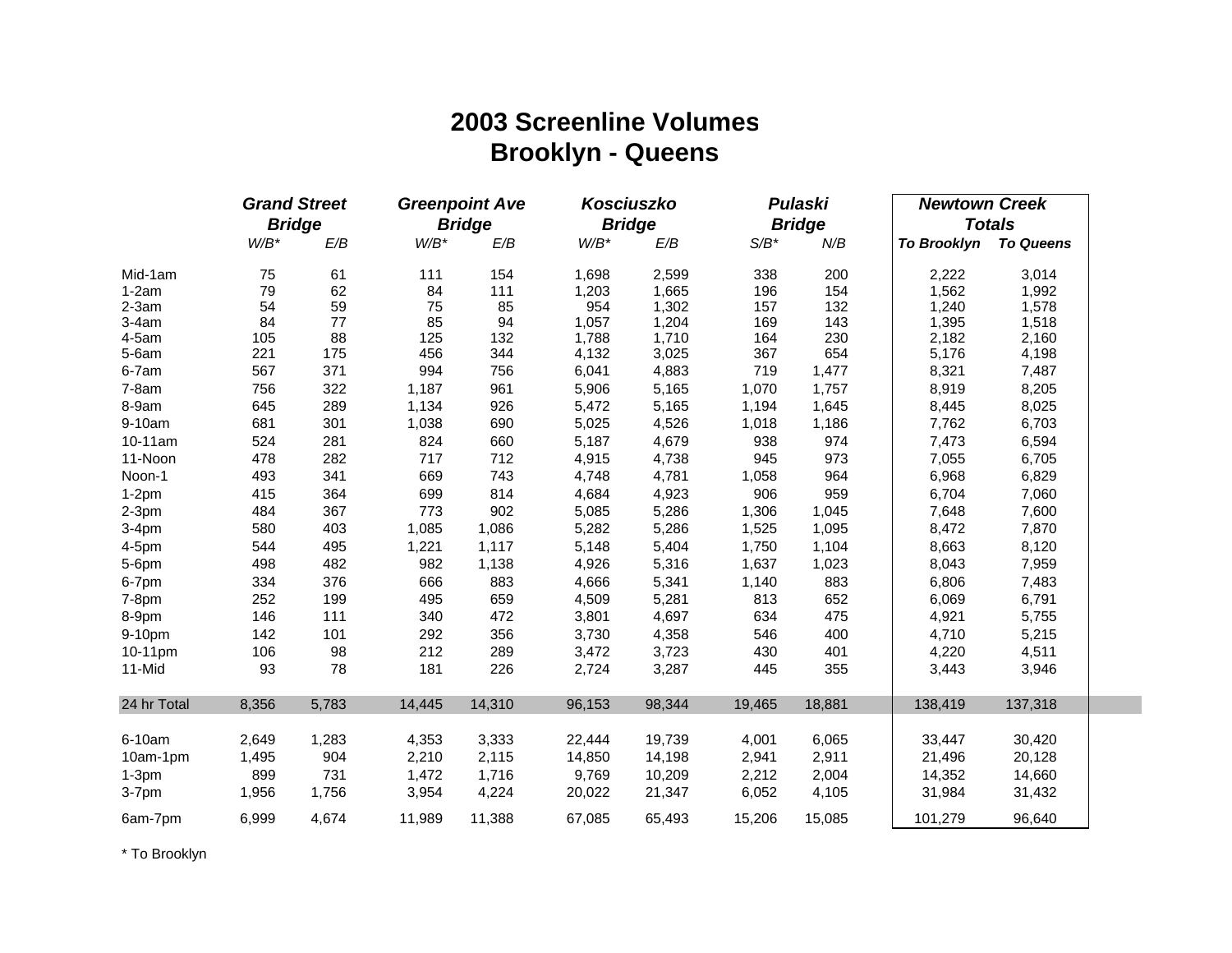# 2003 Screenline Volumes
# Brooklyn - Queens

| | *Grand Street Bridge* | | *Greenpoint Ave Bridge* | | *Kosciuszko Bridge* | | *Pulaski Bridge* | | *Newtown Creek Totals* | |
|---|---|---|---|---|---|---|---|---|---|---|
| | *W/B** | *E/B* | *W/B** | *E/B* | *W/B** | *E/B* | *S/B** | *N/B* | ***To Brooklyn*** | ***To Queens*** |
| Mid-1am | 75 | 61 | 111 | 154 | 1,698 | 2,599 | 338 | 200 | 2,222 | 3,014 |
| 1-2am | 79 | 62 | 84 | 111 | 1,203 | 1,665 | 196 | 154 | 1,562 | 1,992 |
| 2-3am | 54 | 59 | 75 | 85 | 954 | 1,302 | 157 | 132 | 1,240 | 1,578 |
| 3-4am | 84 | 77 | 85 | 94 | 1,057 | 1,204 | 169 | 143 | 1,395 | 1,518 |
| 4-5am | 105 | 88 | 125 | 132 | 1,788 | 1,710 | 164 | 230 | 2,182 | 2,160 |
| 5-6am | 221 | 175 | 456 | 344 | 4,132 | 3,025 | 367 | 654 | 5,176 | 4,198 |
| 6-7am | 567 | 371 | 994 | 756 | 6,041 | 4,883 | 719 | 1,477 | 8,321 | 7,487 |
| 7-8am | 756 | 322 | 1,187 | 961 | 5,906 | 5,165 | 1,070 | 1,757 | 8,919 | 8,205 |
| 8-9am | 645 | 289 | 1,134 | 926 | 5,472 | 5,165 | 1,194 | 1,645 | 8,445 | 8,025 |
| 9-10am | 681 | 301 | 1,038 | 690 | 5,025 | 4,526 | 1,018 | 1,186 | 7,762 | 6,703 |
| 10-11am | 524 | 281 | 824 | 660 | 5,187 | 4,679 | 938 | 974 | 7,473 | 6,594 |
| 11-Noon | 478 | 282 | 717 | 712 | 4,915 | 4,738 | 945 | 973 | 7,055 | 6,705 |
| Noon-1 | 493 | 341 | 669 | 743 | 4,748 | 4,781 | 1,058 | 964 | 6,968 | 6,829 |
| 1-2pm | 415 | 364 | 699 | 814 | 4,684 | 4,923 | 906 | 959 | 6,704 | 7,060 |
| 2-3pm | 484 | 367 | 773 | 902 | 5,085 | 5,286 | 1,306 | 1,045 | 7,648 | 7,600 |
| 3-4pm | 580 | 403 | 1,085 | 1,086 | 5,282 | 5,286 | 1,525 | 1,095 | 8,472 | 7,870 |
| 4-5pm | 544 | 495 | 1,221 | 1,117 | 5,148 | 5,404 | 1,750 | 1,104 | 8,663 | 8,120 |
| 5-6pm | 498 | 482 | 982 | 1,138 | 4,926 | 5,316 | 1,637 | 1,023 | 8,043 | 7,959 |
| 6-7pm | 334 | 376 | 666 | 883 | 4,666 | 5,341 | 1,140 | 883 | 6,806 | 7,483 |
| 7-8pm | 252 | 199 | 495 | 659 | 4,509 | 5,281 | 813 | 652 | 6,069 | 6,791 |
| 8-9pm | 146 | 111 | 340 | 472 | 3,801 | 4,697 | 634 | 475 | 4,921 | 5,755 |
| 9-10pm | 142 | 101 | 292 | 356 | 3,730 | 4,358 | 546 | 400 | 4,710 | 5,215 |
| 10-11pm | 106 | 98 | 212 | 289 | 3,472 | 3,723 | 430 | 401 | 4,220 | 4,511 |
| 11-Mid | 93 | 78 | 181 | 226 | 2,724 | 3,287 | 445 | 355 | 3,443 | 3,946 |
| 24 hr Total | 8,356 | 5,783 | 14,445 | 14,310 | 96,153 | 98,344 | 19,465 | 18,881 | 138,419 | 137,318 |
| 6-10am | 2,649 | 1,283 | 4,353 | 3,333 | 22,444 | 19,739 | 4,001 | 6,065 | 33,447 | 30,420 |
| 10am-1pm | 1,495 | 904 | 2,210 | 2,115 | 14,850 | 14,198 | 2,941 | 2,911 | 21,496 | 20,128 |
| 1-3pm | 899 | 731 | 1,472 | 1,716 | 9,769 | 10,209 | 2,212 | 2,004 | 14,352 | 14,660 |
| 3-7pm | 1,956 | 1,756 | 3,954 | 4,224 | 20,022 | 21,347 | 6,052 | 4,105 | 31,984 | 31,432 |
| 6am-7pm | 6,999 | 4,674 | 11,989 | 11,388 | 67,085 | 65,493 | 15,206 | 15,085 | 101,279 | 96,640 |

\* To Brooklyn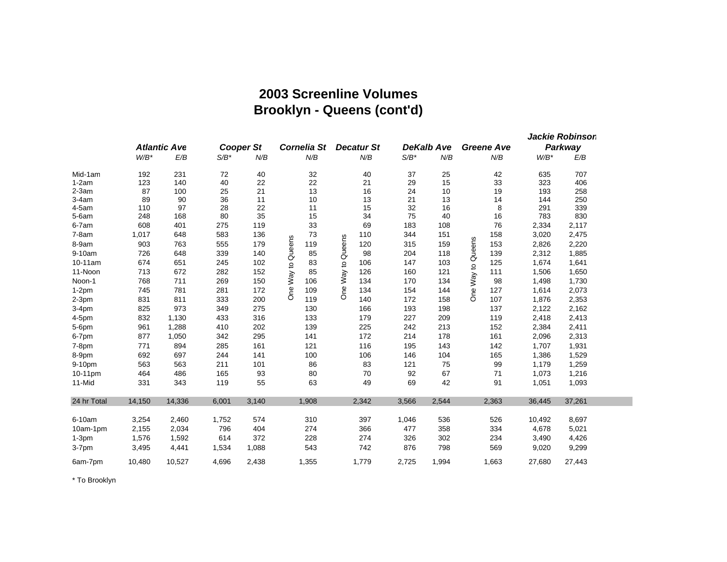# 2003 Screenline Volumes
## Brooklyn - Queens (cont'd)

| | *Atlantic Ave* | | *Cooper St* | | *Cornelia St* | *Decatur St* | *DeKalb Ave* | | *Greene Ave* | *Jackie Robinson Parkway* | |
|---|---|---|---|---|---|---|---|---|---|---|---|
| | *W/B\** | *E/B* | *S/B\** | *N/B* | *N/B* | *N/B* | *S/B\** | *N/B* | *N/B* | *W/B\** | *E/B* |
| Mid-1am | 192 | 231 | 72 | 40 | 32 | 40 | 37 | 25 | 42 | 635 | 707 |
| 1-2am | 123 | 140 | 40 | 22 | 22 | 21 | 29 | 15 | 33 | 323 | 406 |
| 2-3am | 87 | 100 | 25 | 21 | 13 | 16 | 24 | 10 | 19 | 193 | 258 |
| 3-4am | 89 | 90 | 36 | 11 | 10 | 13 | 21 | 13 | 14 | 144 | 250 |
| 4-5am | 110 | 97 | 28 | 22 | 11 | 15 | 32 | 16 | 8 | 291 | 339 |
| 5-6am | 248 | 168 | 80 | 35 | 15 | 34 | 75 | 40 | 16 | 783 | 830 |
| 6-7am | 608 | 401 | 275 | 119 | 33 | 69 | 183 | 108 | 76 | 2,334 | 2,117 |
| 7-8am | 1,017 | 648 | 583 | 136 | 73 | 110 | 344 | 151 | 158 | 3,020 | 2,475 |
| 8-9am | 903 | 763 | 555 | 179 | 119 | 120 | 315 | 159 | 153 | 2,826 | 2,220 |
| 9-10am | 726 | 648 | 339 | 140 | 85 | 98 | 204 | 118 | 139 | 2,312 | 1,885 |
| 10-11am | 674 | 651 | 245 | 102 | 83 | 106 | 147 | 103 | 125 | 1,674 | 1,641 |
| 11-Noon | 713 | 672 | 282 | 152 | 85 | 126 | 160 | 121 | 111 | 1,506 | 1,650 |
| Noon-1 | 768 | 711 | 269 | 150 | 106 | 134 | 170 | 134 | 98 | 1,498 | 1,730 |
| 1-2pm | 745 | 781 | 281 | 172 | 109 | 134 | 154 | 144 | 127 | 1,614 | 2,073 |
| 2-3pm | 831 | 811 | 333 | 200 | 119 | 140 | 172 | 158 | 107 | 1,876 | 2,353 |
| 3-4pm | 825 | 973 | 349 | 275 | 130 | 166 | 193 | 198 | 137 | 2,122 | 2,162 |
| 4-5pm | 832 | 1,130 | 433 | 316 | 133 | 179 | 227 | 209 | 119 | 2,418 | 2,413 |
| 5-6pm | 961 | 1,288 | 410 | 202 | 139 | 225 | 242 | 213 | 152 | 2,384 | 2,411 |
| 6-7pm | 877 | 1,050 | 342 | 295 | 141 | 172 | 214 | 178 | 161 | 2,096 | 2,313 |
| 7-8pm | 771 | 894 | 285 | 161 | 121 | 116 | 195 | 143 | 142 | 1,707 | 1,931 |
| 8-9pm | 692 | 697 | 244 | 141 | 100 | 106 | 146 | 104 | 165 | 1,386 | 1,529 |
| 9-10pm | 563 | 563 | 211 | 101 | 86 | 83 | 121 | 75 | 99 | 1,179 | 1,259 |
| 10-11pm | 464 | 486 | 165 | 93 | 80 | 70 | 92 | 67 | 71 | 1,073 | 1,216 |
| 11-Mid | 331 | 343 | 119 | 55 | 63 | 49 | 69 | 42 | 91 | 1,051 | 1,093 |
| 24 hr Total | 14,150 | 14,336 | 6,001 | 3,140 | 1,908 | 2,342 | 3,566 | 2,544 | 2,363 | 36,445 | 37,261 |
| 6-10am | 3,254 | 2,460 | 1,752 | 574 | 310 | 397 | 1,046 | 536 | 526 | 10,492 | 8,697 |
| 10am-1pm | 2,155 | 2,034 | 796 | 404 | 274 | 366 | 477 | 358 | 334 | 4,678 | 5,021 |
| 1-3pm | 1,576 | 1,592 | 614 | 372 | 228 | 274 | 326 | 302 | 234 | 3,490 | 4,426 |
| 3-7pm | 3,495 | 4,441 | 1,534 | 1,088 | 543 | 742 | 876 | 798 | 569 | 9,020 | 9,299 |
| 6am-7pm | 10,480 | 10,527 | 4,696 | 2,438 | 1,355 | 1,779 | 2,725 | 1,994 | 1,663 | 27,680 | 27,443 |

Cornelia St, Decatur St, Greene Ave: One Way to Queens

\* To Brooklyn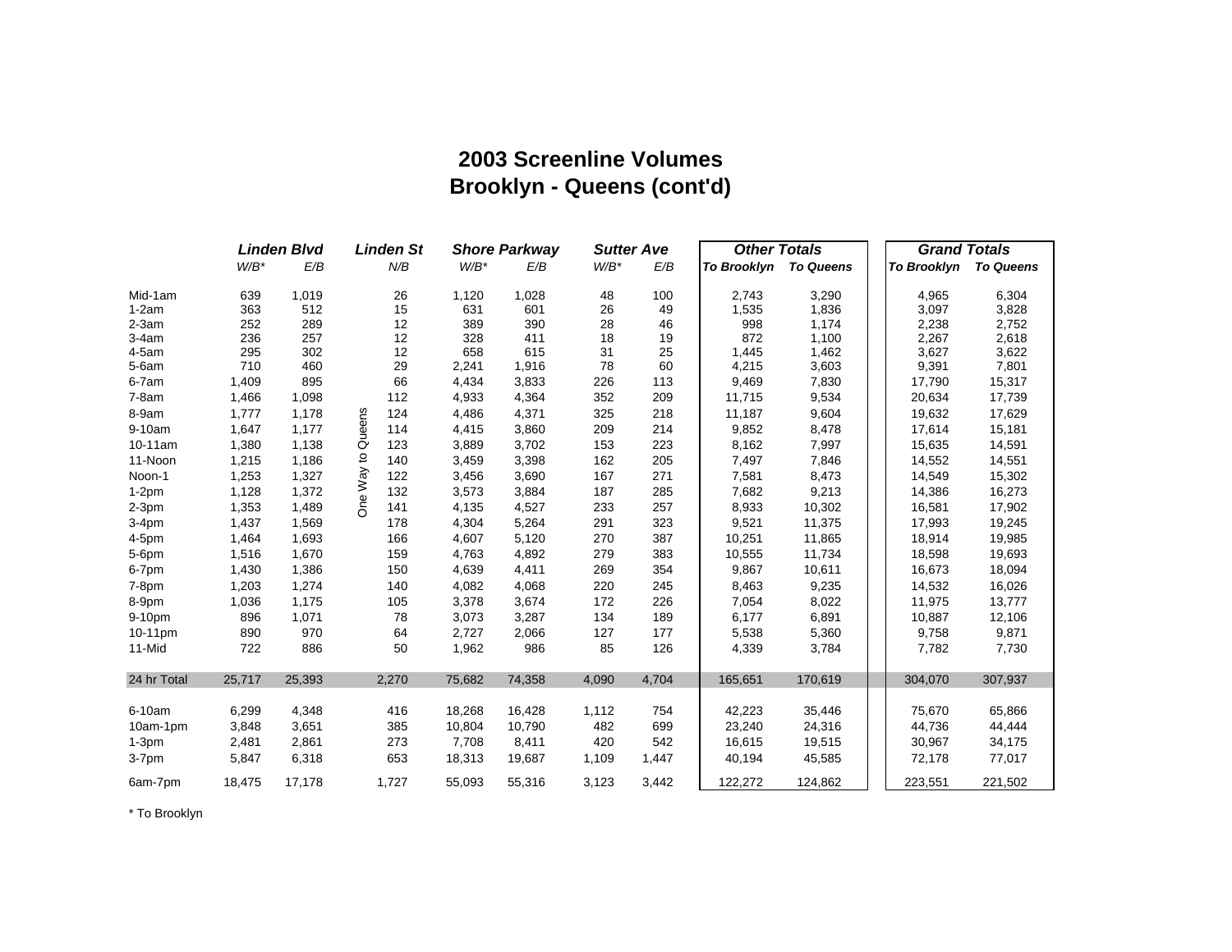# 2003 Screenline Volumes
## Brooklyn - Queens (cont'd)

| | *Linden Blvd* | | *Linden St* | *Shore Parkway* | | *Sutter Ave* | | *Other Totals* | | *Grand Totals* | |
|---|---|---|---|---|---|---|---|---|---|---|---|
| | *W/B** | *E/B* | *N/B* | *W/B** | *E/B* | *W/B** | *E/B* | *To Brooklyn* | *To Queens* | *To Brooklyn* | *To Queens* |
| Mid-1am | 639 | 1,019 | 26 | 1,120 | 1,028 | 48 | 100 | 2,743 | 3,290 | 4,965 | 6,304 |
| 1-2am | 363 | 512 | 15 | 631 | 601 | 26 | 49 | 1,535 | 1,836 | 3,097 | 3,828 |
| 2-3am | 252 | 289 | 12 | 389 | 390 | 28 | 46 | 998 | 1,174 | 2,238 | 2,752 |
| 3-4am | 236 | 257 | 12 | 328 | 411 | 18 | 19 | 872 | 1,100 | 2,267 | 2,618 |
| 4-5am | 295 | 302 | 12 | 658 | 615 | 31 | 25 | 1,445 | 1,462 | 3,627 | 3,622 |
| 5-6am | 710 | 460 | 29 | 2,241 | 1,916 | 78 | 60 | 4,215 | 3,603 | 9,391 | 7,801 |
| 6-7am | 1,409 | 895 | 66 | 4,434 | 3,833 | 226 | 113 | 9,469 | 7,830 | 17,790 | 15,317 |
| 7-8am | 1,466 | 1,098 | 112 | 4,933 | 4,364 | 352 | 209 | 11,715 | 9,534 | 20,634 | 17,739 |
| 8-9am | 1,777 | 1,178 | 124 | 4,486 | 4,371 | 325 | 218 | 11,187 | 9,604 | 19,632 | 17,629 |
| 9-10am | 1,647 | 1,177 | 114 | 4,415 | 3,860 | 209 | 214 | 9,852 | 8,478 | 17,614 | 15,181 |
| 10-11am | 1,380 | 1,138 | 123 | 3,889 | 3,702 | 153 | 223 | 8,162 | 7,997 | 15,635 | 14,591 |
| 11-Noon | 1,215 | 1,186 | 140 | 3,459 | 3,398 | 162 | 205 | 7,497 | 7,846 | 14,552 | 14,551 |
| Noon-1 | 1,253 | 1,327 | 122 | 3,456 | 3,690 | 167 | 271 | 7,581 | 8,473 | 14,549 | 15,302 |
| 1-2pm | 1,128 | 1,372 | 132 | 3,573 | 3,884 | 187 | 285 | 7,682 | 9,213 | 14,386 | 16,273 |
| 2-3pm | 1,353 | 1,489 | 141 | 4,135 | 4,527 | 233 | 257 | 8,933 | 10,302 | 16,581 | 17,902 |
| 3-4pm | 1,437 | 1,569 | 178 | 4,304 | 5,264 | 291 | 323 | 9,521 | 11,375 | 17,993 | 19,245 |
| 4-5pm | 1,464 | 1,693 | 166 | 4,607 | 5,120 | 270 | 387 | 10,251 | 11,865 | 18,914 | 19,985 |
| 5-6pm | 1,516 | 1,670 | 159 | 4,763 | 4,892 | 279 | 383 | 10,555 | 11,734 | 18,598 | 19,693 |
| 6-7pm | 1,430 | 1,386 | 150 | 4,639 | 4,411 | 269 | 354 | 9,867 | 10,611 | 16,673 | 18,094 |
| 7-8pm | 1,203 | 1,274 | 140 | 4,082 | 4,068 | 220 | 245 | 8,463 | 9,235 | 14,532 | 16,026 |
| 8-9pm | 1,036 | 1,175 | 105 | 3,378 | 3,674 | 172 | 226 | 7,054 | 8,022 | 11,975 | 13,777 |
| 9-10pm | 896 | 1,071 | 78 | 3,073 | 3,287 | 134 | 189 | 6,177 | 6,891 | 10,887 | 12,106 |
| 10-11pm | 890 | 970 | 64 | 2,727 | 2,066 | 127 | 177 | 5,538 | 5,360 | 9,758 | 9,871 |
| 11-Mid | 722 | 886 | 50 | 1,962 | 986 | 85 | 126 | 4,339 | 3,784 | 7,782 | 7,730 |
| 24 hr Total | 25,717 | 25,393 | 2,270 | 75,682 | 74,358 | 4,090 | 4,704 | 165,651 | 170,619 | 304,070 | 307,937 |
| 6-10am | 6,299 | 4,348 | 416 | 18,268 | 16,428 | 1,112 | 754 | 42,223 | 35,446 | 75,670 | 65,866 |
| 10am-1pm | 3,848 | 3,651 | 385 | 10,804 | 10,790 | 482 | 699 | 23,240 | 24,316 | 44,736 | 44,444 |
| 1-3pm | 2,481 | 2,861 | 273 | 7,708 | 8,411 | 420 | 542 | 16,615 | 19,515 | 30,967 | 34,175 |
| 3-7pm | 5,847 | 6,318 | 653 | 18,313 | 19,687 | 1,109 | 1,447 | 40,194 | 45,585 | 72,178 | 77,017 |
| 6am-7pm | 18,475 | 17,178 | 1,727 | 55,093 | 55,316 | 3,123 | 3,442 | 122,272 | 124,862 | 223,551 | 221,502 |

One Way to Queens

\* To Brooklyn